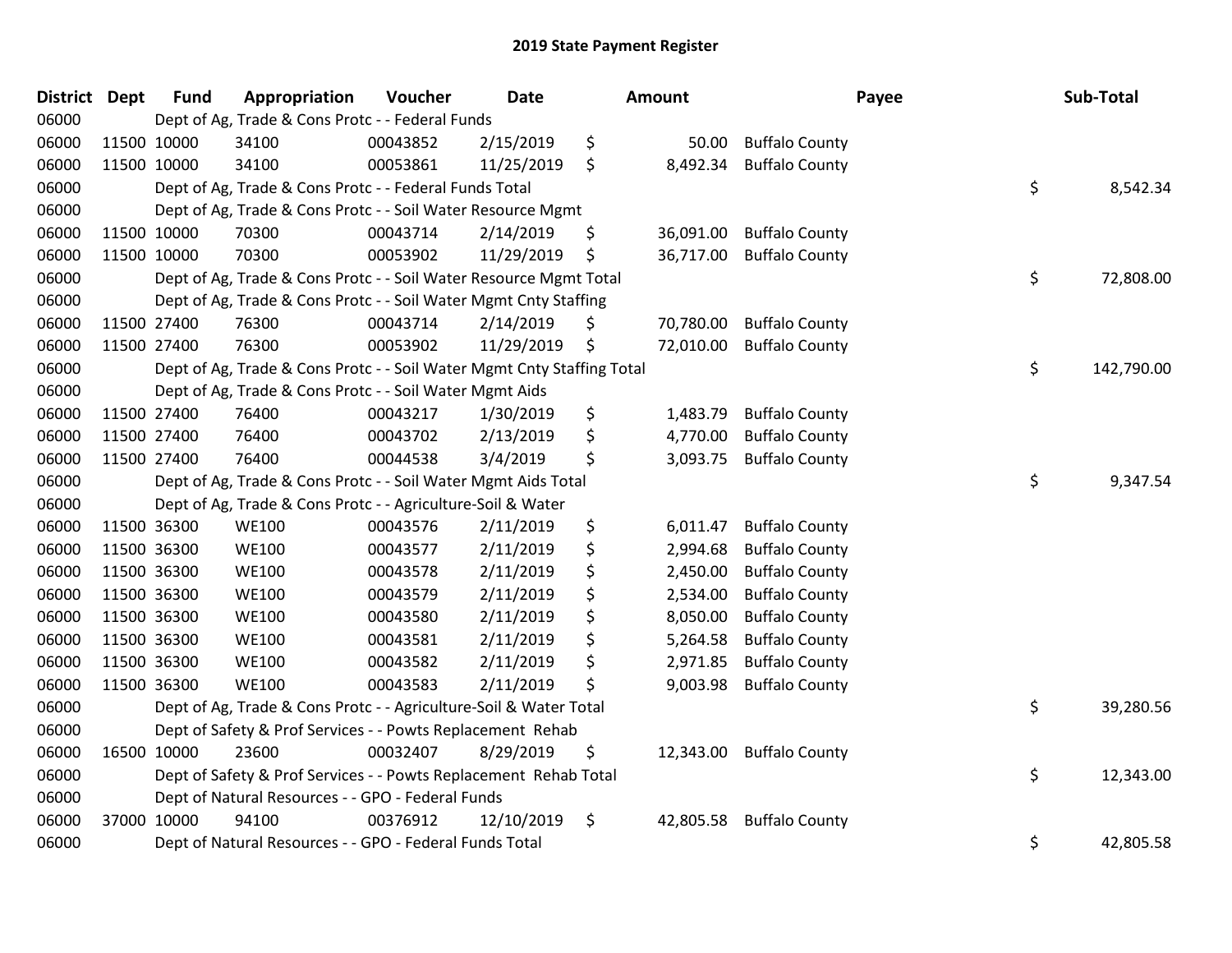# 2019 State Payment Register

| District | Dept | Fund | Appropriation | Voucher | Date | Amount | Payee | Sub-Total |
|---|---|---|---|---|---|---|---|---|
| 06000 | Dept of Ag, Trade & Cons Protc - - Federal Funds | | | | | | | |
| 06000 | 11500 | 10000 | 34100 | 00043852 | 2/15/2019 | $ 50.00 | Buffalo County | |
| 06000 | 11500 | 10000 | 34100 | 00053861 | 11/25/2019 | $ 8,492.34 | Buffalo County | |
| 06000 | Dept of Ag, Trade & Cons Protc - - Federal Funds Total | | | | | | | $ 8,542.34 |
| 06000 | Dept of Ag, Trade & Cons Protc - - Soil Water Resource Mgmt | | | | | | | |
| 06000 | 11500 | 10000 | 70300 | 00043714 | 2/14/2019 | $ 36,091.00 | Buffalo County | |
| 06000 | 11500 | 10000 | 70300 | 00053902 | 11/29/2019 | $ 36,717.00 | Buffalo County | |
| 06000 | Dept of Ag, Trade & Cons Protc - - Soil Water Resource Mgmt Total | | | | | | | $ 72,808.00 |
| 06000 | Dept of Ag, Trade & Cons Protc - - Soil Water Mgmt Cnty Staffing | | | | | | | |
| 06000 | 11500 | 27400 | 76300 | 00043714 | 2/14/2019 | $ 70,780.00 | Buffalo County | |
| 06000 | 11500 | 27400 | 76300 | 00053902 | 11/29/2019 | $ 72,010.00 | Buffalo County | |
| 06000 | Dept of Ag, Trade & Cons Protc - - Soil Water Mgmt Cnty Staffing Total | | | | | | | $ 142,790.00 |
| 06000 | Dept of Ag, Trade & Cons Protc - - Soil Water Mgmt Aids | | | | | | | |
| 06000 | 11500 | 27400 | 76400 | 00043217 | 1/30/2019 | $ 1,483.79 | Buffalo County | |
| 06000 | 11500 | 27400 | 76400 | 00043702 | 2/13/2019 | $ 4,770.00 | Buffalo County | |
| 06000 | 11500 | 27400 | 76400 | 00044538 | 3/4/2019 | $ 3,093.75 | Buffalo County | |
| 06000 | Dept of Ag, Trade & Cons Protc - - Soil Water Mgmt Aids Total | | | | | | | $ 9,347.54 |
| 06000 | Dept of Ag, Trade & Cons Protc - - Agriculture-Soil & Water | | | | | | | |
| 06000 | 11500 | 36300 | WE100 | 00043576 | 2/11/2019 | $ 6,011.47 | Buffalo County | |
| 06000 | 11500 | 36300 | WE100 | 00043577 | 2/11/2019 | $ 2,994.68 | Buffalo County | |
| 06000 | 11500 | 36300 | WE100 | 00043578 | 2/11/2019 | $ 2,450.00 | Buffalo County | |
| 06000 | 11500 | 36300 | WE100 | 00043579 | 2/11/2019 | $ 2,534.00 | Buffalo County | |
| 06000 | 11500 | 36300 | WE100 | 00043580 | 2/11/2019 | $ 8,050.00 | Buffalo County | |
| 06000 | 11500 | 36300 | WE100 | 00043581 | 2/11/2019 | $ 5,264.58 | Buffalo County | |
| 06000 | 11500 | 36300 | WE100 | 00043582 | 2/11/2019 | $ 2,971.85 | Buffalo County | |
| 06000 | 11500 | 36300 | WE100 | 00043583 | 2/11/2019 | $ 9,003.98 | Buffalo County | |
| 06000 | Dept of Ag, Trade & Cons Protc - - Agriculture-Soil & Water Total | | | | | | | $ 39,280.56 |
| 06000 | Dept of Safety & Prof Services - - Powts Replacement Rehab | | | | | | | |
| 06000 | 16500 | 10000 | 23600 | 00032407 | 8/29/2019 | $ 12,343.00 | Buffalo County | |
| 06000 | Dept of Safety & Prof Services - - Powts Replacement Rehab Total | | | | | | | $ 12,343.00 |
| 06000 | Dept of Natural Resources - - GPO - Federal Funds | | | | | | | |
| 06000 | 37000 | 10000 | 94100 | 00376912 | 12/10/2019 | $ 42,805.58 | Buffalo County | |
| 06000 | Dept of Natural Resources - - GPO - Federal Funds Total | | | | | | | $ 42,805.58 |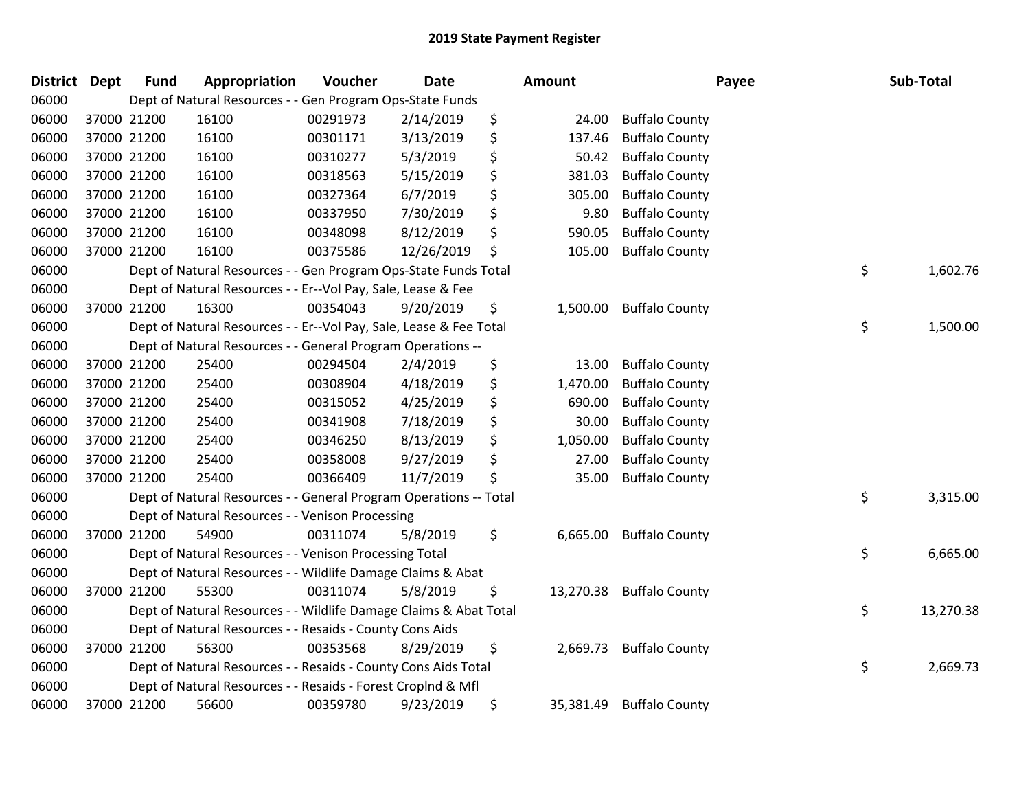## 2019 State Payment Register

| District | Dept | Fund | Appropriation | Voucher | Date | Amount | Payee | Sub-Total |
|---|---|---|---|---|---|---|---|---|
| 06000 | | Dept of Natural Resources - - Gen Program Ops-State Funds | | | | | | |
| 06000 | 37000 | 21200 | 16100 | 00291973 | 2/14/2019 | $ 24.00 | Buffalo County | |
| 06000 | 37000 | 21200 | 16100 | 00301171 | 3/13/2019 | $ 137.46 | Buffalo County | |
| 06000 | 37000 | 21200 | 16100 | 00310277 | 5/3/2019 | $ 50.42 | Buffalo County | |
| 06000 | 37000 | 21200 | 16100 | 00318563 | 5/15/2019 | $ 381.03 | Buffalo County | |
| 06000 | 37000 | 21200 | 16100 | 00327364 | 6/7/2019 | $ 305.00 | Buffalo County | |
| 06000 | 37000 | 21200 | 16100 | 00337950 | 7/30/2019 | $ 9.80 | Buffalo County | |
| 06000 | 37000 | 21200 | 16100 | 00348098 | 8/12/2019 | $ 590.05 | Buffalo County | |
| 06000 | 37000 | 21200 | 16100 | 00375586 | 12/26/2019 | $ 105.00 | Buffalo County | |
| 06000 | | Dept of Natural Resources - - Gen Program Ops-State Funds Total | | | | | | $ 1,602.76 |
| 06000 | | Dept of Natural Resources - - Er--Vol Pay, Sale, Lease & Fee | | | | | | |
| 06000 | 37000 | 21200 | 16300 | 00354043 | 9/20/2019 | $ 1,500.00 | Buffalo County | |
| 06000 | | Dept of Natural Resources - - Er--Vol Pay, Sale, Lease & Fee Total | | | | | | $ 1,500.00 |
| 06000 | | Dept of Natural Resources - - General Program Operations -- | | | | | | |
| 06000 | 37000 | 21200 | 25400 | 00294504 | 2/4/2019 | $ 13.00 | Buffalo County | |
| 06000 | 37000 | 21200 | 25400 | 00308904 | 4/18/2019 | $ 1,470.00 | Buffalo County | |
| 06000 | 37000 | 21200 | 25400 | 00315052 | 4/25/2019 | $ 690.00 | Buffalo County | |
| 06000 | 37000 | 21200 | 25400 | 00341908 | 7/18/2019 | $ 30.00 | Buffalo County | |
| 06000 | 37000 | 21200 | 25400 | 00346250 | 8/13/2019 | $ 1,050.00 | Buffalo County | |
| 06000 | 37000 | 21200 | 25400 | 00358008 | 9/27/2019 | $ 27.00 | Buffalo County | |
| 06000 | 37000 | 21200 | 25400 | 00366409 | 11/7/2019 | $ 35.00 | Buffalo County | |
| 06000 | | Dept of Natural Resources - - General Program Operations -- Total | | | | | | $ 3,315.00 |
| 06000 | | Dept of Natural Resources - - Venison Processing | | | | | | |
| 06000 | 37000 | 21200 | 54900 | 00311074 | 5/8/2019 | $ 6,665.00 | Buffalo County | |
| 06000 | | Dept of Natural Resources - - Venison Processing Total | | | | | | $ 6,665.00 |
| 06000 | | Dept of Natural Resources - - Wildlife Damage Claims & Abat | | | | | | |
| 06000 | 37000 | 21200 | 55300 | 00311074 | 5/8/2019 | $ 13,270.38 | Buffalo County | |
| 06000 | | Dept of Natural Resources - - Wildlife Damage Claims & Abat Total | | | | | | $ 13,270.38 |
| 06000 | | Dept of Natural Resources - - Resaids - County Cons Aids | | | | | | |
| 06000 | 37000 | 21200 | 56300 | 00353568 | 8/29/2019 | $ 2,669.73 | Buffalo County | |
| 06000 | | Dept of Natural Resources - - Resaids - County Cons Aids Total | | | | | | $ 2,669.73 |
| 06000 | | Dept of Natural Resources - - Resaids - Forest Croplnd & Mfl | | | | | | |
| 06000 | 37000 | 21200 | 56600 | 00359780 | 9/23/2019 | $ 35,381.49 | Buffalo County | |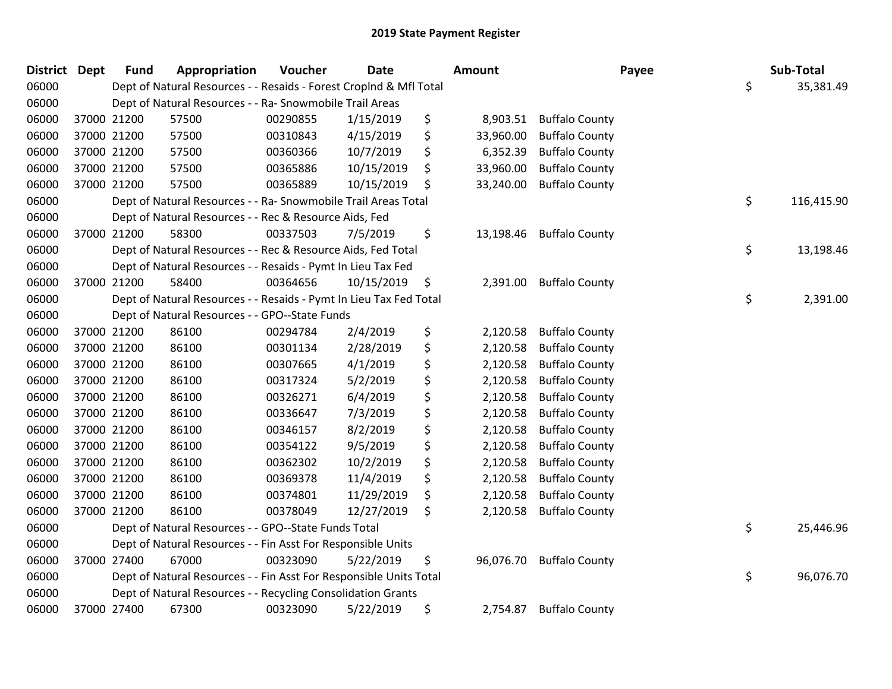## 2019 State Payment Register

| District | Dept | Fund | Appropriation | Voucher | Date | Amount | Payee | Sub-Total |
|---|---|---|---|---|---|---|---|---|
| 06000 | | Dept of Natural Resources - - Resaids - Forest Croplnd & Mfl Total | | | | | | $ 35,381.49 |
| 06000 | | Dept of Natural Resources - - Ra- Snowmobile Trail Areas | | | | | | |
| 06000 | 37000 | 21200 | 57500 | 00290855 | 1/15/2019 | $ 8,903.51 | Buffalo County | |
| 06000 | 37000 | 21200 | 57500 | 00310843 | 4/15/2019 | $ 33,960.00 | Buffalo County | |
| 06000 | 37000 | 21200 | 57500 | 00360366 | 10/7/2019 | $ 6,352.39 | Buffalo County | |
| 06000 | 37000 | 21200 | 57500 | 00365886 | 10/15/2019 | $ 33,960.00 | Buffalo County | |
| 06000 | 37000 | 21200 | 57500 | 00365889 | 10/15/2019 | $ 33,240.00 | Buffalo County | |
| 06000 | | Dept of Natural Resources - - Ra- Snowmobile Trail Areas Total | | | | | | $ 116,415.90 |
| 06000 | | Dept of Natural Resources - - Rec & Resource Aids, Fed | | | | | | |
| 06000 | 37000 | 21200 | 58300 | 00337503 | 7/5/2019 | $ 13,198.46 | Buffalo County | |
| 06000 | | Dept of Natural Resources - - Rec & Resource Aids, Fed Total | | | | | | $ 13,198.46 |
| 06000 | | Dept of Natural Resources - - Resaids - Pymt In Lieu Tax Fed | | | | | | |
| 06000 | 37000 | 21200 | 58400 | 00364656 | 10/15/2019 | $ 2,391.00 | Buffalo County | |
| 06000 | | Dept of Natural Resources - - Resaids - Pymt In Lieu Tax Fed Total | | | | | | $ 2,391.00 |
| 06000 | | Dept of Natural Resources - - GPO--State Funds | | | | | | |
| 06000 | 37000 | 21200 | 86100 | 00294784 | 2/4/2019 | $ 2,120.58 | Buffalo County | |
| 06000 | 37000 | 21200 | 86100 | 00301134 | 2/28/2019 | $ 2,120.58 | Buffalo County | |
| 06000 | 37000 | 21200 | 86100 | 00307665 | 4/1/2019 | $ 2,120.58 | Buffalo County | |
| 06000 | 37000 | 21200 | 86100 | 00317324 | 5/2/2019 | $ 2,120.58 | Buffalo County | |
| 06000 | 37000 | 21200 | 86100 | 00326271 | 6/4/2019 | $ 2,120.58 | Buffalo County | |
| 06000 | 37000 | 21200 | 86100 | 00336647 | 7/3/2019 | $ 2,120.58 | Buffalo County | |
| 06000 | 37000 | 21200 | 86100 | 00346157 | 8/2/2019 | $ 2,120.58 | Buffalo County | |
| 06000 | 37000 | 21200 | 86100 | 00354122 | 9/5/2019 | $ 2,120.58 | Buffalo County | |
| 06000 | 37000 | 21200 | 86100 | 00362302 | 10/2/2019 | $ 2,120.58 | Buffalo County | |
| 06000 | 37000 | 21200 | 86100 | 00369378 | 11/4/2019 | $ 2,120.58 | Buffalo County | |
| 06000 | 37000 | 21200 | 86100 | 00374801 | 11/29/2019 | $ 2,120.58 | Buffalo County | |
| 06000 | 37000 | 21200 | 86100 | 00378049 | 12/27/2019 | $ 2,120.58 | Buffalo County | |
| 06000 | | Dept of Natural Resources - - GPO--State Funds Total | | | | | | $ 25,446.96 |
| 06000 | | Dept of Natural Resources - - Fin Asst For Responsible Units | | | | | | |
| 06000 | 37000 | 27400 | 67000 | 00323090 | 5/22/2019 | $ 96,076.70 | Buffalo County | |
| 06000 | | Dept of Natural Resources - - Fin Asst For Responsible Units Total | | | | | | $ 96,076.70 |
| 06000 | | Dept of Natural Resources - - Recycling Consolidation Grants | | | | | | |
| 06000 | 37000 | 27400 | 67300 | 00323090 | 5/22/2019 | $ 2,754.87 | Buffalo County | |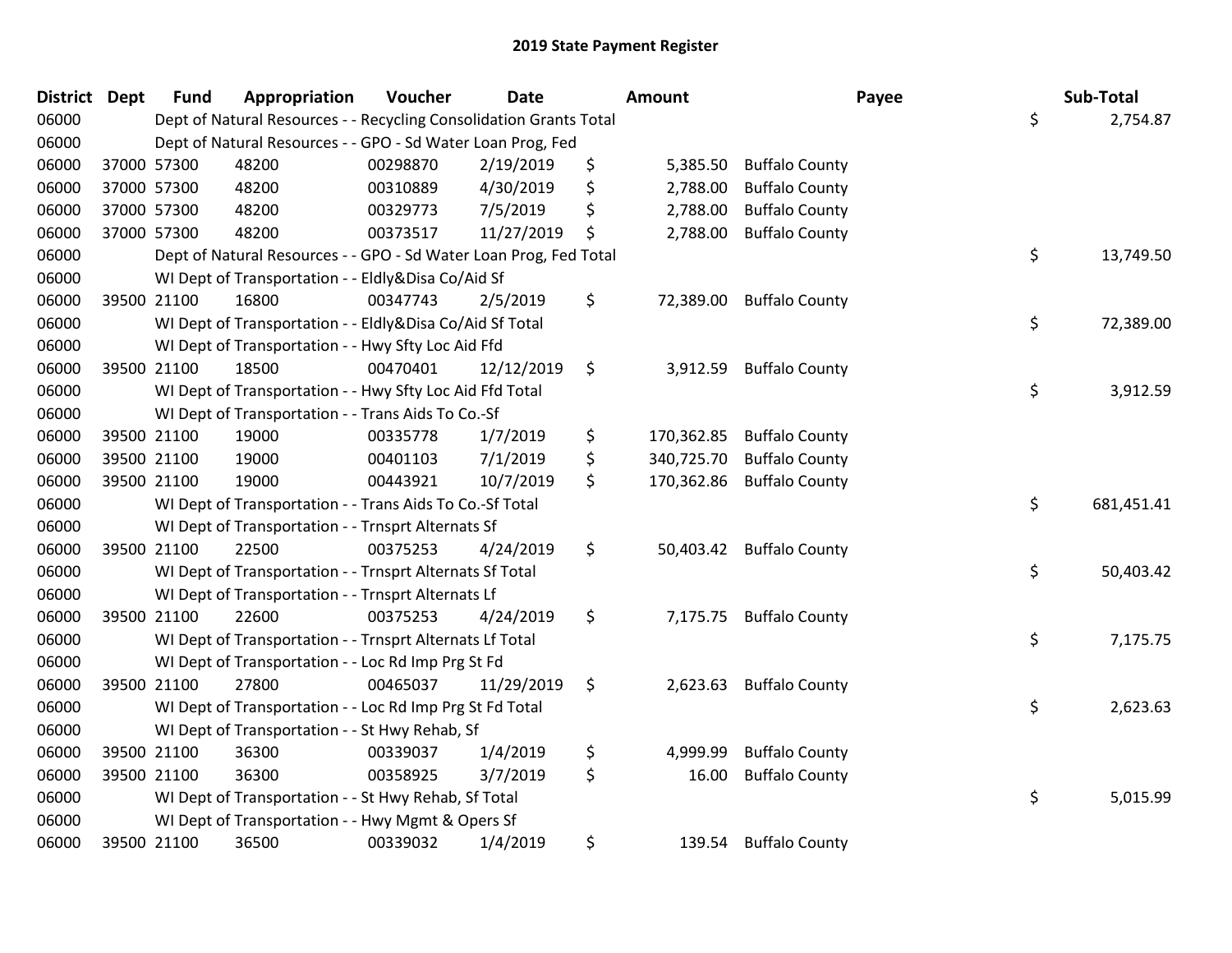# 2019 State Payment Register

| District | Dept | Fund | Appropriation | Voucher | Date | Amount | Payee | Sub-Total |
|---|---|---|---|---|---|---|---|---|
| 06000 | | Dept of Natural Resources - - Recycling Consolidation Grants Total | | | | | | $ 2,754.87 |
| 06000 | | Dept of Natural Resources - - GPO - Sd Water Loan Prog, Fed | | | | | | |
| 06000 | 37000 | 57300 | 48200 | 00298870 | 2/19/2019 | $ 5,385.50 | Buffalo County | |
| 06000 | 37000 | 57300 | 48200 | 00310889 | 4/30/2019 | $ 2,788.00 | Buffalo County | |
| 06000 | 37000 | 57300 | 48200 | 00329773 | 7/5/2019 | $ 2,788.00 | Buffalo County | |
| 06000 | 37000 | 57300 | 48200 | 00373517 | 11/27/2019 | $ 2,788.00 | Buffalo County | |
| 06000 | | Dept of Natural Resources - - GPO - Sd Water Loan Prog, Fed Total | | | | | | $ 13,749.50 |
| 06000 | | WI Dept of Transportation - - Eldly&Disa Co/Aid Sf | | | | | | |
| 06000 | 39500 | 21100 | 16800 | 00347743 | 2/5/2019 | $ 72,389.00 | Buffalo County | |
| 06000 | | WI Dept of Transportation - - Eldly&Disa Co/Aid Sf Total | | | | | | $ 72,389.00 |
| 06000 | | WI Dept of Transportation - - Hwy Sfty Loc Aid Ffd | | | | | | |
| 06000 | 39500 | 21100 | 18500 | 00470401 | 12/12/2019 | $ 3,912.59 | Buffalo County | |
| 06000 | | WI Dept of Transportation - - Hwy Sfty Loc Aid Ffd Total | | | | | | $ 3,912.59 |
| 06000 | | WI Dept of Transportation - - Trans Aids To Co.-Sf | | | | | | |
| 06000 | 39500 | 21100 | 19000 | 00335778 | 1/7/2019 | $ 170,362.85 | Buffalo County | |
| 06000 | 39500 | 21100 | 19000 | 00401103 | 7/1/2019 | $ 340,725.70 | Buffalo County | |
| 06000 | 39500 | 21100 | 19000 | 00443921 | 10/7/2019 | $ 170,362.86 | Buffalo County | |
| 06000 | | WI Dept of Transportation - - Trans Aids To Co.-Sf Total | | | | | | $ 681,451.41 |
| 06000 | | WI Dept of Transportation - - Trnsprt Alternats Sf | | | | | | |
| 06000 | 39500 | 21100 | 22500 | 00375253 | 4/24/2019 | $ 50,403.42 | Buffalo County | |
| 06000 | | WI Dept of Transportation - - Trnsprt Alternats Sf Total | | | | | | $ 50,403.42 |
| 06000 | | WI Dept of Transportation - - Trnsprt Alternats Lf | | | | | | |
| 06000 | 39500 | 21100 | 22600 | 00375253 | 4/24/2019 | $ 7,175.75 | Buffalo County | |
| 06000 | | WI Dept of Transportation - - Trnsprt Alternats Lf Total | | | | | | $ 7,175.75 |
| 06000 | | WI Dept of Transportation - - Loc Rd Imp Prg St Fd | | | | | | |
| 06000 | 39500 | 21100 | 27800 | 00465037 | 11/29/2019 | $ 2,623.63 | Buffalo County | |
| 06000 | | WI Dept of Transportation - - Loc Rd Imp Prg St Fd Total | | | | | | $ 2,623.63 |
| 06000 | | WI Dept of Transportation - - St Hwy Rehab, Sf | | | | | | |
| 06000 | 39500 | 21100 | 36300 | 00339037 | 1/4/2019 | $ 4,999.99 | Buffalo County | |
| 06000 | 39500 | 21100 | 36300 | 00358925 | 3/7/2019 | $ 16.00 | Buffalo County | |
| 06000 | | WI Dept of Transportation - - St Hwy Rehab, Sf Total | | | | | | $ 5,015.99 |
| 06000 | | WI Dept of Transportation - - Hwy Mgmt & Opers Sf | | | | | | |
| 06000 | 39500 | 21100 | 36500 | 00339032 | 1/4/2019 | $ 139.54 | Buffalo County | |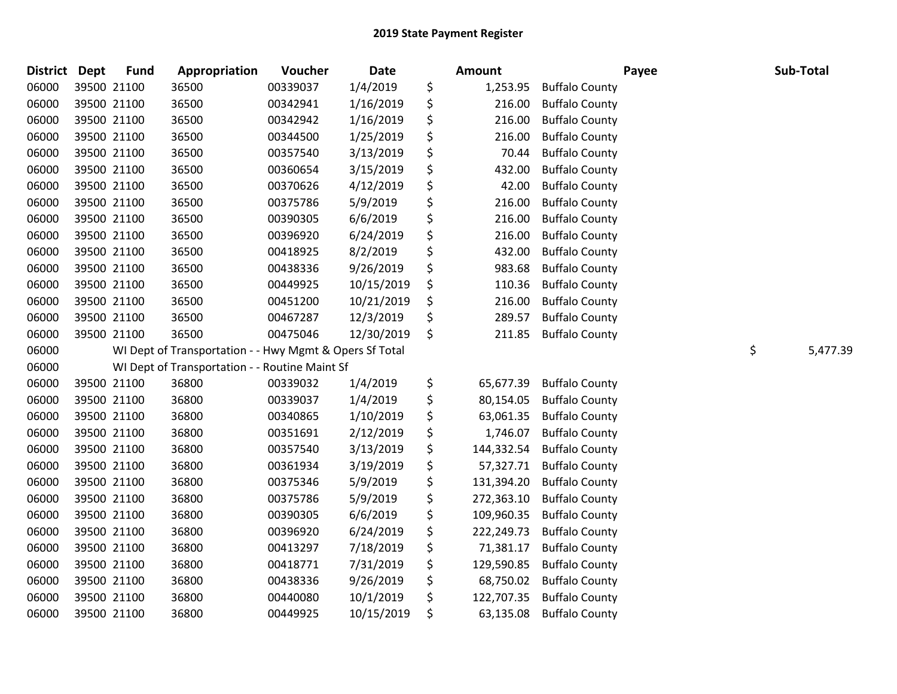# 2019 State Payment Register

| District | Dept | Fund | Appropriation | Voucher | Date | | Amount | Payee | | Sub-Total |
|---|---|---|---|---|---|---|---|---|---|---|
| 06000 | 39500 | 21100 | 36500 | 00339037 | 1/4/2019 | $ | 1,253.95 | Buffalo County | | |
| 06000 | 39500 | 21100 | 36500 | 00342941 | 1/16/2019 | $ | 216.00 | Buffalo County | | |
| 06000 | 39500 | 21100 | 36500 | 00342942 | 1/16/2019 | $ | 216.00 | Buffalo County | | |
| 06000 | 39500 | 21100 | 36500 | 00344500 | 1/25/2019 | $ | 216.00 | Buffalo County | | |
| 06000 | 39500 | 21100 | 36500 | 00357540 | 3/13/2019 | $ | 70.44 | Buffalo County | | |
| 06000 | 39500 | 21100 | 36500 | 00360654 | 3/15/2019 | $ | 432.00 | Buffalo County | | |
| 06000 | 39500 | 21100 | 36500 | 00370626 | 4/12/2019 | $ | 42.00 | Buffalo County | | |
| 06000 | 39500 | 21100 | 36500 | 00375786 | 5/9/2019 | $ | 216.00 | Buffalo County | | |
| 06000 | 39500 | 21100 | 36500 | 00390305 | 6/6/2019 | $ | 216.00 | Buffalo County | | |
| 06000 | 39500 | 21100 | 36500 | 00396920 | 6/24/2019 | $ | 216.00 | Buffalo County | | |
| 06000 | 39500 | 21100 | 36500 | 00418925 | 8/2/2019 | $ | 432.00 | Buffalo County | | |
| 06000 | 39500 | 21100 | 36500 | 00438336 | 9/26/2019 | $ | 983.68 | Buffalo County | | |
| 06000 | 39500 | 21100 | 36500 | 00449925 | 10/15/2019 | $ | 110.36 | Buffalo County | | |
| 06000 | 39500 | 21100 | 36500 | 00451200 | 10/21/2019 | $ | 216.00 | Buffalo County | | |
| 06000 | 39500 | 21100 | 36500 | 00467287 | 12/3/2019 | $ | 289.57 | Buffalo County | | |
| 06000 | 39500 | 21100 | 36500 | 00475046 | 12/30/2019 | $ | 211.85 | Buffalo County | | |
| 06000 | | WI Dept of Transportation - - Hwy Mgmt & Opers Sf Total | | | | | | | $ | 5,477.39 |
| 06000 | | WI Dept of Transportation - - Routine Maint Sf | | | | | | | | |
| 06000 | 39500 | 21100 | 36800 | 00339032 | 1/4/2019 | $ | 65,677.39 | Buffalo County | | |
| 06000 | 39500 | 21100 | 36800 | 00339037 | 1/4/2019 | $ | 80,154.05 | Buffalo County | | |
| 06000 | 39500 | 21100 | 36800 | 00340865 | 1/10/2019 | $ | 63,061.35 | Buffalo County | | |
| 06000 | 39500 | 21100 | 36800 | 00351691 | 2/12/2019 | $ | 1,746.07 | Buffalo County | | |
| 06000 | 39500 | 21100 | 36800 | 00357540 | 3/13/2019 | $ | 144,332.54 | Buffalo County | | |
| 06000 | 39500 | 21100 | 36800 | 00361934 | 3/19/2019 | $ | 57,327.71 | Buffalo County | | |
| 06000 | 39500 | 21100 | 36800 | 00375346 | 5/9/2019 | $ | 131,394.20 | Buffalo County | | |
| 06000 | 39500 | 21100 | 36800 | 00375786 | 5/9/2019 | $ | 272,363.10 | Buffalo County | | |
| 06000 | 39500 | 21100 | 36800 | 00390305 | 6/6/2019 | $ | 109,960.35 | Buffalo County | | |
| 06000 | 39500 | 21100 | 36800 | 00396920 | 6/24/2019 | $ | 222,249.73 | Buffalo County | | |
| 06000 | 39500 | 21100 | 36800 | 00413297 | 7/18/2019 | $ | 71,381.17 | Buffalo County | | |
| 06000 | 39500 | 21100 | 36800 | 00418771 | 7/31/2019 | $ | 129,590.85 | Buffalo County | | |
| 06000 | 39500 | 21100 | 36800 | 00438336 | 9/26/2019 | $ | 68,750.02 | Buffalo County | | |
| 06000 | 39500 | 21100 | 36800 | 00440080 | 10/1/2019 | $ | 122,707.35 | Buffalo County | | |
| 06000 | 39500 | 21100 | 36800 | 00449925 | 10/15/2019 | $ | 63,135.08 | Buffalo County | | |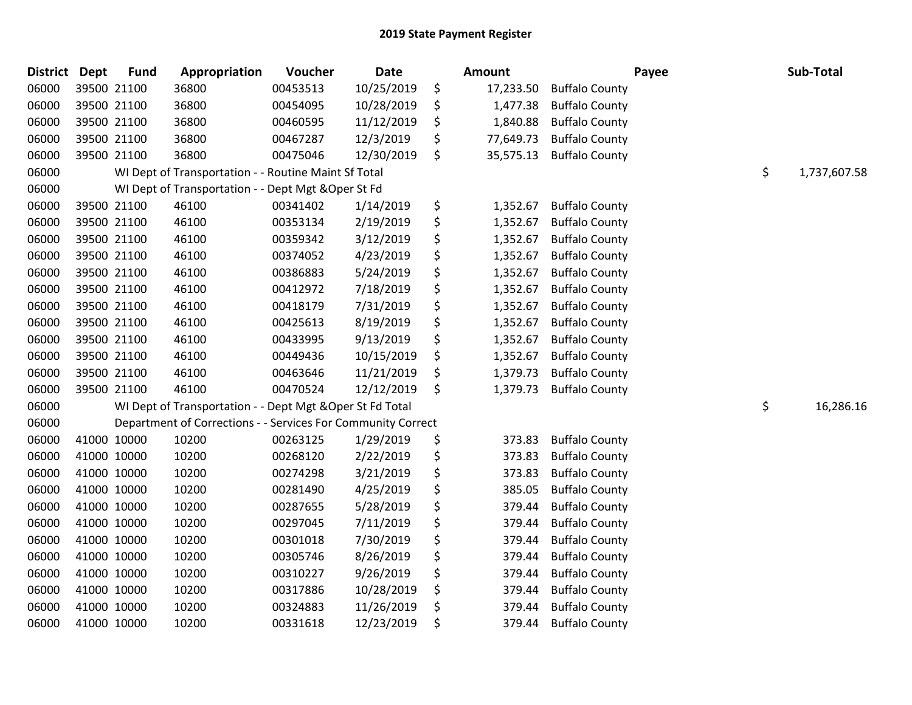# 2019 State Payment Register

| District | Dept | Fund | Appropriation | Voucher | Date | | Amount | Payee | Sub-Total |
|---|---|---|---|---|---|---|---|---|---|
| 06000 | 39500 | 21100 | 36800 | 00453513 | 10/25/2019 | $ | 17,233.50 | Buffalo County | |
| 06000 | 39500 | 21100 | 36800 | 00454095 | 10/28/2019 | $ | 1,477.38 | Buffalo County | |
| 06000 | 39500 | 21100 | 36800 | 00460595 | 11/12/2019 | $ | 1,840.88 | Buffalo County | |
| 06000 | 39500 | 21100 | 36800 | 00467287 | 12/3/2019 | $ | 77,649.73 | Buffalo County | |
| 06000 | 39500 | 21100 | 36800 | 00475046 | 12/30/2019 | $ | 35,575.13 | Buffalo County | |
| 06000 | | WI Dept of Transportation - - Routine Maint Sf Total | | | | | | | $ 1,737,607.58 |
| 06000 | | WI Dept of Transportation - - Dept Mgt &Oper St Fd | | | | | | | |
| 06000 | 39500 | 21100 | 46100 | 00341402 | 1/14/2019 | $ | 1,352.67 | Buffalo County | |
| 06000 | 39500 | 21100 | 46100 | 00353134 | 2/19/2019 | $ | 1,352.67 | Buffalo County | |
| 06000 | 39500 | 21100 | 46100 | 00359342 | 3/12/2019 | $ | 1,352.67 | Buffalo County | |
| 06000 | 39500 | 21100 | 46100 | 00374052 | 4/23/2019 | $ | 1,352.67 | Buffalo County | |
| 06000 | 39500 | 21100 | 46100 | 00386883 | 5/24/2019 | $ | 1,352.67 | Buffalo County | |
| 06000 | 39500 | 21100 | 46100 | 00412972 | 7/18/2019 | $ | 1,352.67 | Buffalo County | |
| 06000 | 39500 | 21100 | 46100 | 00418179 | 7/31/2019 | $ | 1,352.67 | Buffalo County | |
| 06000 | 39500 | 21100 | 46100 | 00425613 | 8/19/2019 | $ | 1,352.67 | Buffalo County | |
| 06000 | 39500 | 21100 | 46100 | 00433995 | 9/13/2019 | $ | 1,352.67 | Buffalo County | |
| 06000 | 39500 | 21100 | 46100 | 00449436 | 10/15/2019 | $ | 1,352.67 | Buffalo County | |
| 06000 | 39500 | 21100 | 46100 | 00463646 | 11/21/2019 | $ | 1,379.73 | Buffalo County | |
| 06000 | 39500 | 21100 | 46100 | 00470524 | 12/12/2019 | $ | 1,379.73 | Buffalo County | |
| 06000 | | WI Dept of Transportation - - Dept Mgt &Oper St Fd Total | | | | | | | $ 16,286.16 |
| 06000 | | Department of Corrections - - Services For Community Correct | | | | | | | |
| 06000 | 41000 | 10000 | 10200 | 00263125 | 1/29/2019 | $ | 373.83 | Buffalo County | |
| 06000 | 41000 | 10000 | 10200 | 00268120 | 2/22/2019 | $ | 373.83 | Buffalo County | |
| 06000 | 41000 | 10000 | 10200 | 00274298 | 3/21/2019 | $ | 373.83 | Buffalo County | |
| 06000 | 41000 | 10000 | 10200 | 00281490 | 4/25/2019 | $ | 385.05 | Buffalo County | |
| 06000 | 41000 | 10000 | 10200 | 00287655 | 5/28/2019 | $ | 379.44 | Buffalo County | |
| 06000 | 41000 | 10000 | 10200 | 00297045 | 7/11/2019 | $ | 379.44 | Buffalo County | |
| 06000 | 41000 | 10000 | 10200 | 00301018 | 7/30/2019 | $ | 379.44 | Buffalo County | |
| 06000 | 41000 | 10000 | 10200 | 00305746 | 8/26/2019 | $ | 379.44 | Buffalo County | |
| 06000 | 41000 | 10000 | 10200 | 00310227 | 9/26/2019 | $ | 379.44 | Buffalo County | |
| 06000 | 41000 | 10000 | 10200 | 00317886 | 10/28/2019 | $ | 379.44 | Buffalo County | |
| 06000 | 41000 | 10000 | 10200 | 00324883 | 11/26/2019 | $ | 379.44 | Buffalo County | |
| 06000 | 41000 | 10000 | 10200 | 00331618 | 12/23/2019 | $ | 379.44 | Buffalo County | |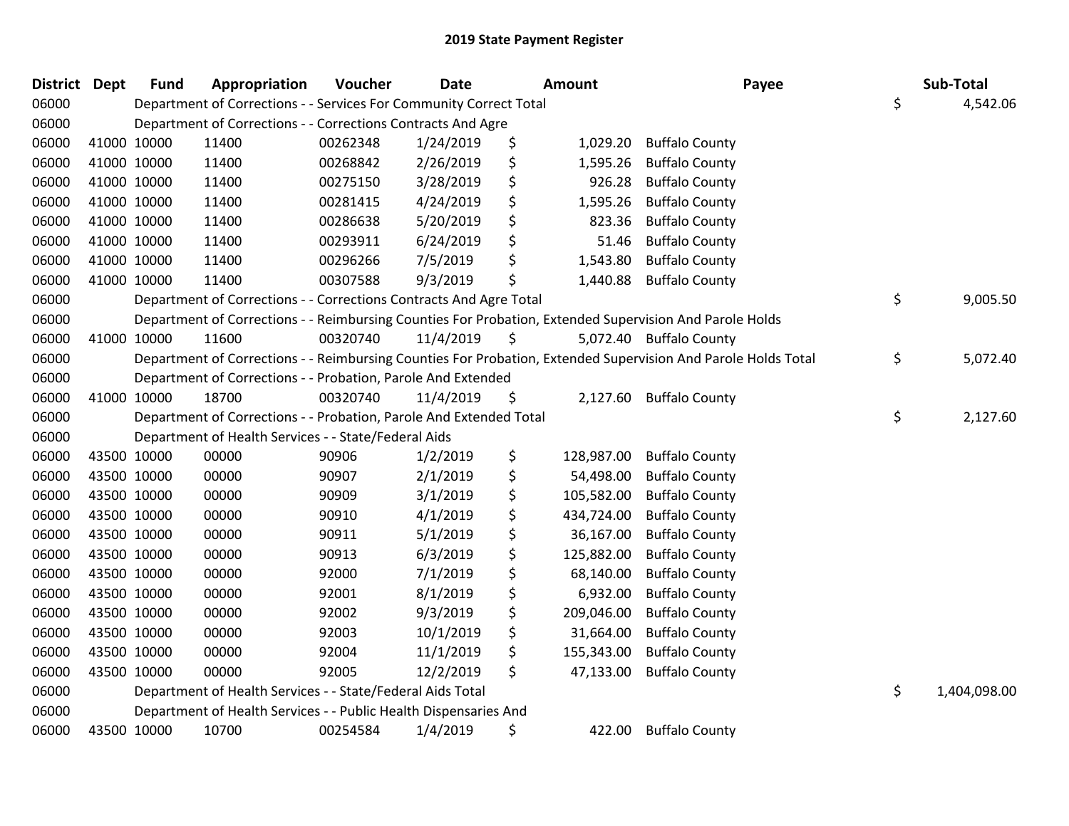# 2019 State Payment Register

| District | Dept | Fund | Appropriation | Voucher | Date | Amount | Payee | Sub-Total |
|---|---|---|---|---|---|---|---|---|
| 06000 | | Department of Corrections - - Services For Community Correct Total | | | | | | $ 4,542.06 |
| 06000 | | Department of Corrections - - Corrections Contracts And Agre | | | | | | |
| 06000 | 41000 | 10000 | 11400 | 00262348 | 1/24/2019 | $ 1,029.20 | Buffalo County | |
| 06000 | 41000 | 10000 | 11400 | 00268842 | 2/26/2019 | $ 1,595.26 | Buffalo County | |
| 06000 | 41000 | 10000 | 11400 | 00275150 | 3/28/2019 | $ 926.28 | Buffalo County | |
| 06000 | 41000 | 10000 | 11400 | 00281415 | 4/24/2019 | $ 1,595.26 | Buffalo County | |
| 06000 | 41000 | 10000 | 11400 | 00286638 | 5/20/2019 | $ 823.36 | Buffalo County | |
| 06000 | 41000 | 10000 | 11400 | 00293911 | 6/24/2019 | $ 51.46 | Buffalo County | |
| 06000 | 41000 | 10000 | 11400 | 00296266 | 7/5/2019 | $ 1,543.80 | Buffalo County | |
| 06000 | 41000 | 10000 | 11400 | 00307588 | 9/3/2019 | $ 1,440.88 | Buffalo County | |
| 06000 | | Department of Corrections - - Corrections Contracts And Agre Total | | | | | | $ 9,005.50 |
| 06000 | | Department of Corrections - - Reimbursing Counties For Probation, Extended Supervision And Parole Holds | | | | | | |
| 06000 | 41000 | 10000 | 11600 | 00320740 | 11/4/2019 | $ 5,072.40 | Buffalo County | |
| 06000 | | Department of Corrections - - Reimbursing Counties For Probation, Extended Supervision And Parole Holds Total | | | | | | $ 5,072.40 |
| 06000 | | Department of Corrections - - Probation, Parole And Extended | | | | | | |
| 06000 | 41000 | 10000 | 18700 | 00320740 | 11/4/2019 | $ 2,127.60 | Buffalo County | |
| 06000 | | Department of Corrections - - Probation, Parole And Extended Total | | | | | | $ 2,127.60 |
| 06000 | | Department of Health Services - - State/Federal Aids | | | | | | |
| 06000 | 43500 | 10000 | 00000 | 90906 | 1/2/2019 | $ 128,987.00 | Buffalo County | |
| 06000 | 43500 | 10000 | 00000 | 90907 | 2/1/2019 | $ 54,498.00 | Buffalo County | |
| 06000 | 43500 | 10000 | 00000 | 90909 | 3/1/2019 | $ 105,582.00 | Buffalo County | |
| 06000 | 43500 | 10000 | 00000 | 90910 | 4/1/2019 | $ 434,724.00 | Buffalo County | |
| 06000 | 43500 | 10000 | 00000 | 90911 | 5/1/2019 | $ 36,167.00 | Buffalo County | |
| 06000 | 43500 | 10000 | 00000 | 90913 | 6/3/2019 | $ 125,882.00 | Buffalo County | |
| 06000 | 43500 | 10000 | 00000 | 92000 | 7/1/2019 | $ 68,140.00 | Buffalo County | |
| 06000 | 43500 | 10000 | 00000 | 92001 | 8/1/2019 | $ 6,932.00 | Buffalo County | |
| 06000 | 43500 | 10000 | 00000 | 92002 | 9/3/2019 | $ 209,046.00 | Buffalo County | |
| 06000 | 43500 | 10000 | 00000 | 92003 | 10/1/2019 | $ 31,664.00 | Buffalo County | |
| 06000 | 43500 | 10000 | 00000 | 92004 | 11/1/2019 | $ 155,343.00 | Buffalo County | |
| 06000 | 43500 | 10000 | 00000 | 92005 | 12/2/2019 | $ 47,133.00 | Buffalo County | |
| 06000 | | Department of Health Services - - State/Federal Aids Total | | | | | | $ 1,404,098.00 |
| 06000 | | Department of Health Services - - Public Health Dispensaries And | | | | | | |
| 06000 | 43500 | 10000 | 10700 | 00254584 | 1/4/2019 | $ 422.00 | Buffalo County | |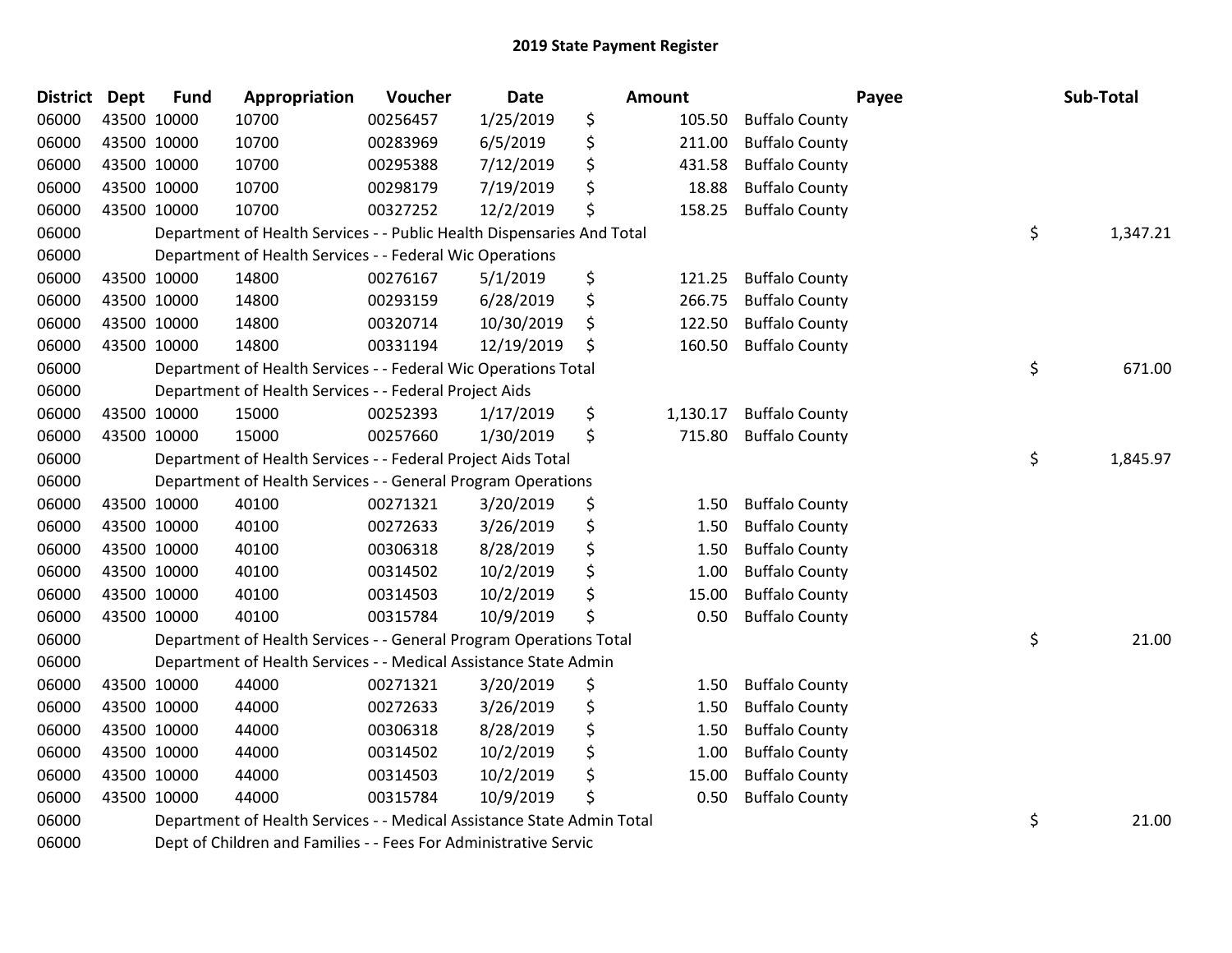# 2019 State Payment Register

| District | Dept | Fund | Appropriation | Voucher | Date | Amount | Payee | Sub-Total |
|---|---|---|---|---|---|---|---|---|
| 06000 | 43500 | 10000 | 10700 | 00256457 | 1/25/2019 | $ 105.50 | Buffalo County | |
| 06000 | 43500 | 10000 | 10700 | 00283969 | 6/5/2019 | $ 211.00 | Buffalo County | |
| 06000 | 43500 | 10000 | 10700 | 00295388 | 7/12/2019 | $ 431.58 | Buffalo County | |
| 06000 | 43500 | 10000 | 10700 | 00298179 | 7/19/2019 | $ 18.88 | Buffalo County | |
| 06000 | 43500 | 10000 | 10700 | 00327252 | 12/2/2019 | $ 158.25 | Buffalo County | |
| 06000 | | Department of Health Services - - Public Health Dispensaries And Total | | | | | | $ 1,347.21 |
| 06000 | | Department of Health Services - - Federal Wic Operations | | | | | | |
| 06000 | 43500 | 10000 | 14800 | 00276167 | 5/1/2019 | $ 121.25 | Buffalo County | |
| 06000 | 43500 | 10000 | 14800 | 00293159 | 6/28/2019 | $ 266.75 | Buffalo County | |
| 06000 | 43500 | 10000 | 14800 | 00320714 | 10/30/2019 | $ 122.50 | Buffalo County | |
| 06000 | 43500 | 10000 | 14800 | 00331194 | 12/19/2019 | $ 160.50 | Buffalo County | |
| 06000 | | Department of Health Services - - Federal Wic Operations Total | | | | | | $ 671.00 |
| 06000 | | Department of Health Services - - Federal Project Aids | | | | | | |
| 06000 | 43500 | 10000 | 15000 | 00252393 | 1/17/2019 | $ 1,130.17 | Buffalo County | |
| 06000 | 43500 | 10000 | 15000 | 00257660 | 1/30/2019 | $ 715.80 | Buffalo County | |
| 06000 | | Department of Health Services - - Federal Project Aids Total | | | | | | $ 1,845.97 |
| 06000 | | Department of Health Services - - General Program Operations | | | | | | |
| 06000 | 43500 | 10000 | 40100 | 00271321 | 3/20/2019 | $ 1.50 | Buffalo County | |
| 06000 | 43500 | 10000 | 40100 | 00272633 | 3/26/2019 | $ 1.50 | Buffalo County | |
| 06000 | 43500 | 10000 | 40100 | 00306318 | 8/28/2019 | $ 1.50 | Buffalo County | |
| 06000 | 43500 | 10000 | 40100 | 00314502 | 10/2/2019 | $ 1.00 | Buffalo County | |
| 06000 | 43500 | 10000 | 40100 | 00314503 | 10/2/2019 | $ 15.00 | Buffalo County | |
| 06000 | 43500 | 10000 | 40100 | 00315784 | 10/9/2019 | $ 0.50 | Buffalo County | |
| 06000 | | Department of Health Services - - General Program Operations Total | | | | | | $ 21.00 |
| 06000 | | Department of Health Services - - Medical Assistance State Admin | | | | | | |
| 06000 | 43500 | 10000 | 44000 | 00271321 | 3/20/2019 | $ 1.50 | Buffalo County | |
| 06000 | 43500 | 10000 | 44000 | 00272633 | 3/26/2019 | $ 1.50 | Buffalo County | |
| 06000 | 43500 | 10000 | 44000 | 00306318 | 8/28/2019 | $ 1.50 | Buffalo County | |
| 06000 | 43500 | 10000 | 44000 | 00314502 | 10/2/2019 | $ 1.00 | Buffalo County | |
| 06000 | 43500 | 10000 | 44000 | 00314503 | 10/2/2019 | $ 15.00 | Buffalo County | |
| 06000 | 43500 | 10000 | 44000 | 00315784 | 10/9/2019 | $ 0.50 | Buffalo County | |
| 06000 | | Department of Health Services - - Medical Assistance State Admin Total | | | | | | $ 21.00 |
| 06000 | | Dept of Children and Families - - Fees For Administrative Servic | | | | | | |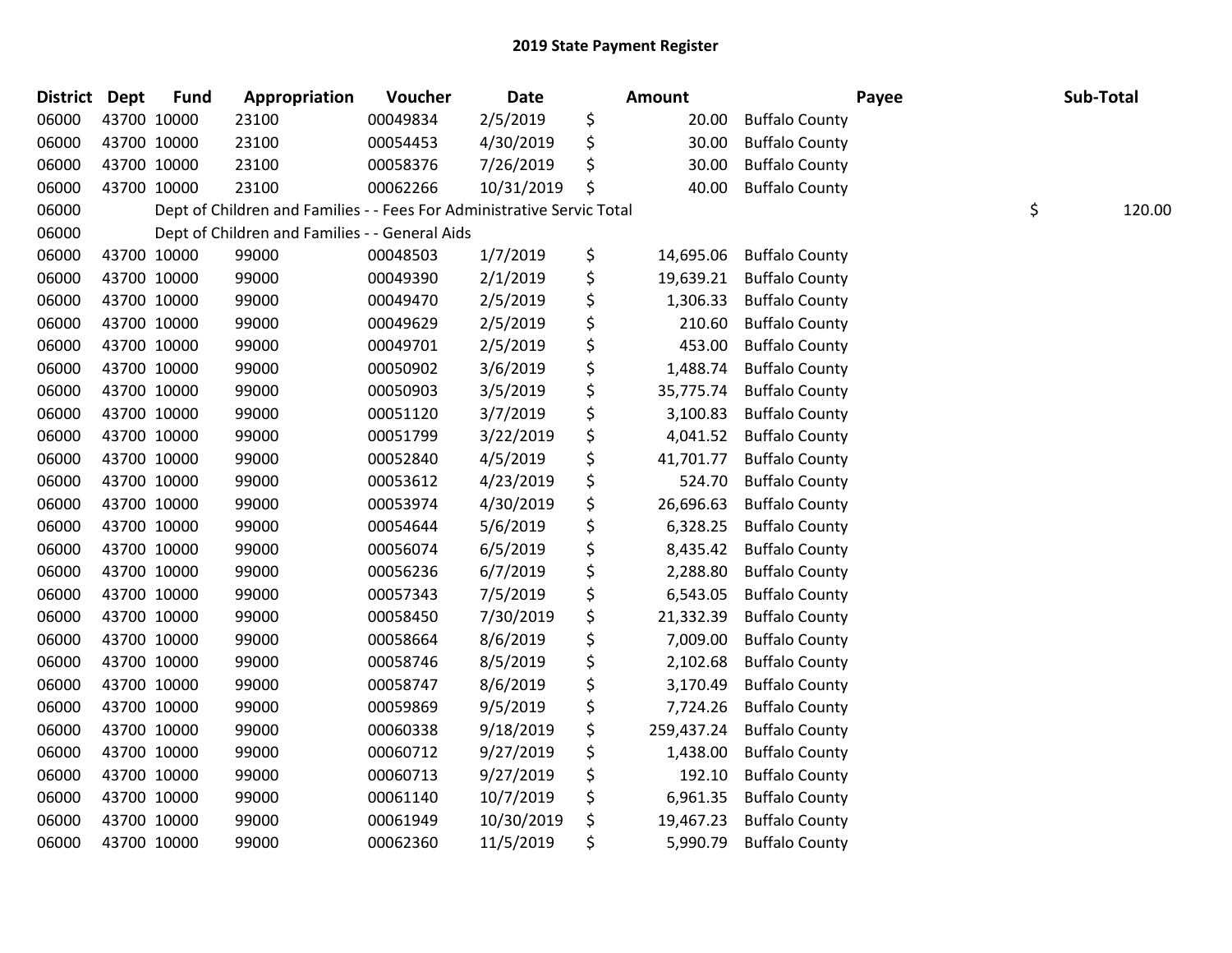# 2019 State Payment Register

| District | Dept | Fund | Appropriation | Voucher | Date | Amount | Payee | Sub-Total |
|---|---|---|---|---|---|---|---|---|
| 06000 | 43700 | 10000 | 23100 | 00049834 | 2/5/2019 | $ 20.00 | Buffalo County | |
| 06000 | 43700 | 10000 | 23100 | 00054453 | 4/30/2019 | $ 30.00 | Buffalo County | |
| 06000 | 43700 | 10000 | 23100 | 00058376 | 7/26/2019 | $ 30.00 | Buffalo County | |
| 06000 | 43700 | 10000 | 23100 | 00062266 | 10/31/2019 | $ 40.00 | Buffalo County | |
| 06000 | | Dept of Children and Families - - Fees For Administrative Servic Total | | | | | | $ 120.00 |
| 06000 | | Dept of Children and Families - - General Aids | | | | | | |
| 06000 | 43700 | 10000 | 99000 | 00048503 | 1/7/2019 | $ 14,695.06 | Buffalo County | |
| 06000 | 43700 | 10000 | 99000 | 00049390 | 2/1/2019 | $ 19,639.21 | Buffalo County | |
| 06000 | 43700 | 10000 | 99000 | 00049470 | 2/5/2019 | $ 1,306.33 | Buffalo County | |
| 06000 | 43700 | 10000 | 99000 | 00049629 | 2/5/2019 | $ 210.60 | Buffalo County | |
| 06000 | 43700 | 10000 | 99000 | 00049701 | 2/5/2019 | $ 453.00 | Buffalo County | |
| 06000 | 43700 | 10000 | 99000 | 00050902 | 3/6/2019 | $ 1,488.74 | Buffalo County | |
| 06000 | 43700 | 10000 | 99000 | 00050903 | 3/5/2019 | $ 35,775.74 | Buffalo County | |
| 06000 | 43700 | 10000 | 99000 | 00051120 | 3/7/2019 | $ 3,100.83 | Buffalo County | |
| 06000 | 43700 | 10000 | 99000 | 00051799 | 3/22/2019 | $ 4,041.52 | Buffalo County | |
| 06000 | 43700 | 10000 | 99000 | 00052840 | 4/5/2019 | $ 41,701.77 | Buffalo County | |
| 06000 | 43700 | 10000 | 99000 | 00053612 | 4/23/2019 | $ 524.70 | Buffalo County | |
| 06000 | 43700 | 10000 | 99000 | 00053974 | 4/30/2019 | $ 26,696.63 | Buffalo County | |
| 06000 | 43700 | 10000 | 99000 | 00054644 | 5/6/2019 | $ 6,328.25 | Buffalo County | |
| 06000 | 43700 | 10000 | 99000 | 00056074 | 6/5/2019 | $ 8,435.42 | Buffalo County | |
| 06000 | 43700 | 10000 | 99000 | 00056236 | 6/7/2019 | $ 2,288.80 | Buffalo County | |
| 06000 | 43700 | 10000 | 99000 | 00057343 | 7/5/2019 | $ 6,543.05 | Buffalo County | |
| 06000 | 43700 | 10000 | 99000 | 00058450 | 7/30/2019 | $ 21,332.39 | Buffalo County | |
| 06000 | 43700 | 10000 | 99000 | 00058664 | 8/6/2019 | $ 7,009.00 | Buffalo County | |
| 06000 | 43700 | 10000 | 99000 | 00058746 | 8/5/2019 | $ 2,102.68 | Buffalo County | |
| 06000 | 43700 | 10000 | 99000 | 00058747 | 8/6/2019 | $ 3,170.49 | Buffalo County | |
| 06000 | 43700 | 10000 | 99000 | 00059869 | 9/5/2019 | $ 7,724.26 | Buffalo County | |
| 06000 | 43700 | 10000 | 99000 | 00060338 | 9/18/2019 | $ 259,437.24 | Buffalo County | |
| 06000 | 43700 | 10000 | 99000 | 00060712 | 9/27/2019 | $ 1,438.00 | Buffalo County | |
| 06000 | 43700 | 10000 | 99000 | 00060713 | 9/27/2019 | $ 192.10 | Buffalo County | |
| 06000 | 43700 | 10000 | 99000 | 00061140 | 10/7/2019 | $ 6,961.35 | Buffalo County | |
| 06000 | 43700 | 10000 | 99000 | 00061949 | 10/30/2019 | $ 19,467.23 | Buffalo County | |
| 06000 | 43700 | 10000 | 99000 | 00062360 | 11/5/2019 | $ 5,990.79 | Buffalo County | |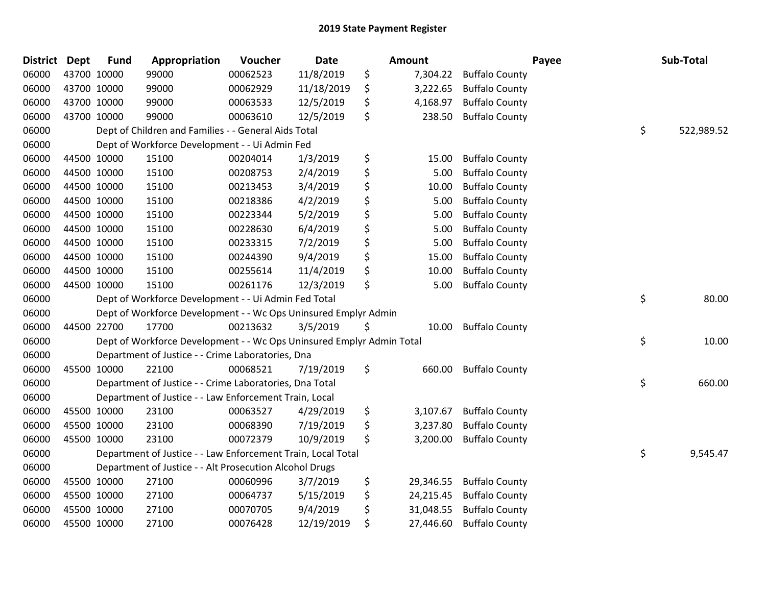# 2019 State Payment Register

| District | Dept | Fund | Appropriation | Voucher | Date | Amount | Payee | Sub-Total |
|---|---|---|---|---|---|---|---|---|
| 06000 | 43700 | 10000 | 99000 | 00062523 | 11/8/2019 | $ 7,304.22 | Buffalo County | |
| 06000 | 43700 | 10000 | 99000 | 00062929 | 11/18/2019 | $ 3,222.65 | Buffalo County | |
| 06000 | 43700 | 10000 | 99000 | 00063533 | 12/5/2019 | $ 4,168.97 | Buffalo County | |
| 06000 | 43700 | 10000 | 99000 | 00063610 | 12/5/2019 | $ 238.50 | Buffalo County | |
| 06000 | | | Dept of Children and Families - - General Aids Total | | | | | $ 522,989.52 |
| 06000 | | | Dept of Workforce Development - - Ui Admin Fed | | | | | |
| 06000 | 44500 | 10000 | 15100 | 00204014 | 1/3/2019 | $ 15.00 | Buffalo County | |
| 06000 | 44500 | 10000 | 15100 | 00208753 | 2/4/2019 | $ 5.00 | Buffalo County | |
| 06000 | 44500 | 10000 | 15100 | 00213453 | 3/4/2019 | $ 10.00 | Buffalo County | |
| 06000 | 44500 | 10000 | 15100 | 00218386 | 4/2/2019 | $ 5.00 | Buffalo County | |
| 06000 | 44500 | 10000 | 15100 | 00223344 | 5/2/2019 | $ 5.00 | Buffalo County | |
| 06000 | 44500 | 10000 | 15100 | 00228630 | 6/4/2019 | $ 5.00 | Buffalo County | |
| 06000 | 44500 | 10000 | 15100 | 00233315 | 7/2/2019 | $ 5.00 | Buffalo County | |
| 06000 | 44500 | 10000 | 15100 | 00244390 | 9/4/2019 | $ 15.00 | Buffalo County | |
| 06000 | 44500 | 10000 | 15100 | 00255614 | 11/4/2019 | $ 10.00 | Buffalo County | |
| 06000 | 44500 | 10000 | 15100 | 00261176 | 12/3/2019 | $ 5.00 | Buffalo County | |
| 06000 | | | Dept of Workforce Development - - Ui Admin Fed Total | | | | | $ 80.00 |
| 06000 | | | Dept of Workforce Development - - Wc Ops Uninsured Emplyr Admin | | | | | |
| 06000 | 44500 | 22700 | 17700 | 00213632 | 3/5/2019 | $ 10.00 | Buffalo County | |
| 06000 | | | Dept of Workforce Development - - Wc Ops Uninsured Emplyr Admin Total | | | | | $ 10.00 |
| 06000 | | | Department of Justice - - Crime Laboratories, Dna | | | | | |
| 06000 | 45500 | 10000 | 22100 | 00068521 | 7/19/2019 | $ 660.00 | Buffalo County | |
| 06000 | | | Department of Justice - - Crime Laboratories, Dna Total | | | | | $ 660.00 |
| 06000 | | | Department of Justice - - Law Enforcement Train, Local | | | | | |
| 06000 | 45500 | 10000 | 23100 | 00063527 | 4/29/2019 | $ 3,107.67 | Buffalo County | |
| 06000 | 45500 | 10000 | 23100 | 00068390 | 7/19/2019 | $ 3,237.80 | Buffalo County | |
| 06000 | 45500 | 10000 | 23100 | 00072379 | 10/9/2019 | $ 3,200.00 | Buffalo County | |
| 06000 | | | Department of Justice - - Law Enforcement Train, Local Total | | | | | $ 9,545.47 |
| 06000 | | | Department of Justice - - Alt Prosecution Alcohol Drugs | | | | | |
| 06000 | 45500 | 10000 | 27100 | 00060996 | 3/7/2019 | $ 29,346.55 | Buffalo County | |
| 06000 | 45500 | 10000 | 27100 | 00064737 | 5/15/2019 | $ 24,215.45 | Buffalo County | |
| 06000 | 45500 | 10000 | 27100 | 00070705 | 9/4/2019 | $ 31,048.55 | Buffalo County | |
| 06000 | 45500 | 10000 | 27100 | 00076428 | 12/19/2019 | $ 27,446.60 | Buffalo County | |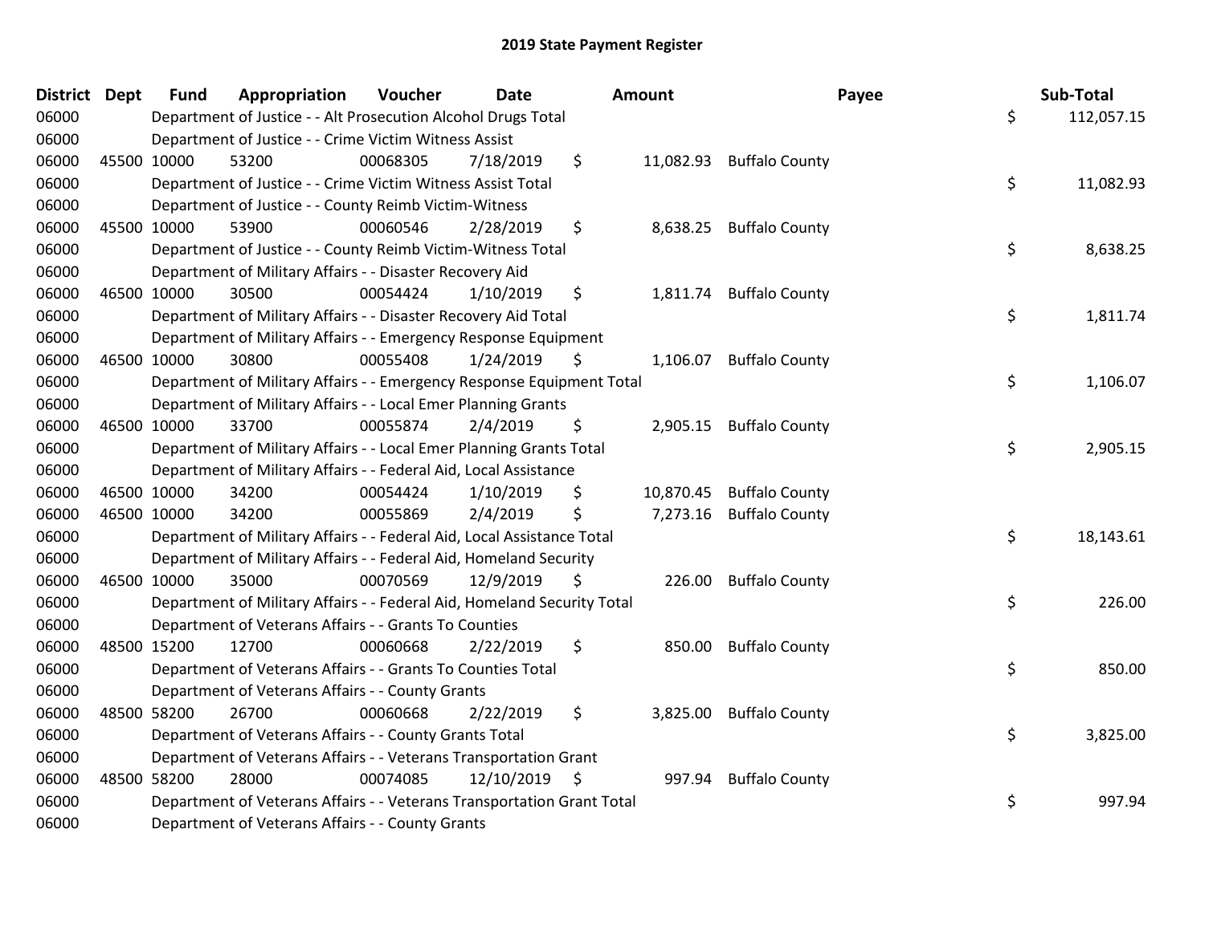# 2019 State Payment Register

| District | Dept | Fund | Appropriation | Voucher | Date | Amount | Payee | Sub-Total |
|---|---|---|---|---|---|---|---|---|
| 06000 | | Department of Justice - - Alt Prosecution Alcohol Drugs Total | | | | | | $ 112,057.15 |
| 06000 | | Department of Justice - - Crime Victim Witness Assist | | | | | | |
| 06000 | 45500 | 10000 | 53200 | 00068305 | 7/18/2019 | $ 11,082.93 | Buffalo County | |
| 06000 | | Department of Justice - - Crime Victim Witness Assist Total | | | | | | $ 11,082.93 |
| 06000 | | Department of Justice - - County Reimb Victim-Witness | | | | | | |
| 06000 | 45500 | 10000 | 53900 | 00060546 | 2/28/2019 | $ 8,638.25 | Buffalo County | |
| 06000 | | Department of Justice - - County Reimb Victim-Witness Total | | | | | | $ 8,638.25 |
| 06000 | | Department of Military Affairs - - Disaster Recovery Aid | | | | | | |
| 06000 | 46500 | 10000 | 30500 | 00054424 | 1/10/2019 | $ 1,811.74 | Buffalo County | |
| 06000 | | Department of Military Affairs - - Disaster Recovery Aid Total | | | | | | $ 1,811.74 |
| 06000 | | Department of Military Affairs - - Emergency Response Equipment | | | | | | |
| 06000 | 46500 | 10000 | 30800 | 00055408 | 1/24/2019 | $ 1,106.07 | Buffalo County | |
| 06000 | | Department of Military Affairs - - Emergency Response Equipment Total | | | | | | $ 1,106.07 |
| 06000 | | Department of Military Affairs - - Local Emer Planning Grants | | | | | | |
| 06000 | 46500 | 10000 | 33700 | 00055874 | 2/4/2019 | $ 2,905.15 | Buffalo County | |
| 06000 | | Department of Military Affairs - - Local Emer Planning Grants Total | | | | | | $ 2,905.15 |
| 06000 | | Department of Military Affairs - - Federal Aid, Local Assistance | | | | | | |
| 06000 | 46500 | 10000 | 34200 | 00054424 | 1/10/2019 | $ 10,870.45 | Buffalo County | |
| 06000 | 46500 | 10000 | 34200 | 00055869 | 2/4/2019 | $ 7,273.16 | Buffalo County | |
| 06000 | | Department of Military Affairs - - Federal Aid, Local Assistance Total | | | | | | $ 18,143.61 |
| 06000 | | Department of Military Affairs - - Federal Aid, Homeland Security | | | | | | |
| 06000 | 46500 | 10000 | 35000 | 00070569 | 12/9/2019 | $ 226.00 | Buffalo County | |
| 06000 | | Department of Military Affairs - - Federal Aid, Homeland Security Total | | | | | | $ 226.00 |
| 06000 | | Department of Veterans Affairs - - Grants To Counties | | | | | | |
| 06000 | 48500 | 15200 | 12700 | 00060668 | 2/22/2019 | $ 850.00 | Buffalo County | |
| 06000 | | Department of Veterans Affairs - - Grants To Counties Total | | | | | | $ 850.00 |
| 06000 | | Department of Veterans Affairs - - County Grants | | | | | | |
| 06000 | 48500 | 58200 | 26700 | 00060668 | 2/22/2019 | $ 3,825.00 | Buffalo County | |
| 06000 | | Department of Veterans Affairs - - County Grants Total | | | | | | $ 3,825.00 |
| 06000 | | Department of Veterans Affairs - - Veterans Transportation Grant | | | | | | |
| 06000 | 48500 | 58200 | 28000 | 00074085 | 12/10/2019 | $ 997.94 | Buffalo County | |
| 06000 | | Department of Veterans Affairs - - Veterans Transportation Grant Total | | | | | | $ 997.94 |
| 06000 | | Department of Veterans Affairs - - County Grants | | | | | | |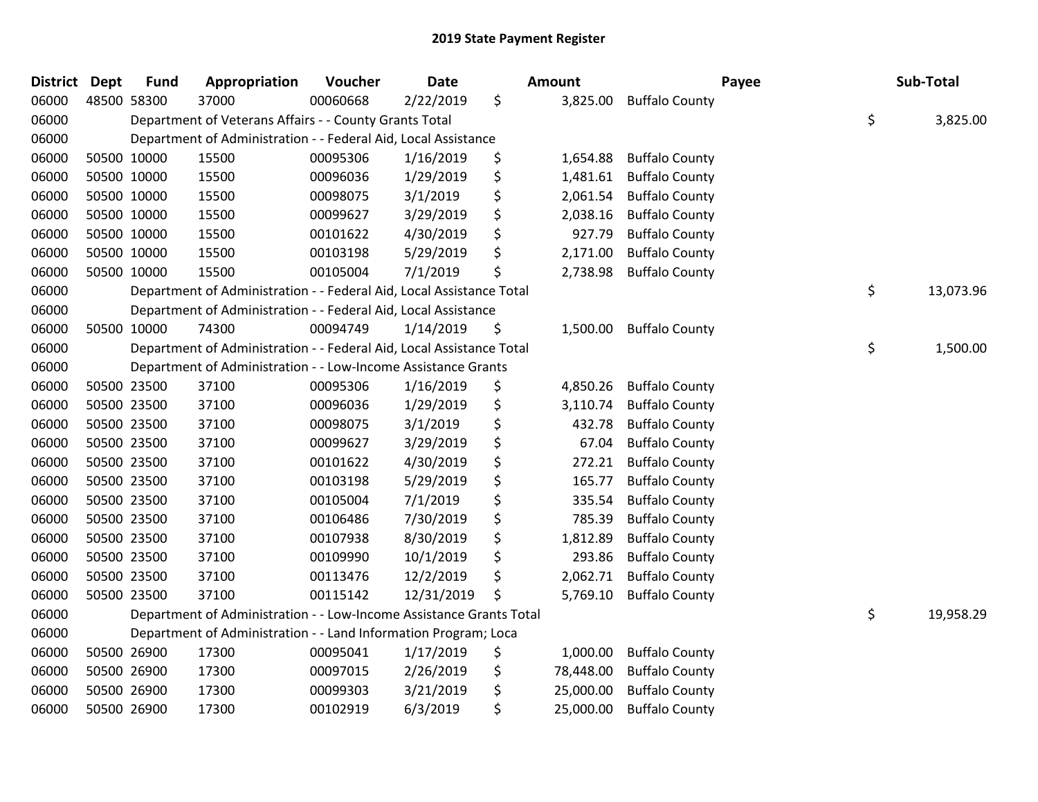# 2019 State Payment Register

| District | Dept | Fund | Appropriation | Voucher | Date | Amount | Payee | Sub-Total |
|---|---|---|---|---|---|---|---|---|
| 06000 | 48500 | 58300 | 37000 | 00060668 | 2/22/2019 | $ 3,825.00 | Buffalo County | |
| 06000 | | Department of Veterans Affairs - - County Grants Total | | | | | | $ 3,825.00 |
| 06000 | | Department of Administration - - Federal Aid, Local Assistance | | | | | | |
| 06000 | 50500 | 10000 | 15500 | 00095306 | 1/16/2019 | $ 1,654.88 | Buffalo County | |
| 06000 | 50500 | 10000 | 15500 | 00096036 | 1/29/2019 | $ 1,481.61 | Buffalo County | |
| 06000 | 50500 | 10000 | 15500 | 00098075 | 3/1/2019 | $ 2,061.54 | Buffalo County | |
| 06000 | 50500 | 10000 | 15500 | 00099627 | 3/29/2019 | $ 2,038.16 | Buffalo County | |
| 06000 | 50500 | 10000 | 15500 | 00101622 | 4/30/2019 | $ 927.79 | Buffalo County | |
| 06000 | 50500 | 10000 | 15500 | 00103198 | 5/29/2019 | $ 2,171.00 | Buffalo County | |
| 06000 | 50500 | 10000 | 15500 | 00105004 | 7/1/2019 | $ 2,738.98 | Buffalo County | |
| 06000 | | Department of Administration - - Federal Aid, Local Assistance Total | | | | | | $ 13,073.96 |
| 06000 | | Department of Administration - - Federal Aid, Local Assistance | | | | | | |
| 06000 | 50500 | 10000 | 74300 | 00094749 | 1/14/2019 | $ 1,500.00 | Buffalo County | |
| 06000 | | Department of Administration - - Federal Aid, Local Assistance Total | | | | | | $ 1,500.00 |
| 06000 | | Department of Administration - - Low-Income Assistance Grants | | | | | | |
| 06000 | 50500 | 23500 | 37100 | 00095306 | 1/16/2019 | $ 4,850.26 | Buffalo County | |
| 06000 | 50500 | 23500 | 37100 | 00096036 | 1/29/2019 | $ 3,110.74 | Buffalo County | |
| 06000 | 50500 | 23500 | 37100 | 00098075 | 3/1/2019 | $ 432.78 | Buffalo County | |
| 06000 | 50500 | 23500 | 37100 | 00099627 | 3/29/2019 | $ 67.04 | Buffalo County | |
| 06000 | 50500 | 23500 | 37100 | 00101622 | 4/30/2019 | $ 272.21 | Buffalo County | |
| 06000 | 50500 | 23500 | 37100 | 00103198 | 5/29/2019 | $ 165.77 | Buffalo County | |
| 06000 | 50500 | 23500 | 37100 | 00105004 | 7/1/2019 | $ 335.54 | Buffalo County | |
| 06000 | 50500 | 23500 | 37100 | 00106486 | 7/30/2019 | $ 785.39 | Buffalo County | |
| 06000 | 50500 | 23500 | 37100 | 00107938 | 8/30/2019 | $ 1,812.89 | Buffalo County | |
| 06000 | 50500 | 23500 | 37100 | 00109990 | 10/1/2019 | $ 293.86 | Buffalo County | |
| 06000 | 50500 | 23500 | 37100 | 00113476 | 12/2/2019 | $ 2,062.71 | Buffalo County | |
| 06000 | 50500 | 23500 | 37100 | 00115142 | 12/31/2019 | $ 5,769.10 | Buffalo County | |
| 06000 | | Department of Administration - - Low-Income Assistance Grants Total | | | | | | $ 19,958.29 |
| 06000 | | Department of Administration - - Land Information Program; Loca | | | | | | |
| 06000 | 50500 | 26900 | 17300 | 00095041 | 1/17/2019 | $ 1,000.00 | Buffalo County | |
| 06000 | 50500 | 26900 | 17300 | 00097015 | 2/26/2019 | $ 78,448.00 | Buffalo County | |
| 06000 | 50500 | 26900 | 17300 | 00099303 | 3/21/2019 | $ 25,000.00 | Buffalo County | |
| 06000 | 50500 | 26900 | 17300 | 00102919 | 6/3/2019 | $ 25,000.00 | Buffalo County | |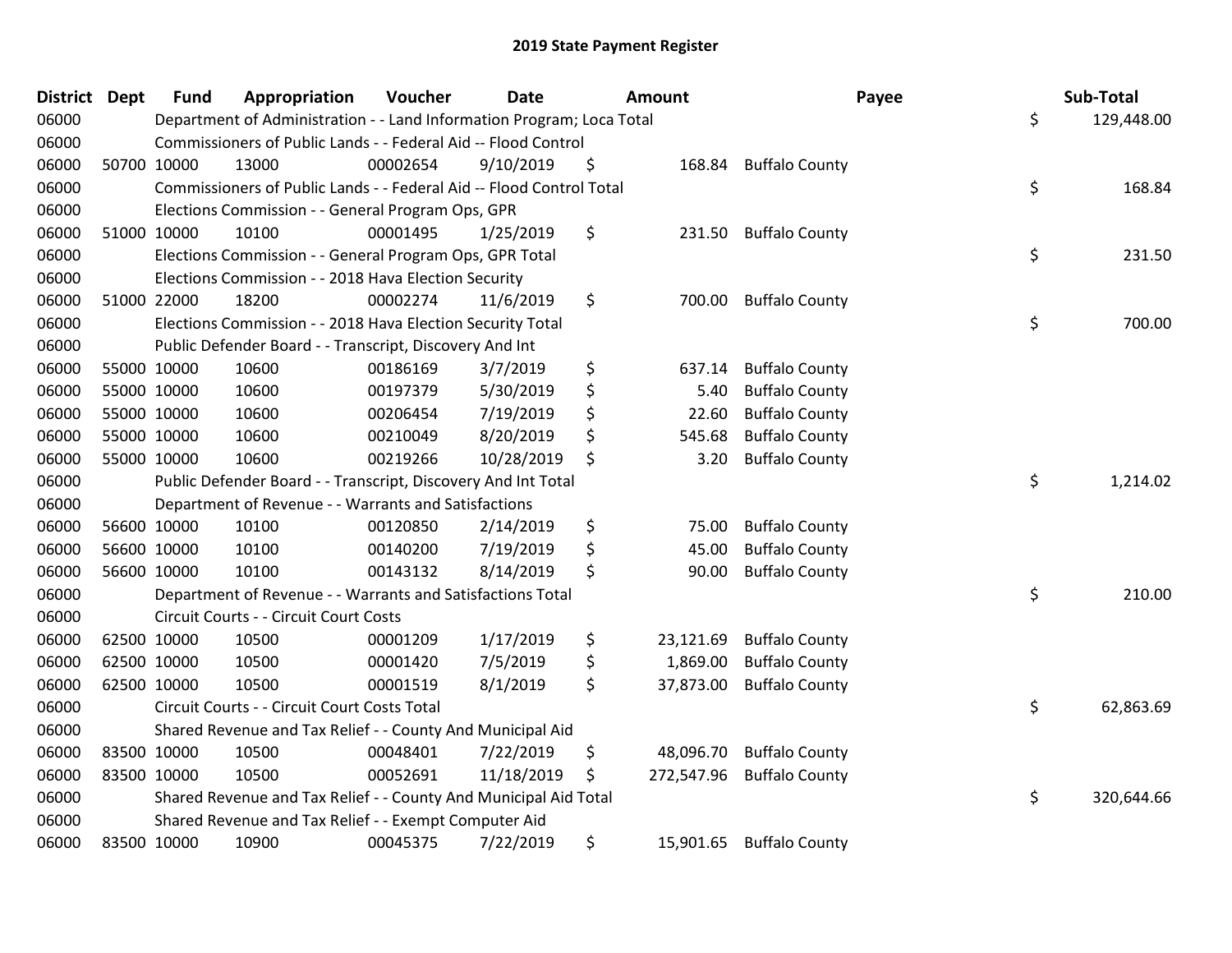# 2019 State Payment Register

| District | Dept | Fund | Appropriation | Voucher | Date | Amount | Payee | Sub-Total |
|---|---|---|---|---|---|---|---|---|
| 06000 | | Department of Administration - - Land Information Program; Loca Total | | | | | | $ 129,448.00 |
| 06000 | | Commissioners of Public Lands - - Federal Aid -- Flood Control | | | | | | |
| 06000 | 50700 | 10000 | 13000 | 00002654 | 9/10/2019 | $ 168.84 | Buffalo County | |
| 06000 | | Commissioners of Public Lands - - Federal Aid -- Flood Control Total | | | | | | $ 168.84 |
| 06000 | | Elections Commission - - General Program Ops, GPR | | | | | | |
| 06000 | 51000 | 10000 | 10100 | 00001495 | 1/25/2019 | $ 231.50 | Buffalo County | |
| 06000 | | Elections Commission - - General Program Ops, GPR Total | | | | | | $ 231.50 |
| 06000 | | Elections Commission - - 2018 Hava Election Security | | | | | | |
| 06000 | 51000 | 22000 | 18200 | 00002274 | 11/6/2019 | $ 700.00 | Buffalo County | |
| 06000 | | Elections Commission - - 2018 Hava Election Security Total | | | | | | $ 700.00 |
| 06000 | | Public Defender Board - - Transcript, Discovery And Int | | | | | | |
| 06000 | 55000 | 10000 | 10600 | 00186169 | 3/7/2019 | $ 637.14 | Buffalo County | |
| 06000 | 55000 | 10000 | 10600 | 00197379 | 5/30/2019 | $ 5.40 | Buffalo County | |
| 06000 | 55000 | 10000 | 10600 | 00206454 | 7/19/2019 | $ 22.60 | Buffalo County | |
| 06000 | 55000 | 10000 | 10600 | 00210049 | 8/20/2019 | $ 545.68 | Buffalo County | |
| 06000 | 55000 | 10000 | 10600 | 00219266 | 10/28/2019 | $ 3.20 | Buffalo County | |
| 06000 | | Public Defender Board - - Transcript, Discovery And Int Total | | | | | | $ 1,214.02 |
| 06000 | | Department of Revenue - - Warrants and Satisfactions | | | | | | |
| 06000 | 56600 | 10000 | 10100 | 00120850 | 2/14/2019 | $ 75.00 | Buffalo County | |
| 06000 | 56600 | 10000 | 10100 | 00140200 | 7/19/2019 | $ 45.00 | Buffalo County | |
| 06000 | 56600 | 10000 | 10100 | 00143132 | 8/14/2019 | $ 90.00 | Buffalo County | |
| 06000 | | Department of Revenue - - Warrants and Satisfactions Total | | | | | | $ 210.00 |
| 06000 | | Circuit Courts - - Circuit Court Costs | | | | | | |
| 06000 | 62500 | 10000 | 10500 | 00001209 | 1/17/2019 | $ 23,121.69 | Buffalo County | |
| 06000 | 62500 | 10000 | 10500 | 00001420 | 7/5/2019 | $ 1,869.00 | Buffalo County | |
| 06000 | 62500 | 10000 | 10500 | 00001519 | 8/1/2019 | $ 37,873.00 | Buffalo County | |
| 06000 | | Circuit Courts - - Circuit Court Costs Total | | | | | | $ 62,863.69 |
| 06000 | | Shared Revenue and Tax Relief - - County And Municipal Aid | | | | | | |
| 06000 | 83500 | 10000 | 10500 | 00048401 | 7/22/2019 | $ 48,096.70 | Buffalo County | |
| 06000 | 83500 | 10000 | 10500 | 00052691 | 11/18/2019 | $ 272,547.96 | Buffalo County | |
| 06000 | | Shared Revenue and Tax Relief - - County And Municipal Aid Total | | | | | | $ 320,644.66 |
| 06000 | | Shared Revenue and Tax Relief - - Exempt Computer Aid | | | | | | |
| 06000 | 83500 | 10000 | 10900 | 00045375 | 7/22/2019 | $ 15,901.65 | Buffalo County | |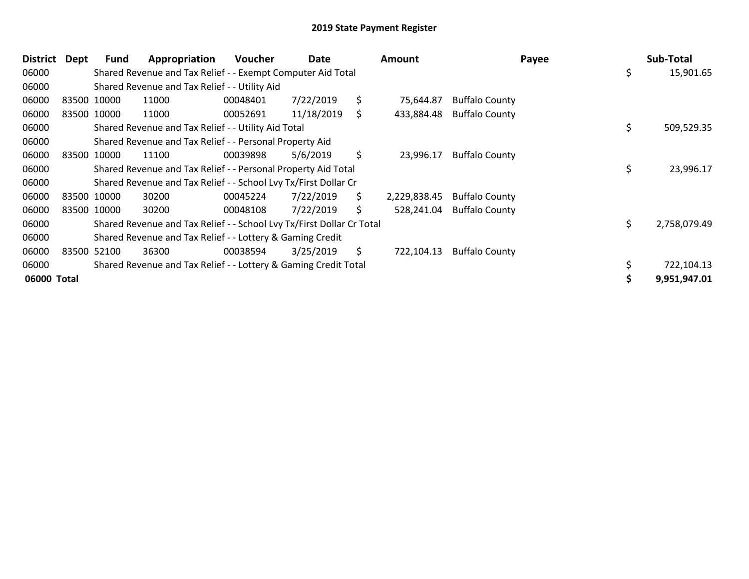# 2019 State Payment Register

| District | Dept | Fund | Appropriation | Voucher | Date | Amount | Payee | Sub-Total |
|---|---|---|---|---|---|---|---|---|
| 06000 | | Shared Revenue and Tax Relief - - Exempt Computer Aid Total | | | | | | $ 15,901.65 |
| 06000 | | Shared Revenue and Tax Relief - - Utility Aid | | | | | | |
| 06000 | 83500 | 10000 | 11000 | 00048401 | 7/22/2019 | $ 75,644.87 | Buffalo County | |
| 06000 | 83500 | 10000 | 11000 | 00052691 | 11/18/2019 | $ 433,884.48 | Buffalo County | |
| 06000 | | Shared Revenue and Tax Relief - - Utility Aid Total | | | | | | $ 509,529.35 |
| 06000 | | Shared Revenue and Tax Relief - - Personal Property Aid | | | | | | |
| 06000 | 83500 | 10000 | 11100 | 00039898 | 5/6/2019 | $ 23,996.17 | Buffalo County | |
| 06000 | | Shared Revenue and Tax Relief - - Personal Property Aid Total | | | | | | $ 23,996.17 |
| 06000 | | Shared Revenue and Tax Relief - - School Lvy Tx/First Dollar Cr | | | | | | |
| 06000 | 83500 | 10000 | 30200 | 00045224 | 7/22/2019 | $ 2,229,838.45 | Buffalo County | |
| 06000 | 83500 | 10000 | 30200 | 00048108 | 7/22/2019 | $ 528,241.04 | Buffalo County | |
| 06000 | | Shared Revenue and Tax Relief - - School Lvy Tx/First Dollar Cr Total | | | | | | $ 2,758,079.49 |
| 06000 | | Shared Revenue and Tax Relief - - Lottery & Gaming Credit | | | | | | |
| 06000 | 83500 | 52100 | 36300 | 00038594 | 3/25/2019 | $ 722,104.13 | Buffalo County | |
| 06000 | | Shared Revenue and Tax Relief - - Lottery & Gaming Credit Total | | | | | | $ 722,104.13 |
| **06000 Total** | | | | | | | | **$ 9,951,947.01** |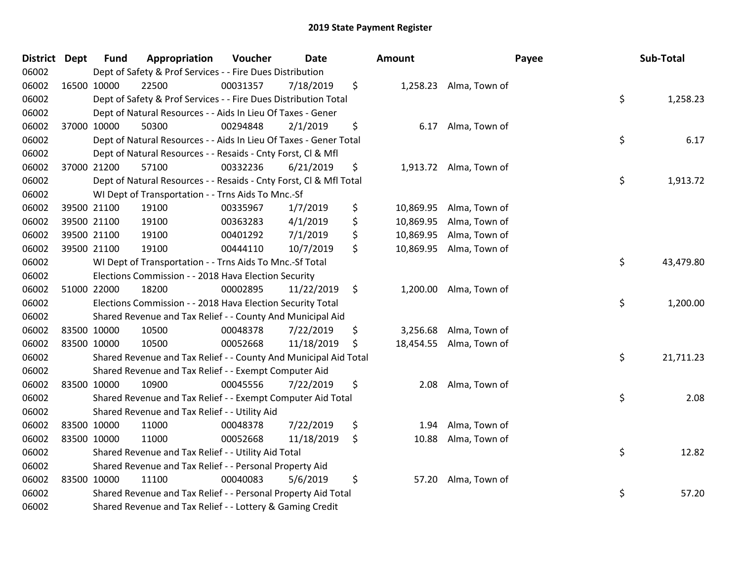# 2019 State Payment Register

| District | Dept | Fund | Appropriation | Voucher | Date | Amount | Payee | Sub-Total |
|---|---|---|---|---|---|---|---|---|
| 06002 | | Dept of Safety & Prof Services - - Fire Dues Distribution | | | | | | |
| 06002 | 16500 | 10000 | 22500 | 00031357 | 7/18/2019 | $ 1,258.23 | Alma, Town of | |
| 06002 | | Dept of Safety & Prof Services - - Fire Dues Distribution Total | | | | | | $ 1,258.23 |
| 06002 | | Dept of Natural Resources - - Aids In Lieu Of Taxes - Gener | | | | | | |
| 06002 | 37000 | 10000 | 50300 | 00294848 | 2/1/2019 | $ 6.17 | Alma, Town of | |
| 06002 | | Dept of Natural Resources - - Aids In Lieu Of Taxes - Gener Total | | | | | | $ 6.17 |
| 06002 | | Dept of Natural Resources - - Resaids - Cnty Forst, Cl & Mfl | | | | | | |
| 06002 | 37000 | 21200 | 57100 | 00332236 | 6/21/2019 | $ 1,913.72 | Alma, Town of | |
| 06002 | | Dept of Natural Resources - - Resaids - Cnty Forst, Cl & Mfl Total | | | | | | $ 1,913.72 |
| 06002 | | WI Dept of Transportation - - Trns Aids To Mnc.-Sf | | | | | | |
| 06002 | 39500 | 21100 | 19100 | 00335967 | 1/7/2019 | $ 10,869.95 | Alma, Town of | |
| 06002 | 39500 | 21100 | 19100 | 00363283 | 4/1/2019 | $ 10,869.95 | Alma, Town of | |
| 06002 | 39500 | 21100 | 19100 | 00401292 | 7/1/2019 | $ 10,869.95 | Alma, Town of | |
| 06002 | 39500 | 21100 | 19100 | 00444110 | 10/7/2019 | $ 10,869.95 | Alma, Town of | |
| 06002 | | WI Dept of Transportation - - Trns Aids To Mnc.-Sf Total | | | | | | $ 43,479.80 |
| 06002 | | Elections Commission - - 2018 Hava Election Security | | | | | | |
| 06002 | 51000 | 22000 | 18200 | 00002895 | 11/22/2019 | $ 1,200.00 | Alma, Town of | |
| 06002 | | Elections Commission - - 2018 Hava Election Security Total | | | | | | $ 1,200.00 |
| 06002 | | Shared Revenue and Tax Relief - - County And Municipal Aid | | | | | | |
| 06002 | 83500 | 10000 | 10500 | 00048378 | 7/22/2019 | $ 3,256.68 | Alma, Town of | |
| 06002 | 83500 | 10000 | 10500 | 00052668 | 11/18/2019 | $ 18,454.55 | Alma, Town of | |
| 06002 | | Shared Revenue and Tax Relief - - County And Municipal Aid Total | | | | | | $ 21,711.23 |
| 06002 | | Shared Revenue and Tax Relief - - Exempt Computer Aid | | | | | | |
| 06002 | 83500 | 10000 | 10900 | 00045556 | 7/22/2019 | $ 2.08 | Alma, Town of | |
| 06002 | | Shared Revenue and Tax Relief - - Exempt Computer Aid Total | | | | | | $ 2.08 |
| 06002 | | Shared Revenue and Tax Relief - - Utility Aid | | | | | | |
| 06002 | 83500 | 10000 | 11000 | 00048378 | 7/22/2019 | $ 1.94 | Alma, Town of | |
| 06002 | 83500 | 10000 | 11000 | 00052668 | 11/18/2019 | $ 10.88 | Alma, Town of | |
| 06002 | | Shared Revenue and Tax Relief - - Utility Aid Total | | | | | | $ 12.82 |
| 06002 | | Shared Revenue and Tax Relief - - Personal Property Aid | | | | | | |
| 06002 | 83500 | 10000 | 11100 | 00040083 | 5/6/2019 | $ 57.20 | Alma, Town of | |
| 06002 | | Shared Revenue and Tax Relief - - Personal Property Aid Total | | | | | | $ 57.20 |
| 06002 | | Shared Revenue and Tax Relief - - Lottery & Gaming Credit | | | | | | |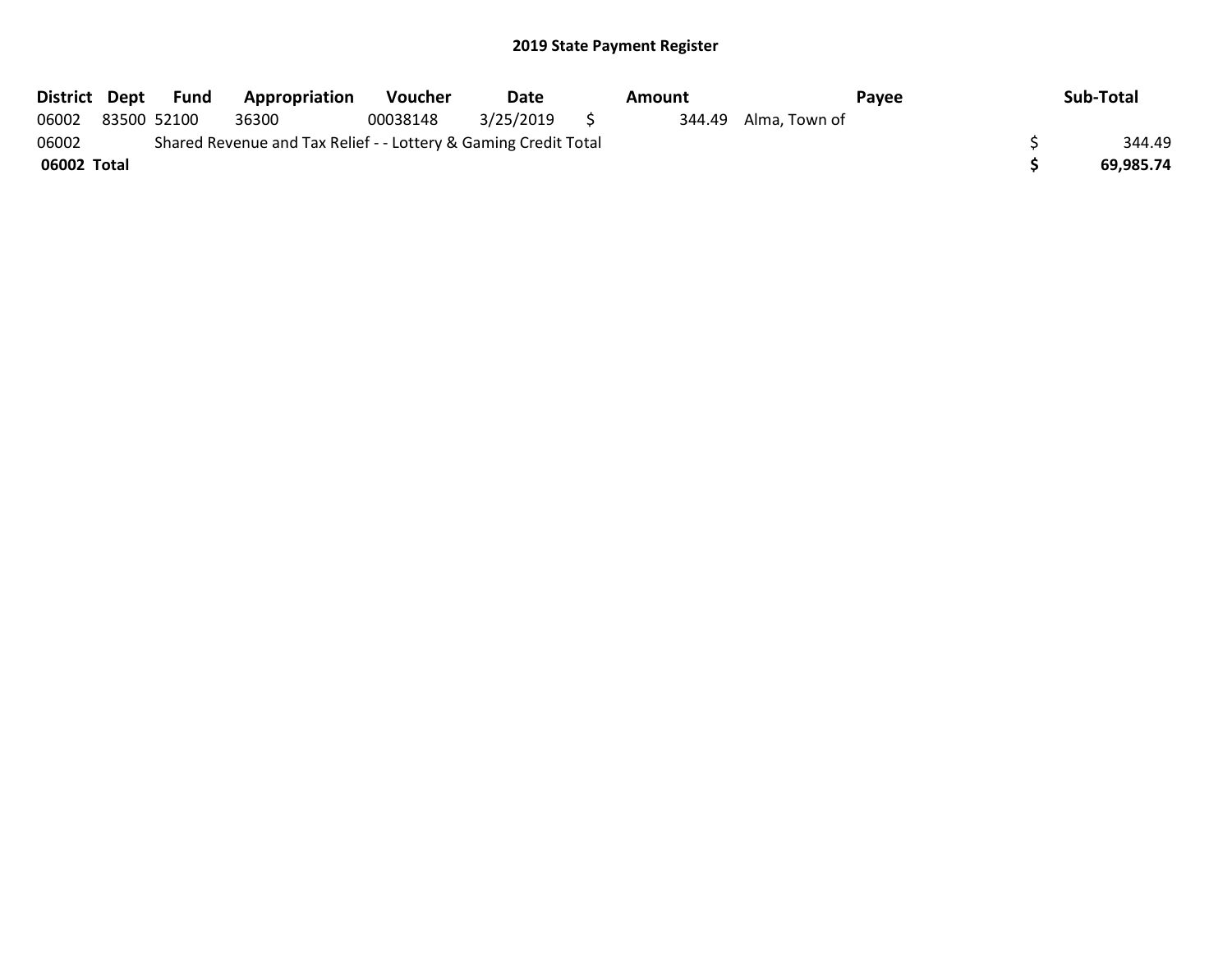## 2019 State Payment Register

| District | Dept | Fund | Appropriation | Voucher | Date | Amount | Payee | Sub-Total |
| --- | --- | --- | --- | --- | --- | --- | --- | --- |
| 06002 | 83500 | 52100 | 36300 | 00038148 | 3/25/2019 | $ 344.49 | Alma, Town of | |
| 06002 | Shared Revenue and Tax Relief - - Lottery & Gaming Credit Total | | | | | | | $ 344.49 |
| **06002 Total** | | | | | | | | **$ 69,985.74** |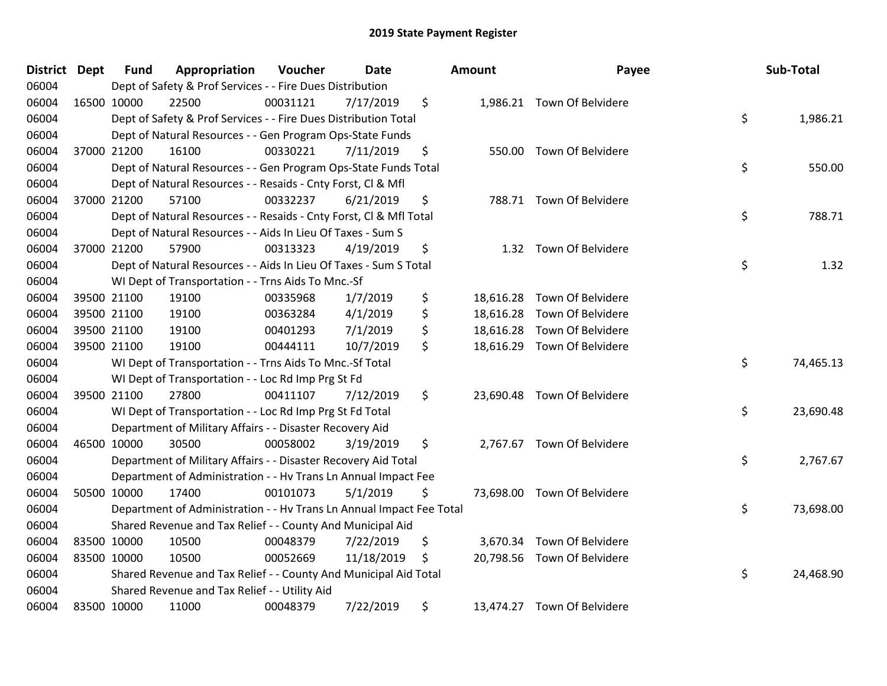## 2019 State Payment Register

| District | Dept | Fund | Appropriation | Voucher | Date | Amount | Payee | Sub-Total |
|---|---|---|---|---|---|---|---|---|
| 06004 | | Dept of Safety & Prof Services - - Fire Dues Distribution | | | | | | |
| 06004 | 16500 | 10000 | 22500 | 00031121 | 7/17/2019 | $ 1,986.21 | Town Of Belvidere | |
| 06004 | | Dept of Safety & Prof Services - - Fire Dues Distribution Total | | | | | | $ 1,986.21 |
| 06004 | | Dept of Natural Resources - - Gen Program Ops-State Funds | | | | | | |
| 06004 | 37000 | 21200 | 16100 | 00330221 | 7/11/2019 | $ 550.00 | Town Of Belvidere | |
| 06004 | | Dept of Natural Resources - - Gen Program Ops-State Funds Total | | | | | | $ 550.00 |
| 06004 | | Dept of Natural Resources - - Resaids - Cnty Forst, Cl & Mfl | | | | | | |
| 06004 | 37000 | 21200 | 57100 | 00332237 | 6/21/2019 | $ 788.71 | Town Of Belvidere | |
| 06004 | | Dept of Natural Resources - - Resaids - Cnty Forst, Cl & Mfl Total | | | | | | $ 788.71 |
| 06004 | | Dept of Natural Resources - - Aids In Lieu Of Taxes - Sum S | | | | | | |
| 06004 | 37000 | 21200 | 57900 | 00313323 | 4/19/2019 | $ 1.32 | Town Of Belvidere | |
| 06004 | | Dept of Natural Resources - - Aids In Lieu Of Taxes - Sum S Total | | | | | | $ 1.32 |
| 06004 | | WI Dept of Transportation - - Trns Aids To Mnc.-Sf | | | | | | |
| 06004 | 39500 | 21100 | 19100 | 00335968 | 1/7/2019 | $ 18,616.28 | Town Of Belvidere | |
| 06004 | 39500 | 21100 | 19100 | 00363284 | 4/1/2019 | $ 18,616.28 | Town Of Belvidere | |
| 06004 | 39500 | 21100 | 19100 | 00401293 | 7/1/2019 | $ 18,616.28 | Town Of Belvidere | |
| 06004 | 39500 | 21100 | 19100 | 00444111 | 10/7/2019 | $ 18,616.29 | Town Of Belvidere | |
| 06004 | | WI Dept of Transportation - - Trns Aids To Mnc.-Sf Total | | | | | | $ 74,465.13 |
| 06004 | | WI Dept of Transportation - - Loc Rd Imp Prg St Fd | | | | | | |
| 06004 | 39500 | 21100 | 27800 | 00411107 | 7/12/2019 | $ 23,690.48 | Town Of Belvidere | |
| 06004 | | WI Dept of Transportation - - Loc Rd Imp Prg St Fd Total | | | | | | $ 23,690.48 |
| 06004 | | Department of Military Affairs - - Disaster Recovery Aid | | | | | | |
| 06004 | 46500 | 10000 | 30500 | 00058002 | 3/19/2019 | $ 2,767.67 | Town Of Belvidere | |
| 06004 | | Department of Military Affairs - - Disaster Recovery Aid Total | | | | | | $ 2,767.67 |
| 06004 | | Department of Administration - - Hv Trans Ln Annual Impact Fee | | | | | | |
| 06004 | 50500 | 10000 | 17400 | 00101073 | 5/1/2019 | $ 73,698.00 | Town Of Belvidere | |
| 06004 | | Department of Administration - - Hv Trans Ln Annual Impact Fee Total | | | | | | $ 73,698.00 |
| 06004 | | Shared Revenue and Tax Relief - - County And Municipal Aid | | | | | | |
| 06004 | 83500 | 10000 | 10500 | 00048379 | 7/22/2019 | $ 3,670.34 | Town Of Belvidere | |
| 06004 | 83500 | 10000 | 10500 | 00052669 | 11/18/2019 | $ 20,798.56 | Town Of Belvidere | |
| 06004 | | Shared Revenue and Tax Relief - - County And Municipal Aid Total | | | | | | $ 24,468.90 |
| 06004 | | Shared Revenue and Tax Relief - - Utility Aid | | | | | | |
| 06004 | 83500 | 10000 | 11000 | 00048379 | 7/22/2019 | $ 13,474.27 | Town Of Belvidere | |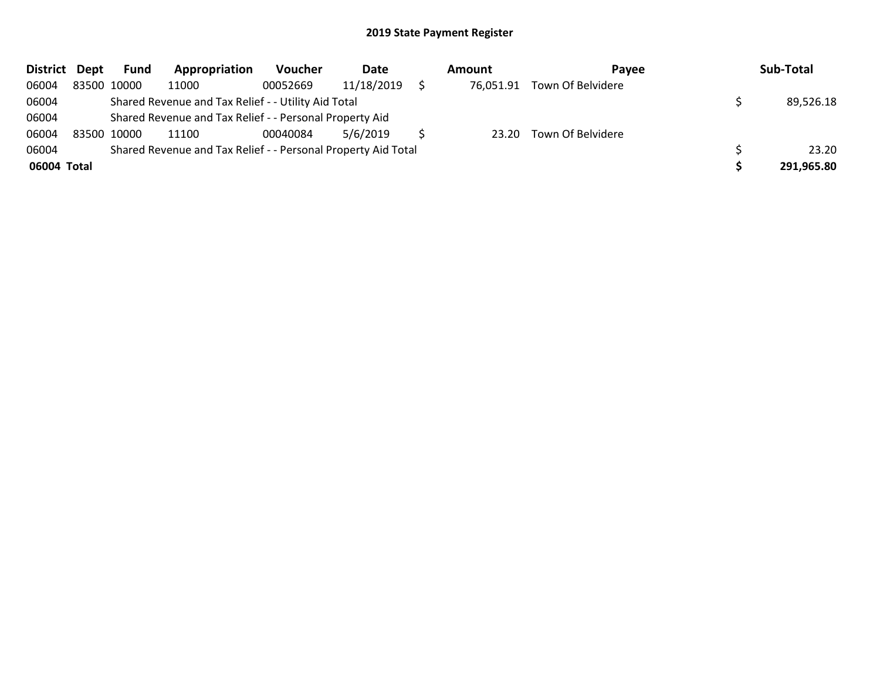## 2019 State Payment Register

| District | Dept | Fund | Appropriation | Voucher | Date | Amount | Payee | Sub-Total |
|---|---|---|---|---|---|---|---|---|
| 06004 | 83500 | 10000 | 11000 | 00052669 | 11/18/2019 | $ 76,051.91 | Town Of Belvidere | |
| 06004 | | Shared Revenue and Tax Relief - - Utility Aid Total | | | | | | $ 89,526.18 |
| 06004 | | Shared Revenue and Tax Relief - - Personal Property Aid | | | | | | |
| 06004 | 83500 | 10000 | 11100 | 00040084 | 5/6/2019 | $ 23.20 | Town Of Belvidere | |
| 06004 | | Shared Revenue and Tax Relief - - Personal Property Aid Total | | | | | | $ 23.20 |
| **06004 Total** | | | | | | | | **$ 291,965.80** |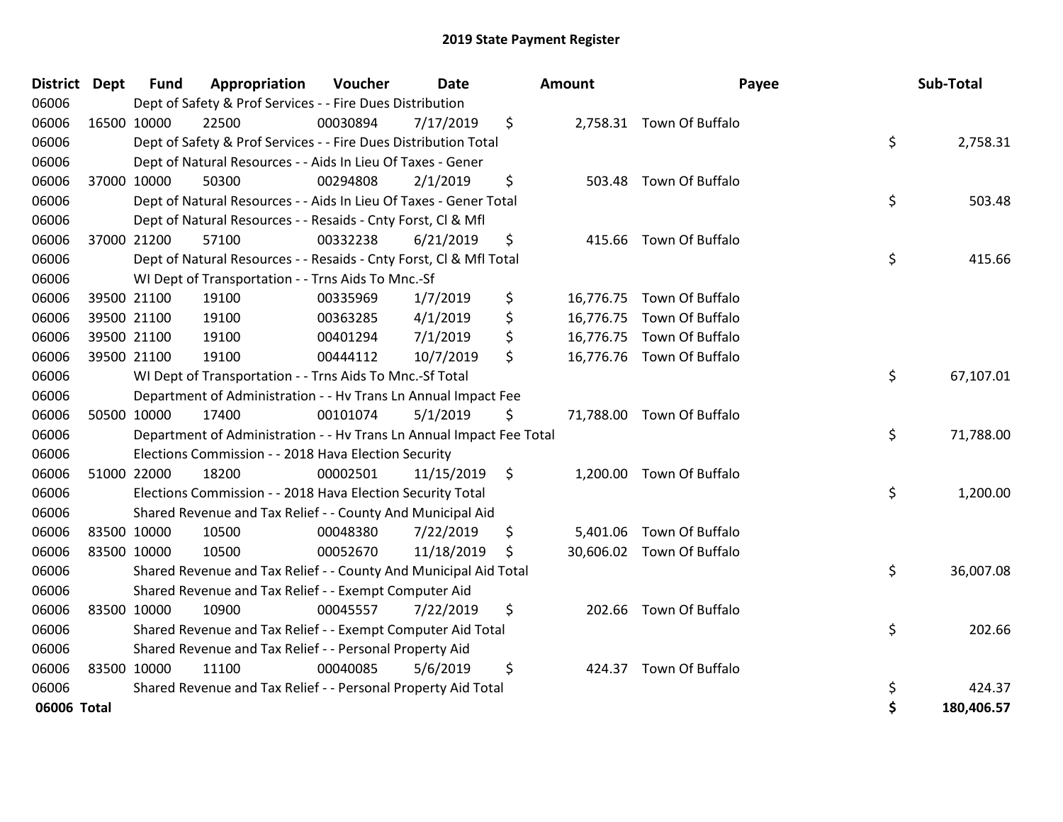# 2019 State Payment Register

| District | Dept | Fund | Appropriation | Voucher | Date | Amount | Payee | Sub-Total |
|---|---|---|---|---|---|---|---|---|
| 06006 | | Dept of Safety & Prof Services - - Fire Dues Distribution | | | | | | |
| 06006 | 16500 | 10000 | 22500 | 00030894 | 7/17/2019 | $ 2,758.31 | Town Of Buffalo | |
| 06006 | | Dept of Safety & Prof Services - - Fire Dues Distribution Total | | | | | | $ 2,758.31 |
| 06006 | | Dept of Natural Resources - - Aids In Lieu Of Taxes - Gener | | | | | | |
| 06006 | 37000 | 10000 | 50300 | 00294808 | 2/1/2019 | $ 503.48 | Town Of Buffalo | |
| 06006 | | Dept of Natural Resources - - Aids In Lieu Of Taxes - Gener Total | | | | | | $ 503.48 |
| 06006 | | Dept of Natural Resources - - Resaids - Cnty Forst, Cl & Mfl | | | | | | |
| 06006 | 37000 | 21200 | 57100 | 00332238 | 6/21/2019 | $ 415.66 | Town Of Buffalo | |
| 06006 | | Dept of Natural Resources - - Resaids - Cnty Forst, Cl & Mfl Total | | | | | | $ 415.66 |
| 06006 | | WI Dept of Transportation - - Trns Aids To Mnc.-Sf | | | | | | |
| 06006 | 39500 | 21100 | 19100 | 00335969 | 1/7/2019 | $ 16,776.75 | Town Of Buffalo | |
| 06006 | 39500 | 21100 | 19100 | 00363285 | 4/1/2019 | $ 16,776.75 | Town Of Buffalo | |
| 06006 | 39500 | 21100 | 19100 | 00401294 | 7/1/2019 | $ 16,776.75 | Town Of Buffalo | |
| 06006 | 39500 | 21100 | 19100 | 00444112 | 10/7/2019 | $ 16,776.76 | Town Of Buffalo | |
| 06006 | | WI Dept of Transportation - - Trns Aids To Mnc.-Sf Total | | | | | | $ 67,107.01 |
| 06006 | | Department of Administration - - Hv Trans Ln Annual Impact Fee | | | | | | |
| 06006 | 50500 | 10000 | 17400 | 00101074 | 5/1/2019 | $ 71,788.00 | Town Of Buffalo | |
| 06006 | | Department of Administration - - Hv Trans Ln Annual Impact Fee Total | | | | | | $ 71,788.00 |
| 06006 | | Elections Commission - - 2018 Hava Election Security | | | | | | |
| 06006 | 51000 | 22000 | 18200 | 00002501 | 11/15/2019 | $ 1,200.00 | Town Of Buffalo | |
| 06006 | | Elections Commission - - 2018 Hava Election Security Total | | | | | | $ 1,200.00 |
| 06006 | | Shared Revenue and Tax Relief - - County And Municipal Aid | | | | | | |
| 06006 | 83500 | 10000 | 10500 | 00048380 | 7/22/2019 | $ 5,401.06 | Town Of Buffalo | |
| 06006 | 83500 | 10000 | 10500 | 00052670 | 11/18/2019 | $ 30,606.02 | Town Of Buffalo | |
| 06006 | | Shared Revenue and Tax Relief - - County And Municipal Aid Total | | | | | | $ 36,007.08 |
| 06006 | | Shared Revenue and Tax Relief - - Exempt Computer Aid | | | | | | |
| 06006 | 83500 | 10000 | 10900 | 00045557 | 7/22/2019 | $ 202.66 | Town Of Buffalo | |
| 06006 | | Shared Revenue and Tax Relief - - Exempt Computer Aid Total | | | | | | $ 202.66 |
| 06006 | | Shared Revenue and Tax Relief - - Personal Property Aid | | | | | | |
| 06006 | 83500 | 10000 | 11100 | 00040085 | 5/6/2019 | $ 424.37 | Town Of Buffalo | |
| 06006 | | Shared Revenue and Tax Relief - - Personal Property Aid Total | | | | | | $ 424.37 |
| **06006 Total** | | | | | | | | **$ 180,406.57** |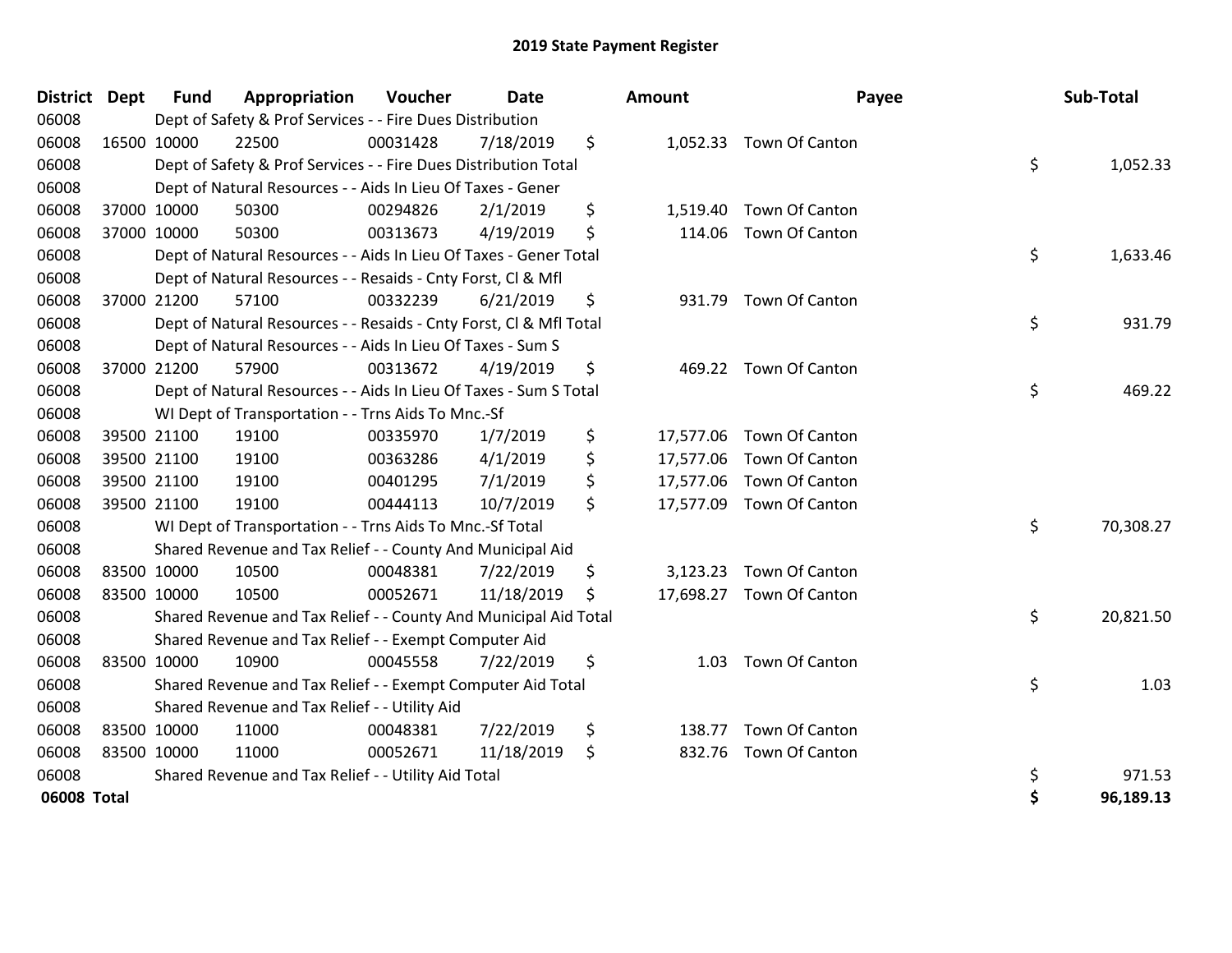# 2019 State Payment Register

| District | Dept | Fund | Appropriation | Voucher | Date | Amount | Payee | Sub-Total |
|---|---|---|---|---|---|---|---|---|
| 06008 | | Dept of Safety & Prof Services - - Fire Dues Distribution | | | | | | |
| 06008 | 16500 | 10000 | 22500 | 00031428 | 7/18/2019 | $ 1,052.33 | Town Of Canton | |
| 06008 | | Dept of Safety & Prof Services - - Fire Dues Distribution Total | | | | | | $ 1,052.33 |
| 06008 | | Dept of Natural Resources - - Aids In Lieu Of Taxes - Gener | | | | | | |
| 06008 | 37000 | 10000 | 50300 | 00294826 | 2/1/2019 | $ 1,519.40 | Town Of Canton | |
| 06008 | 37000 | 10000 | 50300 | 00313673 | 4/19/2019 | $ 114.06 | Town Of Canton | |
| 06008 | | Dept of Natural Resources - - Aids In Lieu Of Taxes - Gener Total | | | | | | $ 1,633.46 |
| 06008 | | Dept of Natural Resources - - Resaids - Cnty Forst, Cl & Mfl | | | | | | |
| 06008 | 37000 | 21200 | 57100 | 00332239 | 6/21/2019 | $ 931.79 | Town Of Canton | |
| 06008 | | Dept of Natural Resources - - Resaids - Cnty Forst, Cl & Mfl Total | | | | | | $ 931.79 |
| 06008 | | Dept of Natural Resources - - Aids In Lieu Of Taxes - Sum S | | | | | | |
| 06008 | 37000 | 21200 | 57900 | 00313672 | 4/19/2019 | $ 469.22 | Town Of Canton | |
| 06008 | | Dept of Natural Resources - - Aids In Lieu Of Taxes - Sum S Total | | | | | | $ 469.22 |
| 06008 | | WI Dept of Transportation - - Trns Aids To Mnc.-Sf | | | | | | |
| 06008 | 39500 | 21100 | 19100 | 00335970 | 1/7/2019 | $ 17,577.06 | Town Of Canton | |
| 06008 | 39500 | 21100 | 19100 | 00363286 | 4/1/2019 | $ 17,577.06 | Town Of Canton | |
| 06008 | 39500 | 21100 | 19100 | 00401295 | 7/1/2019 | $ 17,577.06 | Town Of Canton | |
| 06008 | 39500 | 21100 | 19100 | 00444113 | 10/7/2019 | $ 17,577.09 | Town Of Canton | |
| 06008 | | WI Dept of Transportation - - Trns Aids To Mnc.-Sf Total | | | | | | $ 70,308.27 |
| 06008 | | Shared Revenue and Tax Relief - - County And Municipal Aid | | | | | | |
| 06008 | 83500 | 10000 | 10500 | 00048381 | 7/22/2019 | $ 3,123.23 | Town Of Canton | |
| 06008 | 83500 | 10000 | 10500 | 00052671 | 11/18/2019 | $ 17,698.27 | Town Of Canton | |
| 06008 | | Shared Revenue and Tax Relief - - County And Municipal Aid Total | | | | | | $ 20,821.50 |
| 06008 | | Shared Revenue and Tax Relief - - Exempt Computer Aid | | | | | | |
| 06008 | 83500 | 10000 | 10900 | 00045558 | 7/22/2019 | $ 1.03 | Town Of Canton | |
| 06008 | | Shared Revenue and Tax Relief - - Exempt Computer Aid Total | | | | | | $ 1.03 |
| 06008 | | Shared Revenue and Tax Relief - - Utility Aid | | | | | | |
| 06008 | 83500 | 10000 | 11000 | 00048381 | 7/22/2019 | $ 138.77 | Town Of Canton | |
| 06008 | 83500 | 10000 | 11000 | 00052671 | 11/18/2019 | $ 832.76 | Town Of Canton | |
| 06008 | | Shared Revenue and Tax Relief - - Utility Aid Total | | | | | | $ 971.53 |
| **06008 Total** | | | | | | | | **$ 96,189.13** |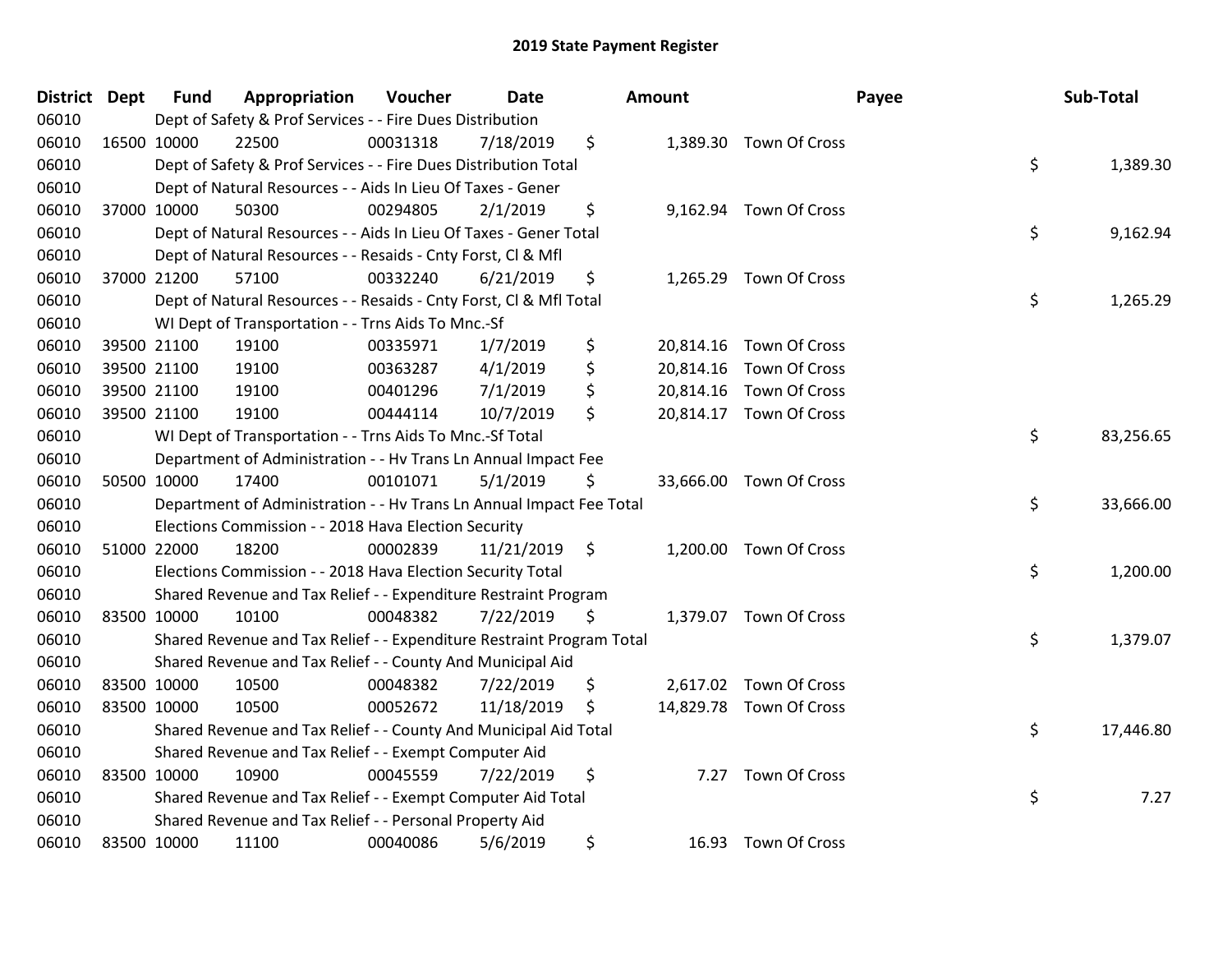# 2019 State Payment Register

| District | Dept | Fund | Appropriation | Voucher | Date | Amount | Payee | Sub-Total |
|---|---|---|---|---|---|---|---|---|
| 06010 | | Dept of Safety & Prof Services - - Fire Dues Distribution | | | | | | |
| 06010 | 16500 | 10000 | 22500 | 00031318 | 7/18/2019 | $ 1,389.30 | Town Of Cross | |
| 06010 | | Dept of Safety & Prof Services - - Fire Dues Distribution Total | | | | | | $ 1,389.30 |
| 06010 | | Dept of Natural Resources - - Aids In Lieu Of Taxes - Gener | | | | | | |
| 06010 | 37000 | 10000 | 50300 | 00294805 | 2/1/2019 | $ 9,162.94 | Town Of Cross | |
| 06010 | | Dept of Natural Resources - - Aids In Lieu Of Taxes - Gener Total | | | | | | $ 9,162.94 |
| 06010 | | Dept of Natural Resources - - Resaids - Cnty Forst, Cl & Mfl | | | | | | |
| 06010 | 37000 | 21200 | 57100 | 00332240 | 6/21/2019 | $ 1,265.29 | Town Of Cross | |
| 06010 | | Dept of Natural Resources - - Resaids - Cnty Forst, Cl & Mfl Total | | | | | | $ 1,265.29 |
| 06010 | | WI Dept of Transportation - - Trns Aids To Mnc.-Sf | | | | | | |
| 06010 | 39500 | 21100 | 19100 | 00335971 | 1/7/2019 | $ 20,814.16 | Town Of Cross | |
| 06010 | 39500 | 21100 | 19100 | 00363287 | 4/1/2019 | $ 20,814.16 | Town Of Cross | |
| 06010 | 39500 | 21100 | 19100 | 00401296 | 7/1/2019 | $ 20,814.16 | Town Of Cross | |
| 06010 | 39500 | 21100 | 19100 | 00444114 | 10/7/2019 | $ 20,814.17 | Town Of Cross | |
| 06010 | | WI Dept of Transportation - - Trns Aids To Mnc.-Sf Total | | | | | | $ 83,256.65 |
| 06010 | | Department of Administration - - Hv Trans Ln Annual Impact Fee | | | | | | |
| 06010 | 50500 | 10000 | 17400 | 00101071 | 5/1/2019 | $ 33,666.00 | Town Of Cross | |
| 06010 | | Department of Administration - - Hv Trans Ln Annual Impact Fee Total | | | | | | $ 33,666.00 |
| 06010 | | Elections Commission - - 2018 Hava Election Security | | | | | | |
| 06010 | 51000 | 22000 | 18200 | 00002839 | 11/21/2019 | $ 1,200.00 | Town Of Cross | |
| 06010 | | Elections Commission - - 2018 Hava Election Security Total | | | | | | $ 1,200.00 |
| 06010 | | Shared Revenue and Tax Relief - - Expenditure Restraint Program | | | | | | |
| 06010 | 83500 | 10000 | 10100 | 00048382 | 7/22/2019 | $ 1,379.07 | Town Of Cross | |
| 06010 | | Shared Revenue and Tax Relief - - Expenditure Restraint Program Total | | | | | | $ 1,379.07 |
| 06010 | | Shared Revenue and Tax Relief - - County And Municipal Aid | | | | | | |
| 06010 | 83500 | 10000 | 10500 | 00048382 | 7/22/2019 | $ 2,617.02 | Town Of Cross | |
| 06010 | 83500 | 10000 | 10500 | 00052672 | 11/18/2019 | $ 14,829.78 | Town Of Cross | |
| 06010 | | Shared Revenue and Tax Relief - - County And Municipal Aid Total | | | | | | $ 17,446.80 |
| 06010 | | Shared Revenue and Tax Relief - - Exempt Computer Aid | | | | | | |
| 06010 | 83500 | 10000 | 10900 | 00045559 | 7/22/2019 | $ 7.27 | Town Of Cross | |
| 06010 | | Shared Revenue and Tax Relief - - Exempt Computer Aid Total | | | | | | $ 7.27 |
| 06010 | | Shared Revenue and Tax Relief - - Personal Property Aid | | | | | | |
| 06010 | 83500 | 10000 | 11100 | 00040086 | 5/6/2019 | $ 16.93 | Town Of Cross | |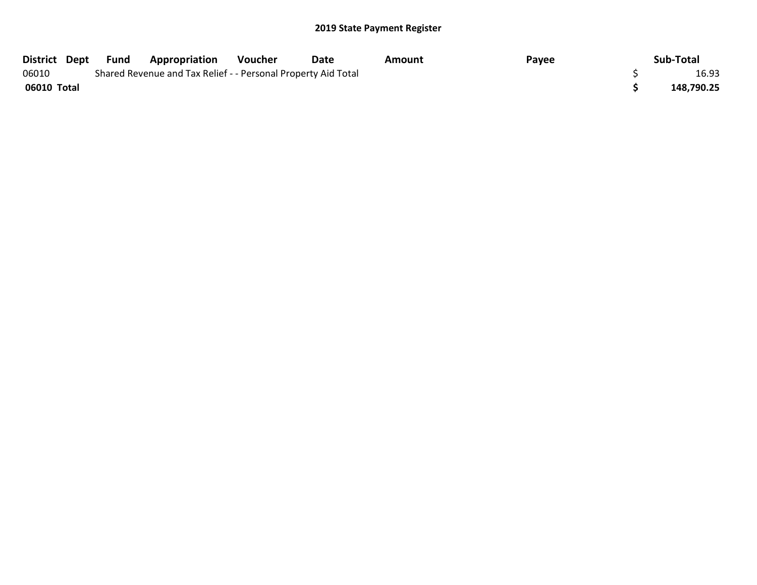**2019 State Payment Register**

| District | Dept | Fund | Appropriation | Voucher | Date | Amount | Payee | Sub-Total |
|---|---|---|---|---|---|---|---|---|
| 06010 | | Shared Revenue and Tax Relief - - Personal Property Aid Total | | | | | | $ 16.93 |
| **06010 Total** | | | | | | | | **$ 148,790.25** |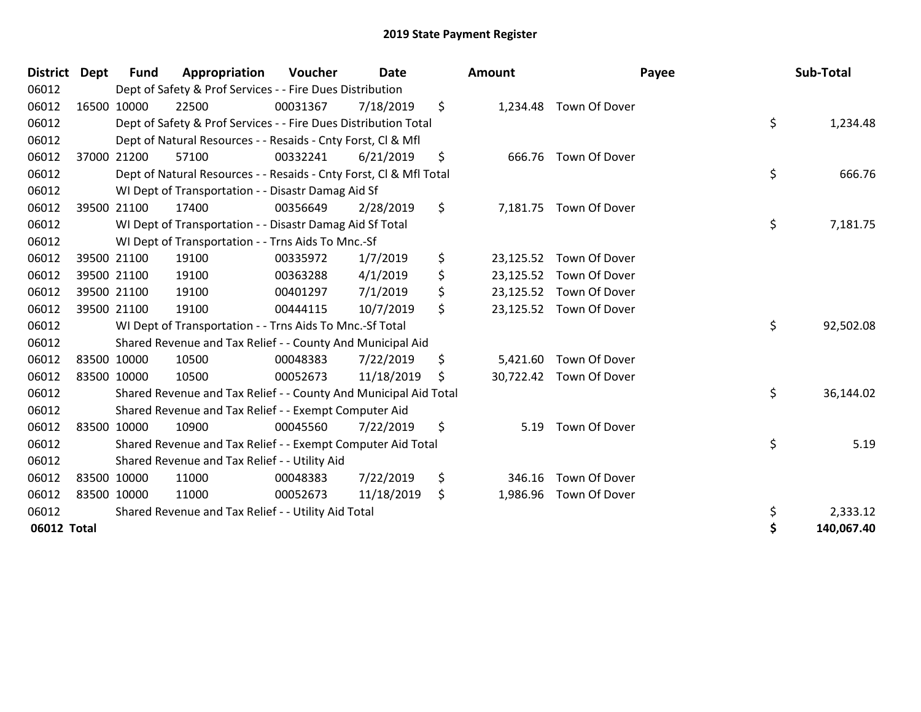# 2019 State Payment Register

| District | Dept | Fund | Appropriation | Voucher | Date | Amount | Payee | Sub-Total |
|---|---|---|---|---|---|---|---|---|
| 06012 | | Dept of Safety & Prof Services - - Fire Dues Distribution | | | | | | |
| 06012 | 16500 | 10000 | 22500 | 00031367 | 7/18/2019 | $ 1,234.48 | Town Of Dover | |
| 06012 | | Dept of Safety & Prof Services - - Fire Dues Distribution Total | | | | | | $ 1,234.48 |
| 06012 | | Dept of Natural Resources - - Resaids - Cnty Forst, Cl & Mfl | | | | | | |
| 06012 | 37000 | 21200 | 57100 | 00332241 | 6/21/2019 | $ 666.76 | Town Of Dover | |
| 06012 | | Dept of Natural Resources - - Resaids - Cnty Forst, Cl & Mfl Total | | | | | | $ 666.76 |
| 06012 | | WI Dept of Transportation - - Disastr Damag Aid Sf | | | | | | |
| 06012 | 39500 | 21100 | 17400 | 00356649 | 2/28/2019 | $ 7,181.75 | Town Of Dover | |
| 06012 | | WI Dept of Transportation - - Disastr Damag Aid Sf Total | | | | | | $ 7,181.75 |
| 06012 | | WI Dept of Transportation - - Trns Aids To Mnc.-Sf | | | | | | |
| 06012 | 39500 | 21100 | 19100 | 00335972 | 1/7/2019 | $ 23,125.52 | Town Of Dover | |
| 06012 | 39500 | 21100 | 19100 | 00363288 | 4/1/2019 | $ 23,125.52 | Town Of Dover | |
| 06012 | 39500 | 21100 | 19100 | 00401297 | 7/1/2019 | $ 23,125.52 | Town Of Dover | |
| 06012 | 39500 | 21100 | 19100 | 00444115 | 10/7/2019 | $ 23,125.52 | Town Of Dover | |
| 06012 | | WI Dept of Transportation - - Trns Aids To Mnc.-Sf Total | | | | | | $ 92,502.08 |
| 06012 | | Shared Revenue and Tax Relief - - County And Municipal Aid | | | | | | |
| 06012 | 83500 | 10000 | 10500 | 00048383 | 7/22/2019 | $ 5,421.60 | Town Of Dover | |
| 06012 | 83500 | 10000 | 10500 | 00052673 | 11/18/2019 | $ 30,722.42 | Town Of Dover | |
| 06012 | | Shared Revenue and Tax Relief - - County And Municipal Aid Total | | | | | | $ 36,144.02 |
| 06012 | | Shared Revenue and Tax Relief - - Exempt Computer Aid | | | | | | |
| 06012 | 83500 | 10000 | 10900 | 00045560 | 7/22/2019 | $ 5.19 | Town Of Dover | |
| 06012 | | Shared Revenue and Tax Relief - - Exempt Computer Aid Total | | | | | | $ 5.19 |
| 06012 | | Shared Revenue and Tax Relief - - Utility Aid | | | | | | |
| 06012 | 83500 | 10000 | 11000 | 00048383 | 7/22/2019 | $ 346.16 | Town Of Dover | |
| 06012 | 83500 | 10000 | 11000 | 00052673 | 11/18/2019 | $ 1,986.96 | Town Of Dover | |
| 06012 | | Shared Revenue and Tax Relief - - Utility Aid Total | | | | | | $ 2,333.12 |
| **06012 Total** | | | | | | | | **$ 140,067.40** |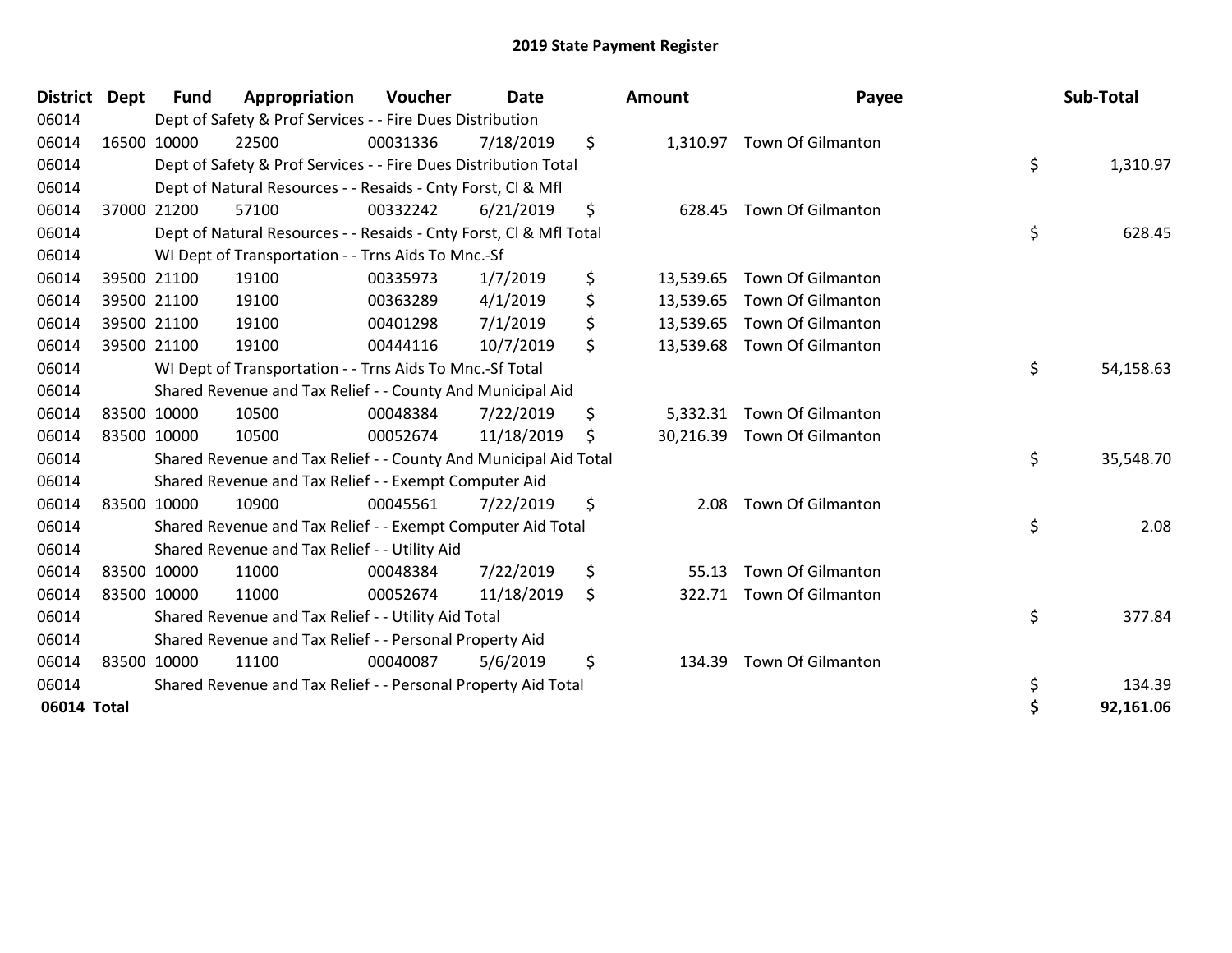# 2019 State Payment Register

| District | Dept | Fund | Appropriation | Voucher | Date | Amount | Payee | Sub-Total |
|---|---|---|---|---|---|---|---|---|
| 06014 | | Dept of Safety & Prof Services - - Fire Dues Distribution | | | | | | |
| 06014 | 16500 | 10000 | 22500 | 00031336 | 7/18/2019 | $ 1,310.97 | Town Of Gilmanton | |
| 06014 | | Dept of Safety & Prof Services - - Fire Dues Distribution Total | | | | | | $ 1,310.97 |
| 06014 | | Dept of Natural Resources - - Resaids - Cnty Forst, Cl & Mfl | | | | | | |
| 06014 | 37000 | 21200 | 57100 | 00332242 | 6/21/2019 | $ 628.45 | Town Of Gilmanton | |
| 06014 | | Dept of Natural Resources - - Resaids - Cnty Forst, Cl & Mfl Total | | | | | | $ 628.45 |
| 06014 | | WI Dept of Transportation - - Trns Aids To Mnc.-Sf | | | | | | |
| 06014 | 39500 | 21100 | 19100 | 00335973 | 1/7/2019 | $ 13,539.65 | Town Of Gilmanton | |
| 06014 | 39500 | 21100 | 19100 | 00363289 | 4/1/2019 | $ 13,539.65 | Town Of Gilmanton | |
| 06014 | 39500 | 21100 | 19100 | 00401298 | 7/1/2019 | $ 13,539.65 | Town Of Gilmanton | |
| 06014 | 39500 | 21100 | 19100 | 00444116 | 10/7/2019 | $ 13,539.68 | Town Of Gilmanton | |
| 06014 | | WI Dept of Transportation - - Trns Aids To Mnc.-Sf Total | | | | | | $ 54,158.63 |
| 06014 | | Shared Revenue and Tax Relief - - County And Municipal Aid | | | | | | |
| 06014 | 83500 | 10000 | 10500 | 00048384 | 7/22/2019 | $ 5,332.31 | Town Of Gilmanton | |
| 06014 | 83500 | 10000 | 10500 | 00052674 | 11/18/2019 | $ 30,216.39 | Town Of Gilmanton | |
| 06014 | | Shared Revenue and Tax Relief - - County And Municipal Aid Total | | | | | | $ 35,548.70 |
| 06014 | | Shared Revenue and Tax Relief - - Exempt Computer Aid | | | | | | |
| 06014 | 83500 | 10000 | 10900 | 00045561 | 7/22/2019 | $ 2.08 | Town Of Gilmanton | |
| 06014 | | Shared Revenue and Tax Relief - - Exempt Computer Aid Total | | | | | | $ 2.08 |
| 06014 | | Shared Revenue and Tax Relief - - Utility Aid | | | | | | |
| 06014 | 83500 | 10000 | 11000 | 00048384 | 7/22/2019 | $ 55.13 | Town Of Gilmanton | |
| 06014 | 83500 | 10000 | 11000 | 00052674 | 11/18/2019 | $ 322.71 | Town Of Gilmanton | |
| 06014 | | Shared Revenue and Tax Relief - - Utility Aid Total | | | | | | $ 377.84 |
| 06014 | | Shared Revenue and Tax Relief - - Personal Property Aid | | | | | | |
| 06014 | 83500 | 10000 | 11100 | 00040087 | 5/6/2019 | $ 134.39 | Town Of Gilmanton | |
| 06014 | | Shared Revenue and Tax Relief - - Personal Property Aid Total | | | | | | $ 134.39 |
| **06014 Total** | | | | | | | | **$ 92,161.06** |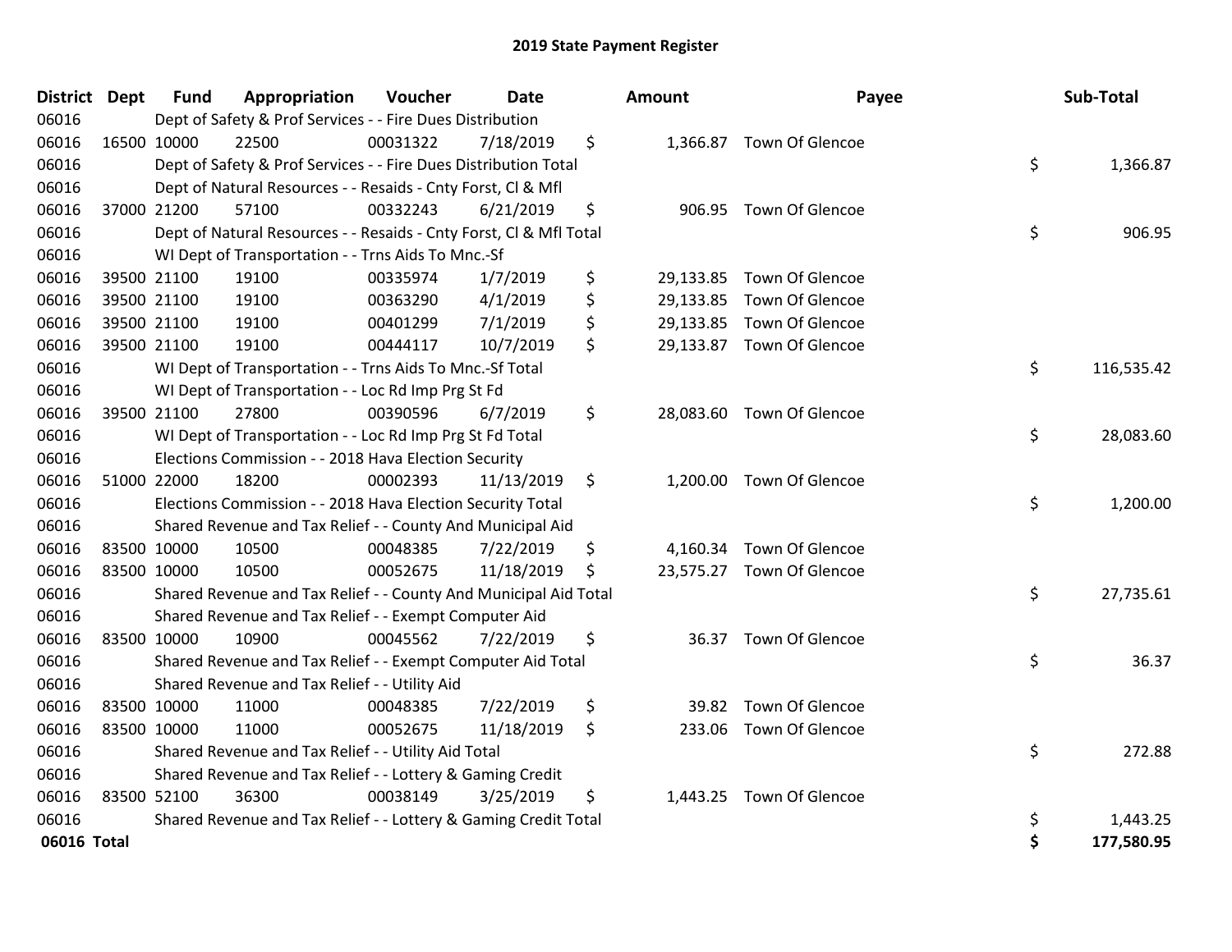# 2019 State Payment Register

| District | Dept | Fund | Appropriation | Voucher | Date | Amount | Payee | Sub-Total |
|---|---|---|---|---|---|---|---|---|
| 06016 | | Dept of Safety & Prof Services - - Fire Dues Distribution | | | | | | |
| 06016 | 16500 | 10000 | 22500 | 00031322 | 7/18/2019 | $ 1,366.87 | Town Of Glencoe | |
| 06016 | | Dept of Safety & Prof Services - - Fire Dues Distribution Total | | | | | | $ 1,366.87 |
| 06016 | | Dept of Natural Resources - - Resaids - Cnty Forst, Cl & Mfl | | | | | | |
| 06016 | 37000 | 21200 | 57100 | 00332243 | 6/21/2019 | $ 906.95 | Town Of Glencoe | |
| 06016 | | Dept of Natural Resources - - Resaids - Cnty Forst, Cl & Mfl Total | | | | | | $ 906.95 |
| 06016 | | WI Dept of Transportation - - Trns Aids To Mnc.-Sf | | | | | | |
| 06016 | 39500 | 21100 | 19100 | 00335974 | 1/7/2019 | $ 29,133.85 | Town Of Glencoe | |
| 06016 | 39500 | 21100 | 19100 | 00363290 | 4/1/2019 | $ 29,133.85 | Town Of Glencoe | |
| 06016 | 39500 | 21100 | 19100 | 00401299 | 7/1/2019 | $ 29,133.85 | Town Of Glencoe | |
| 06016 | 39500 | 21100 | 19100 | 00444117 | 10/7/2019 | $ 29,133.87 | Town Of Glencoe | |
| 06016 | | WI Dept of Transportation - - Trns Aids To Mnc.-Sf Total | | | | | | $ 116,535.42 |
| 06016 | | WI Dept of Transportation - - Loc Rd Imp Prg St Fd | | | | | | |
| 06016 | 39500 | 21100 | 27800 | 00390596 | 6/7/2019 | $ 28,083.60 | Town Of Glencoe | |
| 06016 | | WI Dept of Transportation - - Loc Rd Imp Prg St Fd Total | | | | | | $ 28,083.60 |
| 06016 | | Elections Commission - - 2018 Hava Election Security | | | | | | |
| 06016 | 51000 | 22000 | 18200 | 00002393 | 11/13/2019 | $ 1,200.00 | Town Of Glencoe | |
| 06016 | | Elections Commission - - 2018 Hava Election Security Total | | | | | | $ 1,200.00 |
| 06016 | | Shared Revenue and Tax Relief - - County And Municipal Aid | | | | | | |
| 06016 | 83500 | 10000 | 10500 | 00048385 | 7/22/2019 | $ 4,160.34 | Town Of Glencoe | |
| 06016 | 83500 | 10000 | 10500 | 00052675 | 11/18/2019 | $ 23,575.27 | Town Of Glencoe | |
| 06016 | | Shared Revenue and Tax Relief - - County And Municipal Aid Total | | | | | | $ 27,735.61 |
| 06016 | | Shared Revenue and Tax Relief - - Exempt Computer Aid | | | | | | |
| 06016 | 83500 | 10000 | 10900 | 00045562 | 7/22/2019 | $ 36.37 | Town Of Glencoe | |
| 06016 | | Shared Revenue and Tax Relief - - Exempt Computer Aid Total | | | | | | $ 36.37 |
| 06016 | | Shared Revenue and Tax Relief - - Utility Aid | | | | | | |
| 06016 | 83500 | 10000 | 11000 | 00048385 | 7/22/2019 | $ 39.82 | Town Of Glencoe | |
| 06016 | 83500 | 10000 | 11000 | 00052675 | 11/18/2019 | $ 233.06 | Town Of Glencoe | |
| 06016 | | Shared Revenue and Tax Relief - - Utility Aid Total | | | | | | $ 272.88 |
| 06016 | | Shared Revenue and Tax Relief - - Lottery & Gaming Credit | | | | | | |
| 06016 | 83500 | 52100 | 36300 | 00038149 | 3/25/2019 | $ 1,443.25 | Town Of Glencoe | |
| 06016 | | Shared Revenue and Tax Relief - - Lottery & Gaming Credit Total | | | | | | $ 1,443.25 |
| **06016 Total** | | | | | | | | **$ 177,580.95** |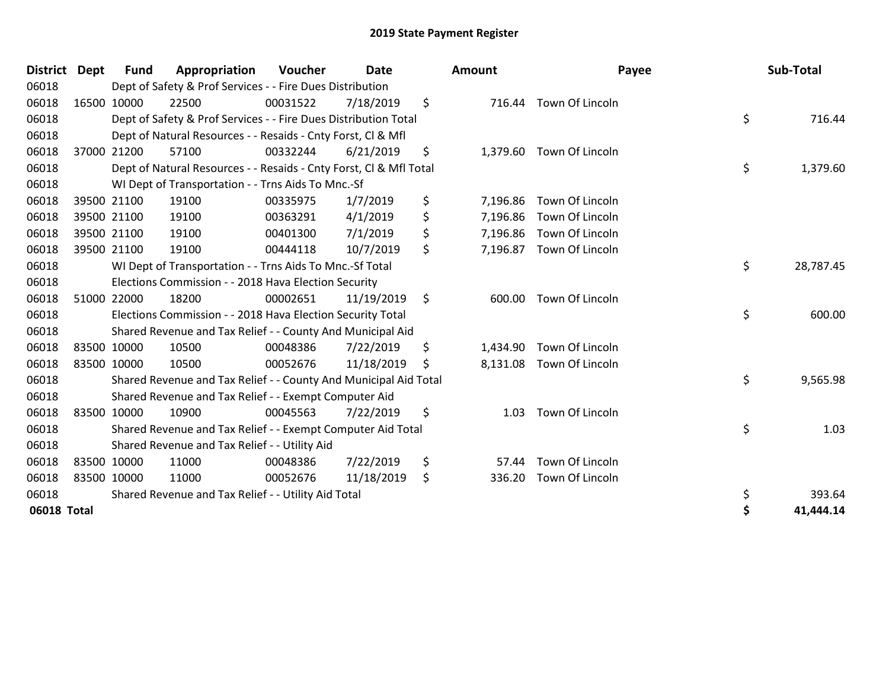# 2019 State Payment Register

| District | Dept | Fund | Appropriation | Voucher | Date | Amount | Payee | Sub-Total |
|---|---|---|---|---|---|---|---|---|
| 06018 | | Dept of Safety & Prof Services - - Fire Dues Distribution | | | | | | |
| 06018 | 16500 | 10000 | 22500 | 00031522 | 7/18/2019 | $ 716.44 | Town Of Lincoln | |
| 06018 | | Dept of Safety & Prof Services - - Fire Dues Distribution Total | | | | | | $ 716.44 |
| 06018 | | Dept of Natural Resources - - Resaids - Cnty Forst, Cl & Mfl | | | | | | |
| 06018 | 37000 | 21200 | 57100 | 00332244 | 6/21/2019 | $ 1,379.60 | Town Of Lincoln | |
| 06018 | | Dept of Natural Resources - - Resaids - Cnty Forst, Cl & Mfl Total | | | | | | $ 1,379.60 |
| 06018 | | WI Dept of Transportation - - Trns Aids To Mnc.-Sf | | | | | | |
| 06018 | 39500 | 21100 | 19100 | 00335975 | 1/7/2019 | $ 7,196.86 | Town Of Lincoln | |
| 06018 | 39500 | 21100 | 19100 | 00363291 | 4/1/2019 | $ 7,196.86 | Town Of Lincoln | |
| 06018 | 39500 | 21100 | 19100 | 00401300 | 7/1/2019 | $ 7,196.86 | Town Of Lincoln | |
| 06018 | 39500 | 21100 | 19100 | 00444118 | 10/7/2019 | $ 7,196.87 | Town Of Lincoln | |
| 06018 | | WI Dept of Transportation - - Trns Aids To Mnc.-Sf Total | | | | | | $ 28,787.45 |
| 06018 | | Elections Commission - - 2018 Hava Election Security | | | | | | |
| 06018 | 51000 | 22000 | 18200 | 00002651 | 11/19/2019 | $ 600.00 | Town Of Lincoln | |
| 06018 | | Elections Commission - - 2018 Hava Election Security Total | | | | | | $ 600.00 |
| 06018 | | Shared Revenue and Tax Relief - - County And Municipal Aid | | | | | | |
| 06018 | 83500 | 10000 | 10500 | 00048386 | 7/22/2019 | $ 1,434.90 | Town Of Lincoln | |
| 06018 | 83500 | 10000 | 10500 | 00052676 | 11/18/2019 | $ 8,131.08 | Town Of Lincoln | |
| 06018 | | Shared Revenue and Tax Relief - - County And Municipal Aid Total | | | | | | $ 9,565.98 |
| 06018 | | Shared Revenue and Tax Relief - - Exempt Computer Aid | | | | | | |
| 06018 | 83500 | 10000 | 10900 | 00045563 | 7/22/2019 | $ 1.03 | Town Of Lincoln | |
| 06018 | | Shared Revenue and Tax Relief - - Exempt Computer Aid Total | | | | | | $ 1.03 |
| 06018 | | Shared Revenue and Tax Relief - - Utility Aid | | | | | | |
| 06018 | 83500 | 10000 | 11000 | 00048386 | 7/22/2019 | $ 57.44 | Town Of Lincoln | |
| 06018 | 83500 | 10000 | 11000 | 00052676 | 11/18/2019 | $ 336.20 | Town Of Lincoln | |
| 06018 | | Shared Revenue and Tax Relief - - Utility Aid Total | | | | | | $ 393.64 |
| **06018 Total** | | | | | | | | **$ 41,444.14** |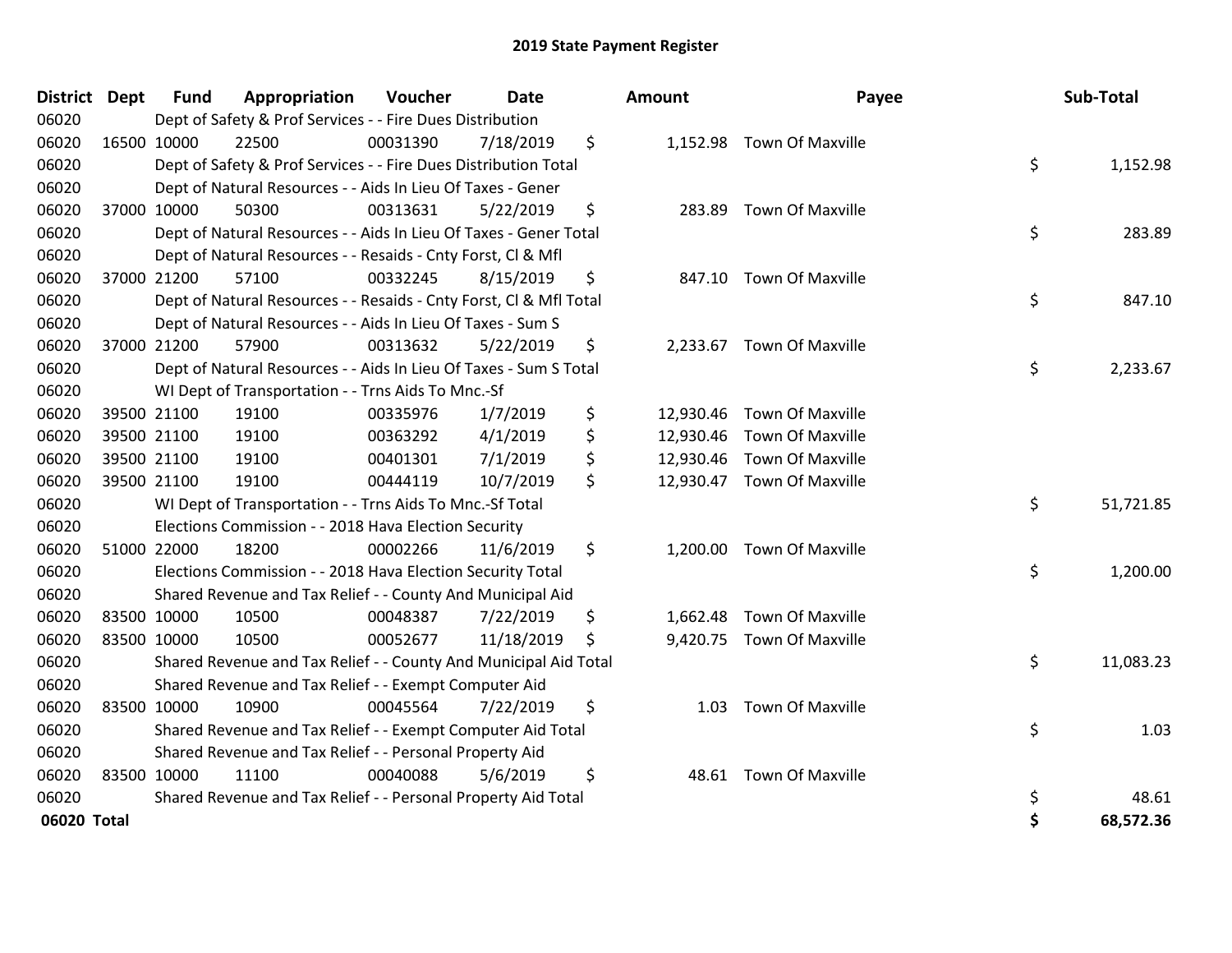# 2019 State Payment Register

| District | Dept | Fund | Appropriation | Voucher | Date | Amount | Payee | Sub-Total |
|---|---|---|---|---|---|---|---|---|
| 06020 | | Dept of Safety & Prof Services - - Fire Dues Distribution | | | | | | |
| 06020 | 16500 | 10000 | 22500 | 00031390 | 7/18/2019 | $ 1,152.98 | Town Of Maxville | |
| 06020 | | Dept of Safety & Prof Services - - Fire Dues Distribution Total | | | | | | $ 1,152.98 |
| 06020 | | Dept of Natural Resources - - Aids In Lieu Of Taxes - Gener | | | | | | |
| 06020 | 37000 | 10000 | 50300 | 00313631 | 5/22/2019 | $ 283.89 | Town Of Maxville | |
| 06020 | | Dept of Natural Resources - - Aids In Lieu Of Taxes - Gener Total | | | | | | $ 283.89 |
| 06020 | | Dept of Natural Resources - - Resaids - Cnty Forst, Cl & Mfl | | | | | | |
| 06020 | 37000 | 21200 | 57100 | 00332245 | 8/15/2019 | $ 847.10 | Town Of Maxville | |
| 06020 | | Dept of Natural Resources - - Resaids - Cnty Forst, Cl & Mfl Total | | | | | | $ 847.10 |
| 06020 | | Dept of Natural Resources - - Aids In Lieu Of Taxes - Sum S | | | | | | |
| 06020 | 37000 | 21200 | 57900 | 00313632 | 5/22/2019 | $ 2,233.67 | Town Of Maxville | |
| 06020 | | Dept of Natural Resources - - Aids In Lieu Of Taxes - Sum S Total | | | | | | $ 2,233.67 |
| 06020 | | WI Dept of Transportation - - Trns Aids To Mnc.-Sf | | | | | | |
| 06020 | 39500 | 21100 | 19100 | 00335976 | 1/7/2019 | $ 12,930.46 | Town Of Maxville | |
| 06020 | 39500 | 21100 | 19100 | 00363292 | 4/1/2019 | $ 12,930.46 | Town Of Maxville | |
| 06020 | 39500 | 21100 | 19100 | 00401301 | 7/1/2019 | $ 12,930.46 | Town Of Maxville | |
| 06020 | 39500 | 21100 | 19100 | 00444119 | 10/7/2019 | $ 12,930.47 | Town Of Maxville | |
| 06020 | | WI Dept of Transportation - - Trns Aids To Mnc.-Sf Total | | | | | | $ 51,721.85 |
| 06020 | | Elections Commission - - 2018 Hava Election Security | | | | | | |
| 06020 | 51000 | 22000 | 18200 | 00002266 | 11/6/2019 | $ 1,200.00 | Town Of Maxville | |
| 06020 | | Elections Commission - - 2018 Hava Election Security Total | | | | | | $ 1,200.00 |
| 06020 | | Shared Revenue and Tax Relief - - County And Municipal Aid | | | | | | |
| 06020 | 83500 | 10000 | 10500 | 00048387 | 7/22/2019 | $ 1,662.48 | Town Of Maxville | |
| 06020 | 83500 | 10000 | 10500 | 00052677 | 11/18/2019 | $ 9,420.75 | Town Of Maxville | |
| 06020 | | Shared Revenue and Tax Relief - - County And Municipal Aid Total | | | | | | $ 11,083.23 |
| 06020 | | Shared Revenue and Tax Relief - - Exempt Computer Aid | | | | | | |
| 06020 | 83500 | 10000 | 10900 | 00045564 | 7/22/2019 | $ 1.03 | Town Of Maxville | |
| 06020 | | Shared Revenue and Tax Relief - - Exempt Computer Aid Total | | | | | | $ 1.03 |
| 06020 | | Shared Revenue and Tax Relief - - Personal Property Aid | | | | | | |
| 06020 | 83500 | 10000 | 11100 | 00040088 | 5/6/2019 | $ 48.61 | Town Of Maxville | |
| 06020 | | Shared Revenue and Tax Relief - - Personal Property Aid Total | | | | | | $ 48.61 |
| **06020 Total** | | | | | | | | **$ 68,572.36** |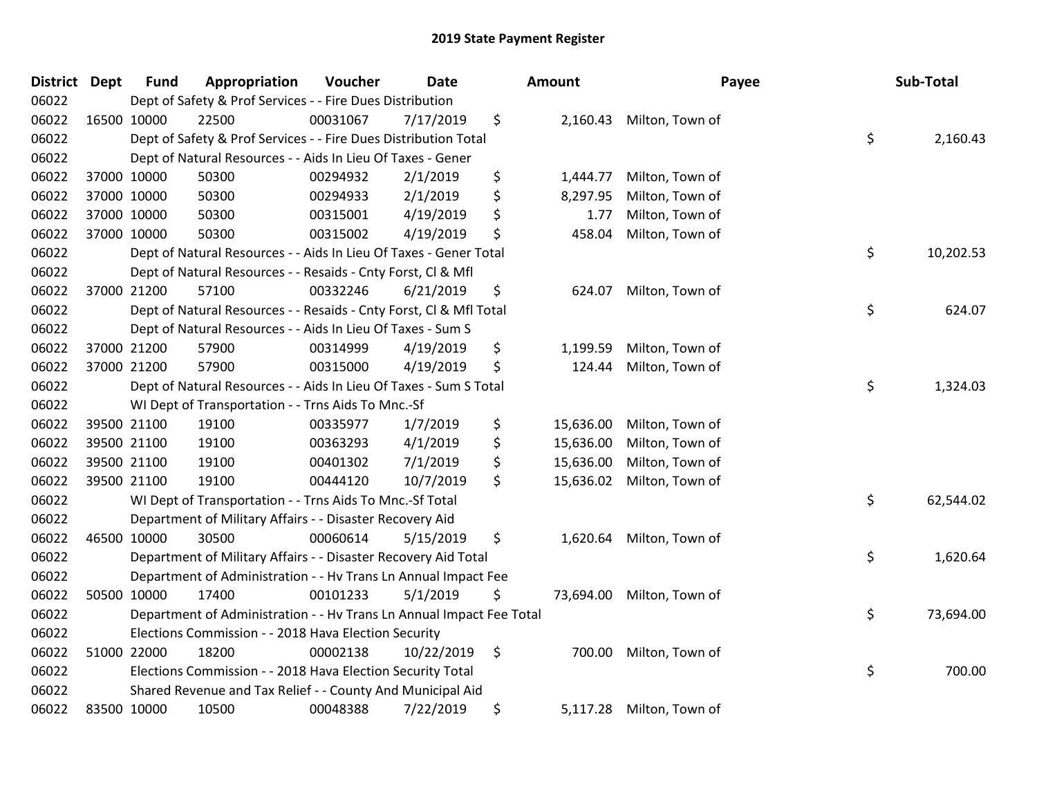## 2019 State Payment Register

| District | Dept | Fund | Appropriation | Voucher | Date | Amount | Payee | Sub-Total |
|---|---|---|---|---|---|---|---|---|
| 06022 | | Dept of Safety & Prof Services - - Fire Dues Distribution | | | | | | |
| 06022 | 16500 | 10000 | 22500 | 00031067 | 7/17/2019 | $ 2,160.43 | Milton, Town of | |
| 06022 | | Dept of Safety & Prof Services - - Fire Dues Distribution Total | | | | | | $ 2,160.43 |
| 06022 | | Dept of Natural Resources - - Aids In Lieu Of Taxes - Gener | | | | | | |
| 06022 | 37000 | 10000 | 50300 | 00294932 | 2/1/2019 | $ 1,444.77 | Milton, Town of | |
| 06022 | 37000 | 10000 | 50300 | 00294933 | 2/1/2019 | $ 8,297.95 | Milton, Town of | |
| 06022 | 37000 | 10000 | 50300 | 00315001 | 4/19/2019 | $ 1.77 | Milton, Town of | |
| 06022 | 37000 | 10000 | 50300 | 00315002 | 4/19/2019 | $ 458.04 | Milton, Town of | |
| 06022 | | Dept of Natural Resources - - Aids In Lieu Of Taxes - Gener Total | | | | | | $ 10,202.53 |
| 06022 | | Dept of Natural Resources - - Resaids - Cnty Forst, Cl & Mfl | | | | | | |
| 06022 | 37000 | 21200 | 57100 | 00332246 | 6/21/2019 | $ 624.07 | Milton, Town of | |
| 06022 | | Dept of Natural Resources - - Resaids - Cnty Forst, Cl & Mfl Total | | | | | | $ 624.07 |
| 06022 | | Dept of Natural Resources - - Aids In Lieu Of Taxes - Sum S | | | | | | |
| 06022 | 37000 | 21200 | 57900 | 00314999 | 4/19/2019 | $ 1,199.59 | Milton, Town of | |
| 06022 | 37000 | 21200 | 57900 | 00315000 | 4/19/2019 | $ 124.44 | Milton, Town of | |
| 06022 | | Dept of Natural Resources - - Aids In Lieu Of Taxes - Sum S Total | | | | | | $ 1,324.03 |
| 06022 | | WI Dept of Transportation - - Trns Aids To Mnc.-Sf | | | | | | |
| 06022 | 39500 | 21100 | 19100 | 00335977 | 1/7/2019 | $ 15,636.00 | Milton, Town of | |
| 06022 | 39500 | 21100 | 19100 | 00363293 | 4/1/2019 | $ 15,636.00 | Milton, Town of | |
| 06022 | 39500 | 21100 | 19100 | 00401302 | 7/1/2019 | $ 15,636.00 | Milton, Town of | |
| 06022 | 39500 | 21100 | 19100 | 00444120 | 10/7/2019 | $ 15,636.02 | Milton, Town of | |
| 06022 | | WI Dept of Transportation - - Trns Aids To Mnc.-Sf Total | | | | | | $ 62,544.02 |
| 06022 | | Department of Military Affairs - - Disaster Recovery Aid | | | | | | |
| 06022 | 46500 | 10000 | 30500 | 00060614 | 5/15/2019 | $ 1,620.64 | Milton, Town of | |
| 06022 | | Department of Military Affairs - - Disaster Recovery Aid Total | | | | | | $ 1,620.64 |
| 06022 | | Department of Administration - - Hv Trans Ln Annual Impact Fee | | | | | | |
| 06022 | 50500 | 10000 | 17400 | 00101233 | 5/1/2019 | $ 73,694.00 | Milton, Town of | |
| 06022 | | Department of Administration - - Hv Trans Ln Annual Impact Fee Total | | | | | | $ 73,694.00 |
| 06022 | | Elections Commission - - 2018 Hava Election Security | | | | | | |
| 06022 | 51000 | 22000 | 18200 | 00002138 | 10/22/2019 | $ 700.00 | Milton, Town of | |
| 06022 | | Elections Commission - - 2018 Hava Election Security Total | | | | | | $ 700.00 |
| 06022 | | Shared Revenue and Tax Relief - - County And Municipal Aid | | | | | | |
| 06022 | 83500 | 10000 | 10500 | 00048388 | 7/22/2019 | $ 5,117.28 | Milton, Town of | |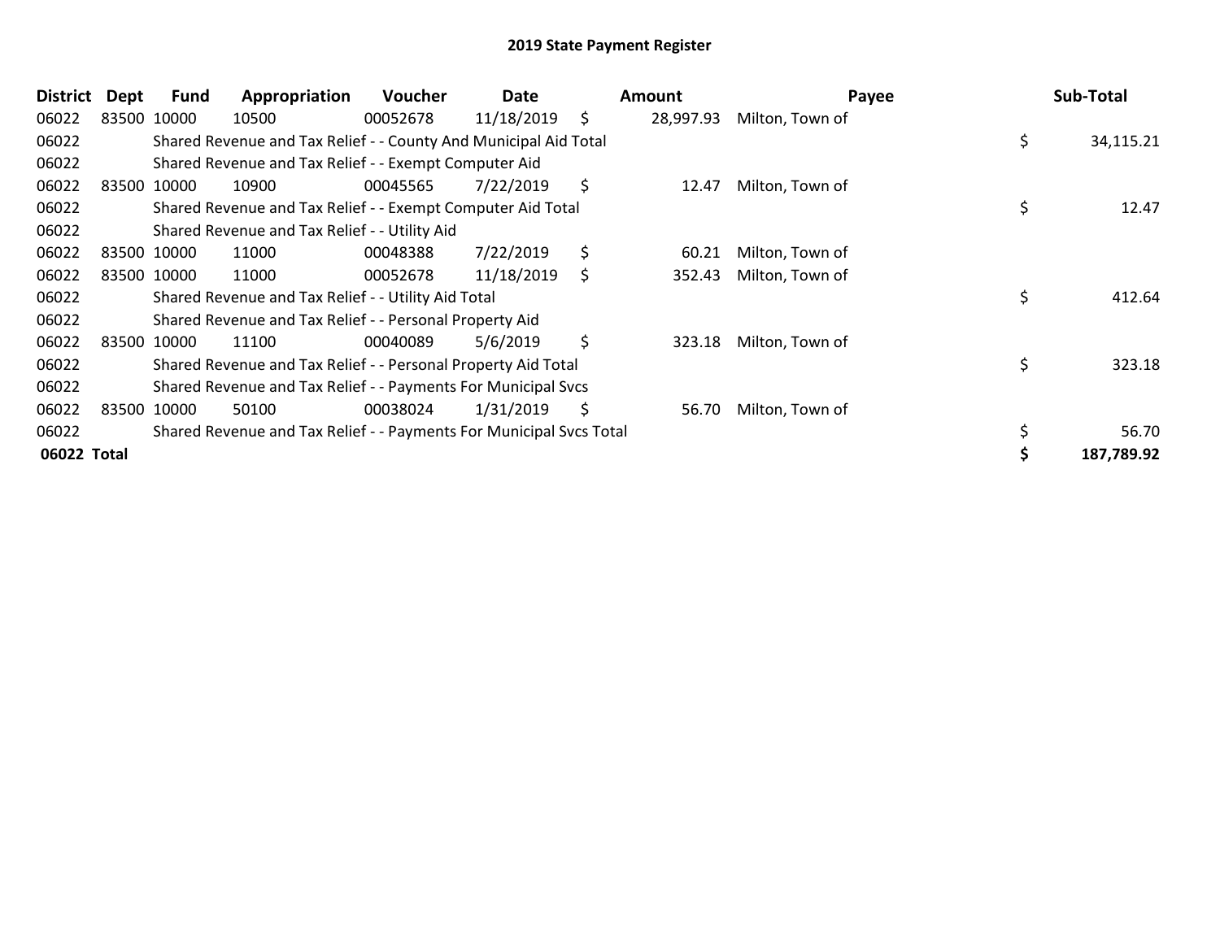# 2019 State Payment Register

| District | Dept | Fund | Appropriation | Voucher | Date | Amount | Payee | Sub-Total |
|---|---|---|---|---|---|---|---|---|
| 06022 | 83500 | 10000 | 10500 | 00052678 | 11/18/2019 | $ 28,997.93 | Milton, Town of | |
| 06022 | | Shared Revenue and Tax Relief - - County And Municipal Aid Total | | | | | | $ 34,115.21 |
| 06022 | | Shared Revenue and Tax Relief - - Exempt Computer Aid | | | | | | |
| 06022 | 83500 | 10000 | 10900 | 00045565 | 7/22/2019 | $ 12.47 | Milton, Town of | |
| 06022 | | Shared Revenue and Tax Relief - - Exempt Computer Aid Total | | | | | | $ 12.47 |
| 06022 | | Shared Revenue and Tax Relief - - Utility Aid | | | | | | |
| 06022 | 83500 | 10000 | 11000 | 00048388 | 7/22/2019 | $ 60.21 | Milton, Town of | |
| 06022 | 83500 | 10000 | 11000 | 00052678 | 11/18/2019 | $ 352.43 | Milton, Town of | |
| 06022 | | Shared Revenue and Tax Relief - - Utility Aid Total | | | | | | $ 412.64 |
| 06022 | | Shared Revenue and Tax Relief - - Personal Property Aid | | | | | | |
| 06022 | 83500 | 10000 | 11100 | 00040089 | 5/6/2019 | $ 323.18 | Milton, Town of | |
| 06022 | | Shared Revenue and Tax Relief - - Personal Property Aid Total | | | | | | $ 323.18 |
| 06022 | | Shared Revenue and Tax Relief - - Payments For Municipal Svcs | | | | | | |
| 06022 | 83500 | 10000 | 50100 | 00038024 | 1/31/2019 | $ 56.70 | Milton, Town of | |
| 06022 | | Shared Revenue and Tax Relief - - Payments For Municipal Svcs Total | | | | | | $ 56.70 |
| **06022 Total** | | | | | | | | **$ 187,789.92** |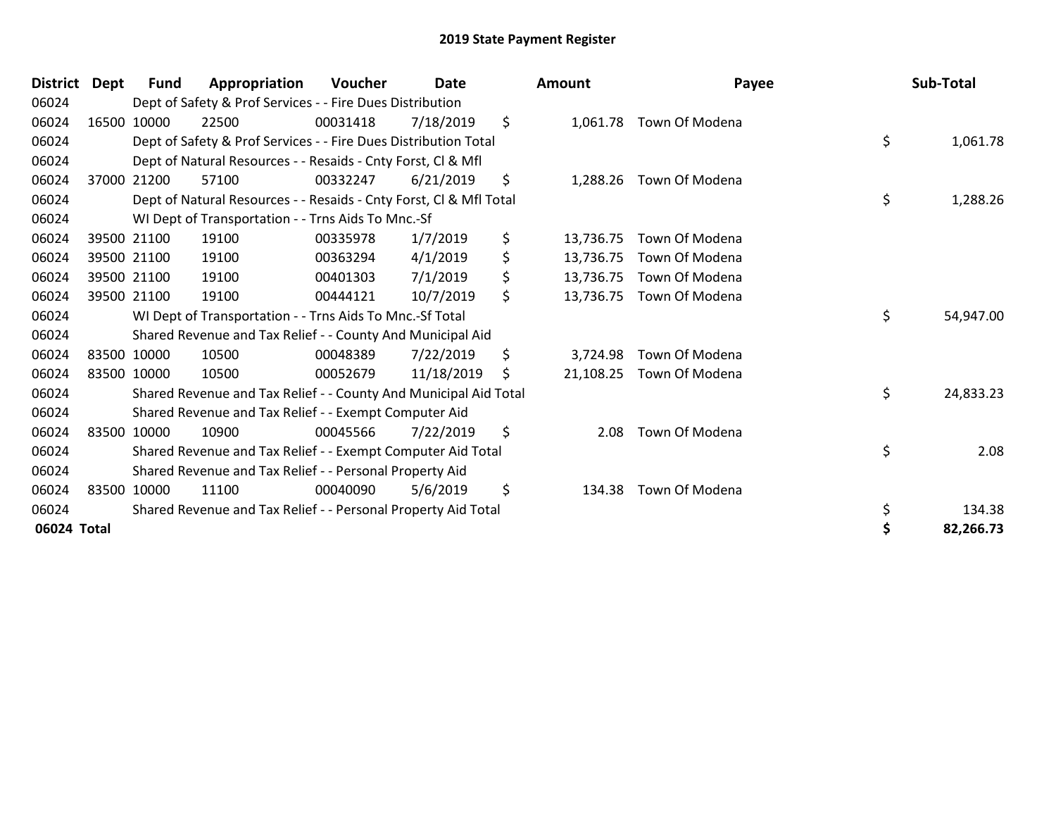# 2019 State Payment Register

| District | Dept | Fund | Appropriation | Voucher | Date | Amount | Payee | Sub-Total |
|---|---|---|---|---|---|---|---|---|
| 06024 | | Dept of Safety & Prof Services - - Fire Dues Distribution | | | | | | |
| 06024 | 16500 | 10000 | 22500 | 00031418 | 7/18/2019 | $ 1,061.78 | Town Of Modena | |
| 06024 | | Dept of Safety & Prof Services - - Fire Dues Distribution Total | | | | | | $ 1,061.78 |
| 06024 | | Dept of Natural Resources - - Resaids - Cnty Forst, Cl & Mfl | | | | | | |
| 06024 | 37000 | 21200 | 57100 | 00332247 | 6/21/2019 | $ 1,288.26 | Town Of Modena | |
| 06024 | | Dept of Natural Resources - - Resaids - Cnty Forst, Cl & Mfl Total | | | | | | $ 1,288.26 |
| 06024 | | WI Dept of Transportation - - Trns Aids To Mnc.-Sf | | | | | | |
| 06024 | 39500 | 21100 | 19100 | 00335978 | 1/7/2019 | $ 13,736.75 | Town Of Modena | |
| 06024 | 39500 | 21100 | 19100 | 00363294 | 4/1/2019 | $ 13,736.75 | Town Of Modena | |
| 06024 | 39500 | 21100 | 19100 | 00401303 | 7/1/2019 | $ 13,736.75 | Town Of Modena | |
| 06024 | 39500 | 21100 | 19100 | 00444121 | 10/7/2019 | $ 13,736.75 | Town Of Modena | |
| 06024 | | WI Dept of Transportation - - Trns Aids To Mnc.-Sf Total | | | | | | $ 54,947.00 |
| 06024 | | Shared Revenue and Tax Relief - - County And Municipal Aid | | | | | | |
| 06024 | 83500 | 10000 | 10500 | 00048389 | 7/22/2019 | $ 3,724.98 | Town Of Modena | |
| 06024 | 83500 | 10000 | 10500 | 00052679 | 11/18/2019 | $ 21,108.25 | Town Of Modena | |
| 06024 | | Shared Revenue and Tax Relief - - County And Municipal Aid Total | | | | | | $ 24,833.23 |
| 06024 | | Shared Revenue and Tax Relief - - Exempt Computer Aid | | | | | | |
| 06024 | 83500 | 10000 | 10900 | 00045566 | 7/22/2019 | $ 2.08 | Town Of Modena | |
| 06024 | | Shared Revenue and Tax Relief - - Exempt Computer Aid Total | | | | | | $ 2.08 |
| 06024 | | Shared Revenue and Tax Relief - - Personal Property Aid | | | | | | |
| 06024 | 83500 | 10000 | 11100 | 00040090 | 5/6/2019 | $ 134.38 | Town Of Modena | |
| 06024 | | Shared Revenue and Tax Relief - - Personal Property Aid Total | | | | | | $ 134.38 |
| **06024 Total** | | | | | | | | **$ 82,266.73** |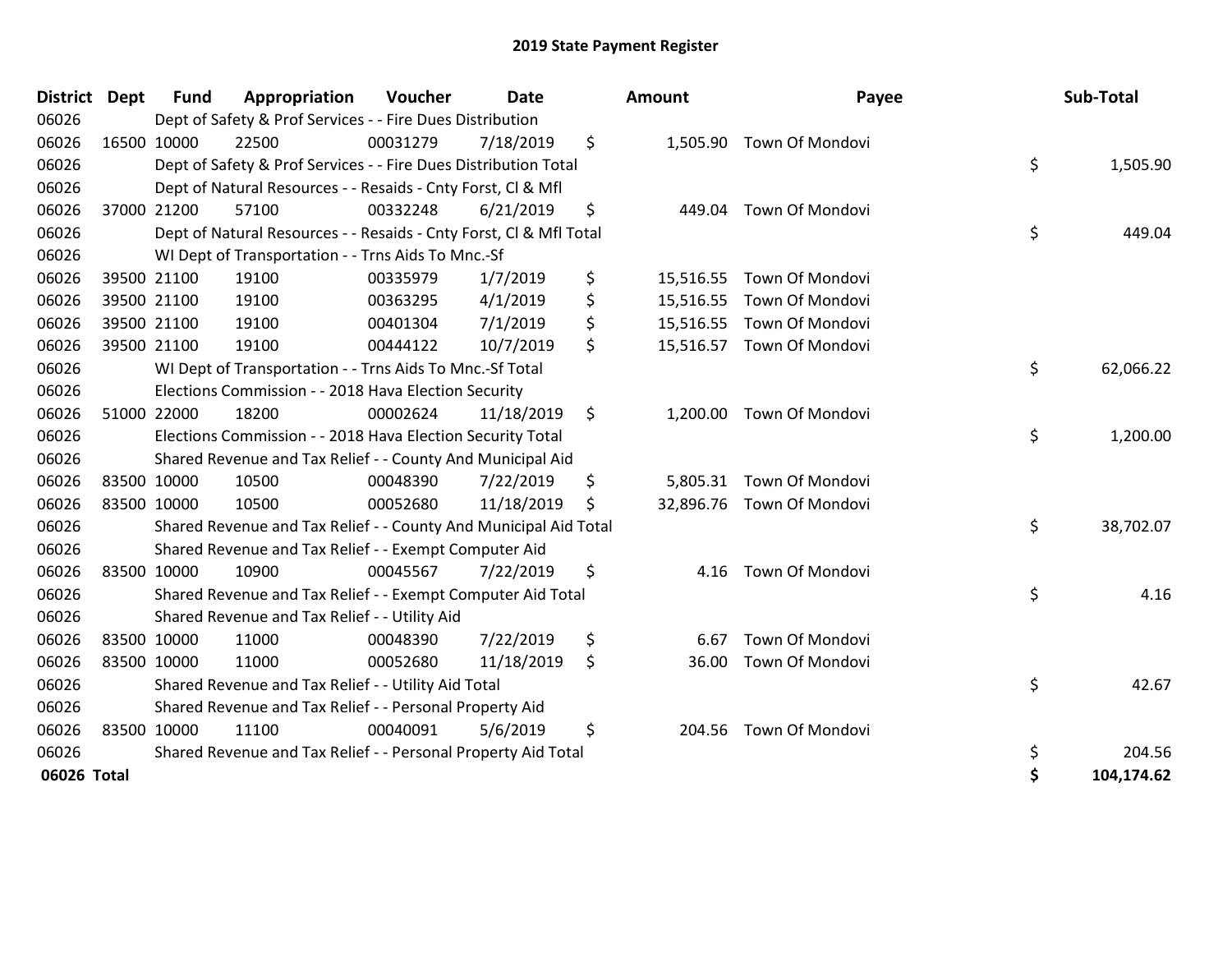# 2019 State Payment Register

| District | Dept | Fund | Appropriation | Voucher | Date | Amount | Payee | Sub-Total |
|---|---|---|---|---|---|---|---|---|
| 06026 | | Dept of Safety & Prof Services - - Fire Dues Distribution | | | | | | |
| 06026 | 16500 | 10000 | 22500 | 00031279 | 7/18/2019 | $ 1,505.90 | Town Of Mondovi | |
| 06026 | | Dept of Safety & Prof Services - - Fire Dues Distribution Total | | | | | | $ 1,505.90 |
| 06026 | | Dept of Natural Resources - - Resaids - Cnty Forst, Cl & Mfl | | | | | | |
| 06026 | 37000 | 21200 | 57100 | 00332248 | 6/21/2019 | $ 449.04 | Town Of Mondovi | |
| 06026 | | Dept of Natural Resources - - Resaids - Cnty Forst, Cl & Mfl Total | | | | | | $ 449.04 |
| 06026 | | WI Dept of Transportation - - Trns Aids To Mnc.-Sf | | | | | | |
| 06026 | 39500 | 21100 | 19100 | 00335979 | 1/7/2019 | $ 15,516.55 | Town Of Mondovi | |
| 06026 | 39500 | 21100 | 19100 | 00363295 | 4/1/2019 | $ 15,516.55 | Town Of Mondovi | |
| 06026 | 39500 | 21100 | 19100 | 00401304 | 7/1/2019 | $ 15,516.55 | Town Of Mondovi | |
| 06026 | 39500 | 21100 | 19100 | 00444122 | 10/7/2019 | $ 15,516.57 | Town Of Mondovi | |
| 06026 | | WI Dept of Transportation - - Trns Aids To Mnc.-Sf Total | | | | | | $ 62,066.22 |
| 06026 | | Elections Commission - - 2018 Hava Election Security | | | | | | |
| 06026 | 51000 | 22000 | 18200 | 00002624 | 11/18/2019 | $ 1,200.00 | Town Of Mondovi | |
| 06026 | | Elections Commission - - 2018 Hava Election Security Total | | | | | | $ 1,200.00 |
| 06026 | | Shared Revenue and Tax Relief - - County And Municipal Aid | | | | | | |
| 06026 | 83500 | 10000 | 10500 | 00048390 | 7/22/2019 | $ 5,805.31 | Town Of Mondovi | |
| 06026 | 83500 | 10000 | 10500 | 00052680 | 11/18/2019 | $ 32,896.76 | Town Of Mondovi | |
| 06026 | | Shared Revenue and Tax Relief - - County And Municipal Aid Total | | | | | | $ 38,702.07 |
| 06026 | | Shared Revenue and Tax Relief - - Exempt Computer Aid | | | | | | |
| 06026 | 83500 | 10000 | 10900 | 00045567 | 7/22/2019 | $ 4.16 | Town Of Mondovi | |
| 06026 | | Shared Revenue and Tax Relief - - Exempt Computer Aid Total | | | | | | $ 4.16 |
| 06026 | | Shared Revenue and Tax Relief - - Utility Aid | | | | | | |
| 06026 | 83500 | 10000 | 11000 | 00048390 | 7/22/2019 | $ 6.67 | Town Of Mondovi | |
| 06026 | 83500 | 10000 | 11000 | 00052680 | 11/18/2019 | $ 36.00 | Town Of Mondovi | |
| 06026 | | Shared Revenue and Tax Relief - - Utility Aid Total | | | | | | $ 42.67 |
| 06026 | | Shared Revenue and Tax Relief - - Personal Property Aid | | | | | | |
| 06026 | 83500 | 10000 | 11100 | 00040091 | 5/6/2019 | $ 204.56 | Town Of Mondovi | |
| 06026 | | Shared Revenue and Tax Relief - - Personal Property Aid Total | | | | | | $ 204.56 |
| **06026 Total** | | | | | | | | **$ 104,174.62** |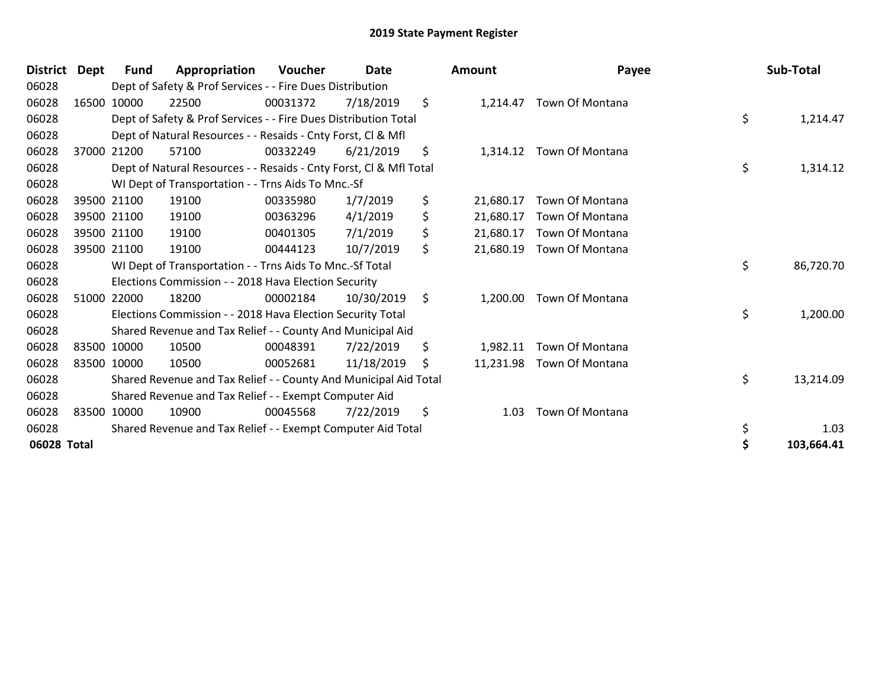# 2019 State Payment Register

| District | Dept | Fund | Appropriation | Voucher | Date | Amount | Payee | Sub-Total |
|---|---|---|---|---|---|---|---|---|
| 06028 | | Dept of Safety & Prof Services - - Fire Dues Distribution | | | | | | |
| 06028 | 16500 | 10000 | 22500 | 00031372 | 7/18/2019 | $ 1,214.47 | Town Of Montana | |
| 06028 | | Dept of Safety & Prof Services - - Fire Dues Distribution Total | | | | | | $ 1,214.47 |
| 06028 | | Dept of Natural Resources - - Resaids - Cnty Forst, Cl & Mfl | | | | | | |
| 06028 | 37000 | 21200 | 57100 | 00332249 | 6/21/2019 | $ 1,314.12 | Town Of Montana | |
| 06028 | | Dept of Natural Resources - - Resaids - Cnty Forst, Cl & Mfl Total | | | | | | $ 1,314.12 |
| 06028 | | WI Dept of Transportation - - Trns Aids To Mnc.-Sf | | | | | | |
| 06028 | 39500 | 21100 | 19100 | 00335980 | 1/7/2019 | $ 21,680.17 | Town Of Montana | |
| 06028 | 39500 | 21100 | 19100 | 00363296 | 4/1/2019 | $ 21,680.17 | Town Of Montana | |
| 06028 | 39500 | 21100 | 19100 | 00401305 | 7/1/2019 | $ 21,680.17 | Town Of Montana | |
| 06028 | 39500 | 21100 | 19100 | 00444123 | 10/7/2019 | $ 21,680.19 | Town Of Montana | |
| 06028 | | WI Dept of Transportation - - Trns Aids To Mnc.-Sf Total | | | | | | $ 86,720.70 |
| 06028 | | Elections Commission - - 2018 Hava Election Security | | | | | | |
| 06028 | 51000 | 22000 | 18200 | 00002184 | 10/30/2019 | $ 1,200.00 | Town Of Montana | |
| 06028 | | Elections Commission - - 2018 Hava Election Security Total | | | | | | $ 1,200.00 |
| 06028 | | Shared Revenue and Tax Relief - - County And Municipal Aid | | | | | | |
| 06028 | 83500 | 10000 | 10500 | 00048391 | 7/22/2019 | $ 1,982.11 | Town Of Montana | |
| 06028 | 83500 | 10000 | 10500 | 00052681 | 11/18/2019 | $ 11,231.98 | Town Of Montana | |
| 06028 | | Shared Revenue and Tax Relief - - County And Municipal Aid Total | | | | | | $ 13,214.09 |
| 06028 | | Shared Revenue and Tax Relief - - Exempt Computer Aid | | | | | | |
| 06028 | 83500 | 10000 | 10900 | 00045568 | 7/22/2019 | $ 1.03 | Town Of Montana | |
| 06028 | | Shared Revenue and Tax Relief - - Exempt Computer Aid Total | | | | | | $ 1.03 |
| **06028 Total** | | | | | | | | **$ 103,664.41** |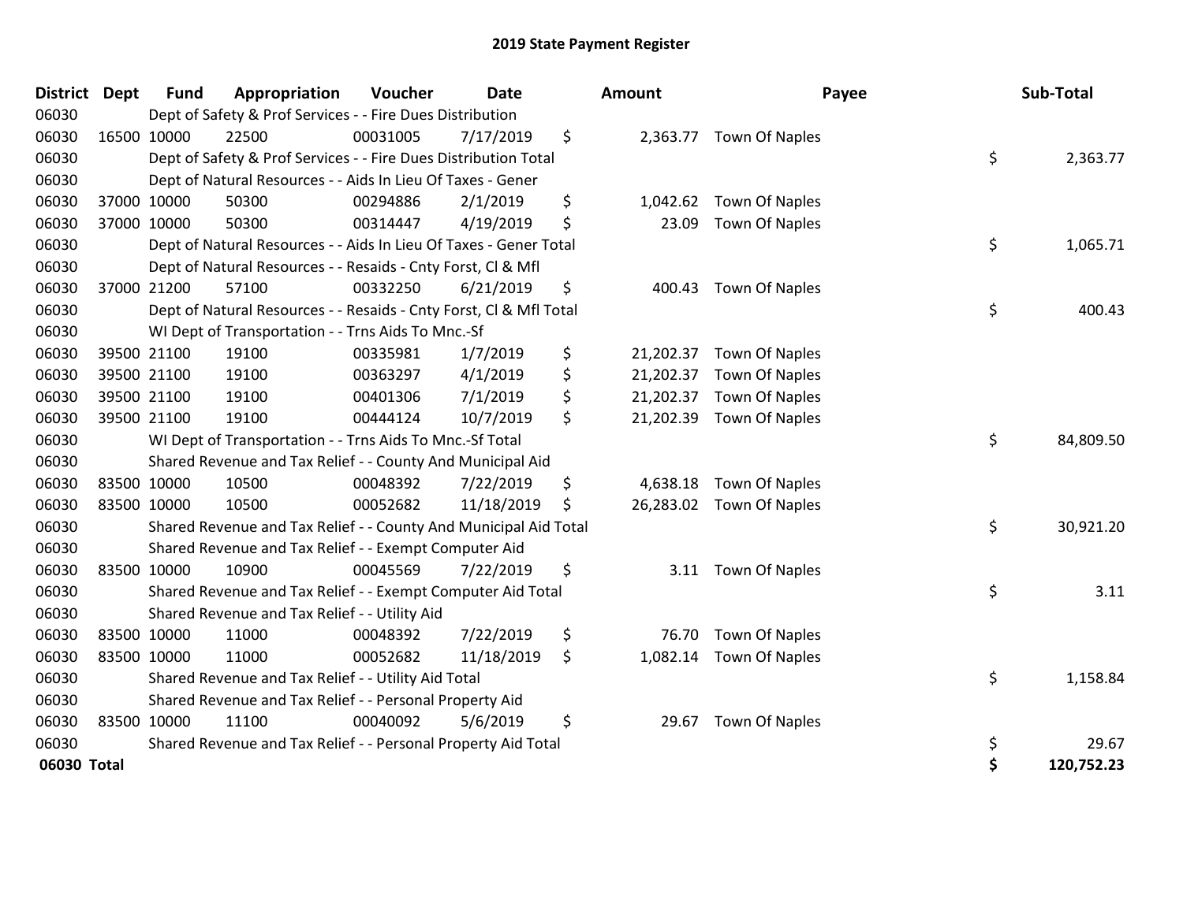# 2019 State Payment Register

| District | Dept | Fund | Appropriation | Voucher | Date | | Amount | Payee | | Sub-Total |
|---|---|---|---|---|---|---|---|---|---|---|
| 06030 | | Dept of Safety & Prof Services - - Fire Dues Distribution | | | | | | | | |
| 06030 | 16500 | 10000 | 22500 | 00031005 | 7/17/2019 | $ | 2,363.77 | Town Of Naples | | |
| 06030 | | Dept of Safety & Prof Services - - Fire Dues Distribution Total | | | | | | | $ | 2,363.77 |
| 06030 | | Dept of Natural Resources - - Aids In Lieu Of Taxes - Gener | | | | | | | | |
| 06030 | 37000 | 10000 | 50300 | 00294886 | 2/1/2019 | $ | 1,042.62 | Town Of Naples | | |
| 06030 | 37000 | 10000 | 50300 | 00314447 | 4/19/2019 | $ | 23.09 | Town Of Naples | | |
| 06030 | | Dept of Natural Resources - - Aids In Lieu Of Taxes - Gener Total | | | | | | | $ | 1,065.71 |
| 06030 | | Dept of Natural Resources - - Resaids - Cnty Forst, Cl & Mfl | | | | | | | | |
| 06030 | 37000 | 21200 | 57100 | 00332250 | 6/21/2019 | $ | 400.43 | Town Of Naples | | |
| 06030 | | Dept of Natural Resources - - Resaids - Cnty Forst, Cl & Mfl Total | | | | | | | $ | 400.43 |
| 06030 | | WI Dept of Transportation - - Trns Aids To Mnc.-Sf | | | | | | | | |
| 06030 | 39500 | 21100 | 19100 | 00335981 | 1/7/2019 | $ | 21,202.37 | Town Of Naples | | |
| 06030 | 39500 | 21100 | 19100 | 00363297 | 4/1/2019 | $ | 21,202.37 | Town Of Naples | | |
| 06030 | 39500 | 21100 | 19100 | 00401306 | 7/1/2019 | $ | 21,202.37 | Town Of Naples | | |
| 06030 | 39500 | 21100 | 19100 | 00444124 | 10/7/2019 | $ | 21,202.39 | Town Of Naples | | |
| 06030 | | WI Dept of Transportation - - Trns Aids To Mnc.-Sf Total | | | | | | | $ | 84,809.50 |
| 06030 | | Shared Revenue and Tax Relief - - County And Municipal Aid | | | | | | | | |
| 06030 | 83500 | 10000 | 10500 | 00048392 | 7/22/2019 | $ | 4,638.18 | Town Of Naples | | |
| 06030 | 83500 | 10000 | 10500 | 00052682 | 11/18/2019 | $ | 26,283.02 | Town Of Naples | | |
| 06030 | | Shared Revenue and Tax Relief - - County And Municipal Aid Total | | | | | | | $ | 30,921.20 |
| 06030 | | Shared Revenue and Tax Relief - - Exempt Computer Aid | | | | | | | | |
| 06030 | 83500 | 10000 | 10900 | 00045569 | 7/22/2019 | $ | 3.11 | Town Of Naples | | |
| 06030 | | Shared Revenue and Tax Relief - - Exempt Computer Aid Total | | | | | | | $ | 3.11 |
| 06030 | | Shared Revenue and Tax Relief - - Utility Aid | | | | | | | | |
| 06030 | 83500 | 10000 | 11000 | 00048392 | 7/22/2019 | $ | 76.70 | Town Of Naples | | |
| 06030 | 83500 | 10000 | 11000 | 00052682 | 11/18/2019 | $ | 1,082.14 | Town Of Naples | | |
| 06030 | | Shared Revenue and Tax Relief - - Utility Aid Total | | | | | | | $ | 1,158.84 |
| 06030 | | Shared Revenue and Tax Relief - - Personal Property Aid | | | | | | | | |
| 06030 | 83500 | 10000 | 11100 | 00040092 | 5/6/2019 | $ | 29.67 | Town Of Naples | | |
| 06030 | | Shared Revenue and Tax Relief - - Personal Property Aid Total | | | | | | | $ | 29.67 |
| **06030 Total** | | | | | | | | | **$** | **120,752.23** |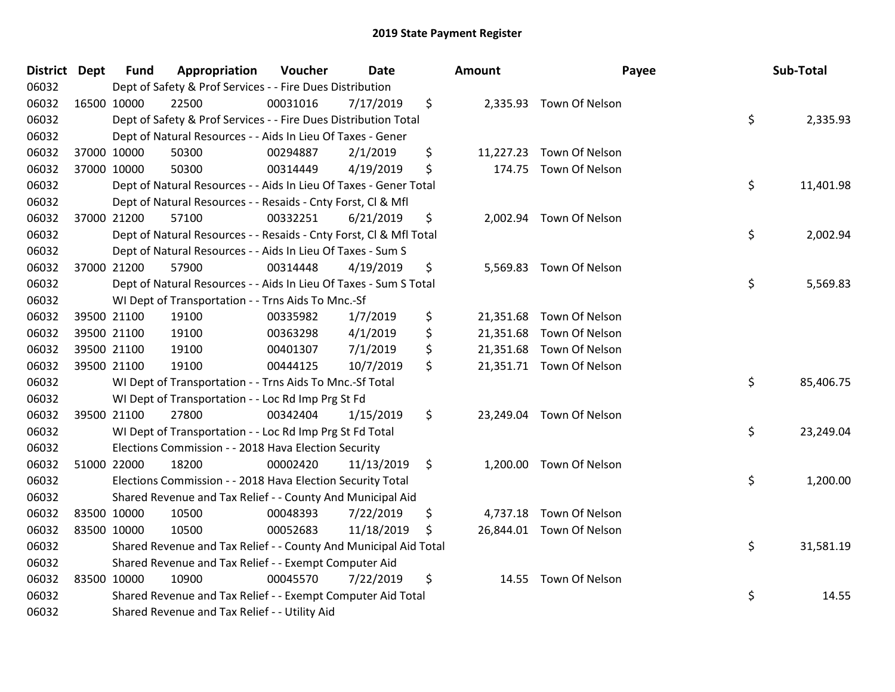## 2019 State Payment Register

| District | Dept | Fund | Appropriation | Voucher | Date | Amount | Payee | Sub-Total |
|---|---|---|---|---|---|---|---|---|
| 06032 | | Dept of Safety & Prof Services - - Fire Dues Distribution | | | | | | |
| 06032 | 16500 | 10000 | 22500 | 00031016 | 7/17/2019 | $ 2,335.93 | Town Of Nelson | |
| 06032 | | Dept of Safety & Prof Services - - Fire Dues Distribution Total | | | | | | $ 2,335.93 |
| 06032 | | Dept of Natural Resources - - Aids In Lieu Of Taxes - Gener | | | | | | |
| 06032 | 37000 | 10000 | 50300 | 00294887 | 2/1/2019 | $ 11,227.23 | Town Of Nelson | |
| 06032 | 37000 | 10000 | 50300 | 00314449 | 4/19/2019 | $ 174.75 | Town Of Nelson | |
| 06032 | | Dept of Natural Resources - - Aids In Lieu Of Taxes - Gener Total | | | | | | $ 11,401.98 |
| 06032 | | Dept of Natural Resources - - Resaids - Cnty Forst, Cl & Mfl | | | | | | |
| 06032 | 37000 | 21200 | 57100 | 00332251 | 6/21/2019 | $ 2,002.94 | Town Of Nelson | |
| 06032 | | Dept of Natural Resources - - Resaids - Cnty Forst, Cl & Mfl Total | | | | | | $ 2,002.94 |
| 06032 | | Dept of Natural Resources - - Aids In Lieu Of Taxes - Sum S | | | | | | |
| 06032 | 37000 | 21200 | 57900 | 00314448 | 4/19/2019 | $ 5,569.83 | Town Of Nelson | |
| 06032 | | Dept of Natural Resources - - Aids In Lieu Of Taxes - Sum S Total | | | | | | $ 5,569.83 |
| 06032 | | WI Dept of Transportation - - Trns Aids To Mnc.-Sf | | | | | | |
| 06032 | 39500 | 21100 | 19100 | 00335982 | 1/7/2019 | $ 21,351.68 | Town Of Nelson | |
| 06032 | 39500 | 21100 | 19100 | 00363298 | 4/1/2019 | $ 21,351.68 | Town Of Nelson | |
| 06032 | 39500 | 21100 | 19100 | 00401307 | 7/1/2019 | $ 21,351.68 | Town Of Nelson | |
| 06032 | 39500 | 21100 | 19100 | 00444125 | 10/7/2019 | $ 21,351.71 | Town Of Nelson | |
| 06032 | | WI Dept of Transportation - - Trns Aids To Mnc.-Sf Total | | | | | | $ 85,406.75 |
| 06032 | | WI Dept of Transportation - - Loc Rd Imp Prg St Fd | | | | | | |
| 06032 | 39500 | 21100 | 27800 | 00342404 | 1/15/2019 | $ 23,249.04 | Town Of Nelson | |
| 06032 | | WI Dept of Transportation - - Loc Rd Imp Prg St Fd Total | | | | | | $ 23,249.04 |
| 06032 | | Elections Commission - - 2018 Hava Election Security | | | | | | |
| 06032 | 51000 | 22000 | 18200 | 00002420 | 11/13/2019 | $ 1,200.00 | Town Of Nelson | |
| 06032 | | Elections Commission - - 2018 Hava Election Security Total | | | | | | $ 1,200.00 |
| 06032 | | Shared Revenue and Tax Relief - - County And Municipal Aid | | | | | | |
| 06032 | 83500 | 10000 | 10500 | 00048393 | 7/22/2019 | $ 4,737.18 | Town Of Nelson | |
| 06032 | 83500 | 10000 | 10500 | 00052683 | 11/18/2019 | $ 26,844.01 | Town Of Nelson | |
| 06032 | | Shared Revenue and Tax Relief - - County And Municipal Aid Total | | | | | | $ 31,581.19 |
| 06032 | | Shared Revenue and Tax Relief - - Exempt Computer Aid | | | | | | |
| 06032 | 83500 | 10000 | 10900 | 00045570 | 7/22/2019 | $ 14.55 | Town Of Nelson | |
| 06032 | | Shared Revenue and Tax Relief - - Exempt Computer Aid Total | | | | | | $ 14.55 |
| 06032 | | Shared Revenue and Tax Relief - - Utility Aid | | | | | | |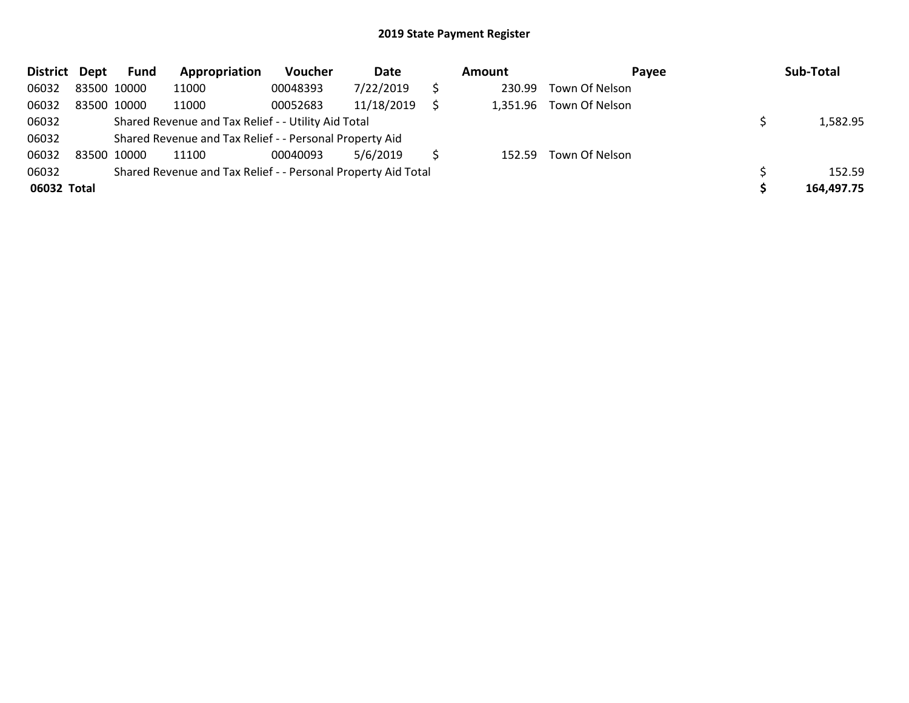# 2019 State Payment Register

| District | Dept | Fund | Appropriation | Voucher | Date | | Amount | Payee | | Sub-Total |
|---|---|---|---|---|---|---|---|---|---|---|
| 06032 | 83500 | 10000 | 11000 | 00048393 | 7/22/2019 | $ | 230.99 | Town Of Nelson | | |
| 06032 | 83500 | 10000 | 11000 | 00052683 | 11/18/2019 | $ | 1,351.96 | Town Of Nelson | | |
| 06032 | | Shared Revenue and Tax Relief - - Utility Aid Total | | | | | | | $ | 1,582.95 |
| 06032 | | Shared Revenue and Tax Relief - - Personal Property Aid | | | | | | | | |
| 06032 | 83500 | 10000 | 11100 | 00040093 | 5/6/2019 | $ | 152.59 | Town Of Nelson | | |
| 06032 | | Shared Revenue and Tax Relief - - Personal Property Aid Total | | | | | | | $ | 152.59 |
| **06032** | **Total** | | | | | | | | **$** | **164,497.75** |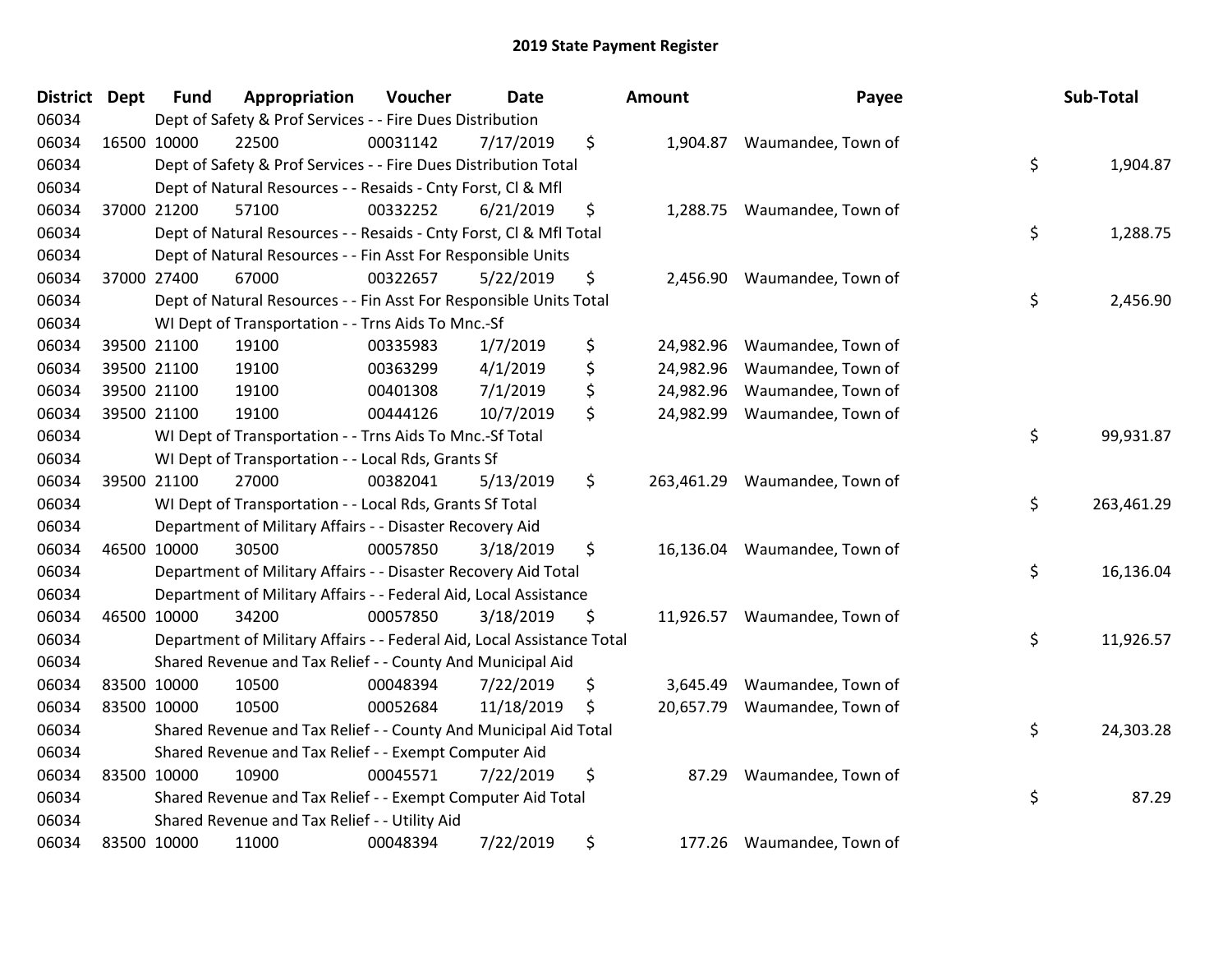# 2019 State Payment Register

| District | Dept | Fund | Appropriation | Voucher | Date | Amount | Payee | Sub-Total |
|---|---|---|---|---|---|---|---|---|
| 06034 | | Dept of Safety & Prof Services - - Fire Dues Distribution | | | | | | |
| 06034 | 16500 | 10000 | 22500 | 00031142 | 7/17/2019 | $ 1,904.87 | Waumandee, Town of | |
| 06034 | | Dept of Safety & Prof Services - - Fire Dues Distribution Total | | | | | | $ 1,904.87 |
| 06034 | | Dept of Natural Resources - - Resaids - Cnty Forst, Cl & Mfl | | | | | | |
| 06034 | 37000 | 21200 | 57100 | 00332252 | 6/21/2019 | $ 1,288.75 | Waumandee, Town of | |
| 06034 | | Dept of Natural Resources - - Resaids - Cnty Forst, Cl & Mfl Total | | | | | | $ 1,288.75 |
| 06034 | | Dept of Natural Resources - - Fin Asst For Responsible Units | | | | | | |
| 06034 | 37000 | 27400 | 67000 | 00322657 | 5/22/2019 | $ 2,456.90 | Waumandee, Town of | |
| 06034 | | Dept of Natural Resources - - Fin Asst For Responsible Units Total | | | | | | $ 2,456.90 |
| 06034 | | WI Dept of Transportation - - Trns Aids To Mnc.-Sf | | | | | | |
| 06034 | 39500 | 21100 | 19100 | 00335983 | 1/7/2019 | $ 24,982.96 | Waumandee, Town of | |
| 06034 | 39500 | 21100 | 19100 | 00363299 | 4/1/2019 | $ 24,982.96 | Waumandee, Town of | |
| 06034 | 39500 | 21100 | 19100 | 00401308 | 7/1/2019 | $ 24,982.96 | Waumandee, Town of | |
| 06034 | 39500 | 21100 | 19100 | 00444126 | 10/7/2019 | $ 24,982.99 | Waumandee, Town of | |
| 06034 | | WI Dept of Transportation - - Trns Aids To Mnc.-Sf Total | | | | | | $ 99,931.87 |
| 06034 | | WI Dept of Transportation - - Local Rds, Grants Sf | | | | | | |
| 06034 | 39500 | 21100 | 27000 | 00382041 | 5/13/2019 | $ 263,461.29 | Waumandee, Town of | |
| 06034 | | WI Dept of Transportation - - Local Rds, Grants Sf Total | | | | | | $ 263,461.29 |
| 06034 | | Department of Military Affairs - - Disaster Recovery Aid | | | | | | |
| 06034 | 46500 | 10000 | 30500 | 00057850 | 3/18/2019 | $ 16,136.04 | Waumandee, Town of | |
| 06034 | | Department of Military Affairs - - Disaster Recovery Aid Total | | | | | | $ 16,136.04 |
| 06034 | | Department of Military Affairs - - Federal Aid, Local Assistance | | | | | | |
| 06034 | 46500 | 10000 | 34200 | 00057850 | 3/18/2019 | $ 11,926.57 | Waumandee, Town of | |
| 06034 | | Department of Military Affairs - - Federal Aid, Local Assistance Total | | | | | | $ 11,926.57 |
| 06034 | | Shared Revenue and Tax Relief - - County And Municipal Aid | | | | | | |
| 06034 | 83500 | 10000 | 10500 | 00048394 | 7/22/2019 | $ 3,645.49 | Waumandee, Town of | |
| 06034 | 83500 | 10000 | 10500 | 00052684 | 11/18/2019 | $ 20,657.79 | Waumandee, Town of | |
| 06034 | | Shared Revenue and Tax Relief - - County And Municipal Aid Total | | | | | | $ 24,303.28 |
| 06034 | | Shared Revenue and Tax Relief - - Exempt Computer Aid | | | | | | |
| 06034 | 83500 | 10000 | 10900 | 00045571 | 7/22/2019 | $ 87.29 | Waumandee, Town of | |
| 06034 | | Shared Revenue and Tax Relief - - Exempt Computer Aid Total | | | | | | $ 87.29 |
| 06034 | | Shared Revenue and Tax Relief - - Utility Aid | | | | | | |
| 06034 | 83500 | 10000 | 11000 | 00048394 | 7/22/2019 | $ 177.26 | Waumandee, Town of | |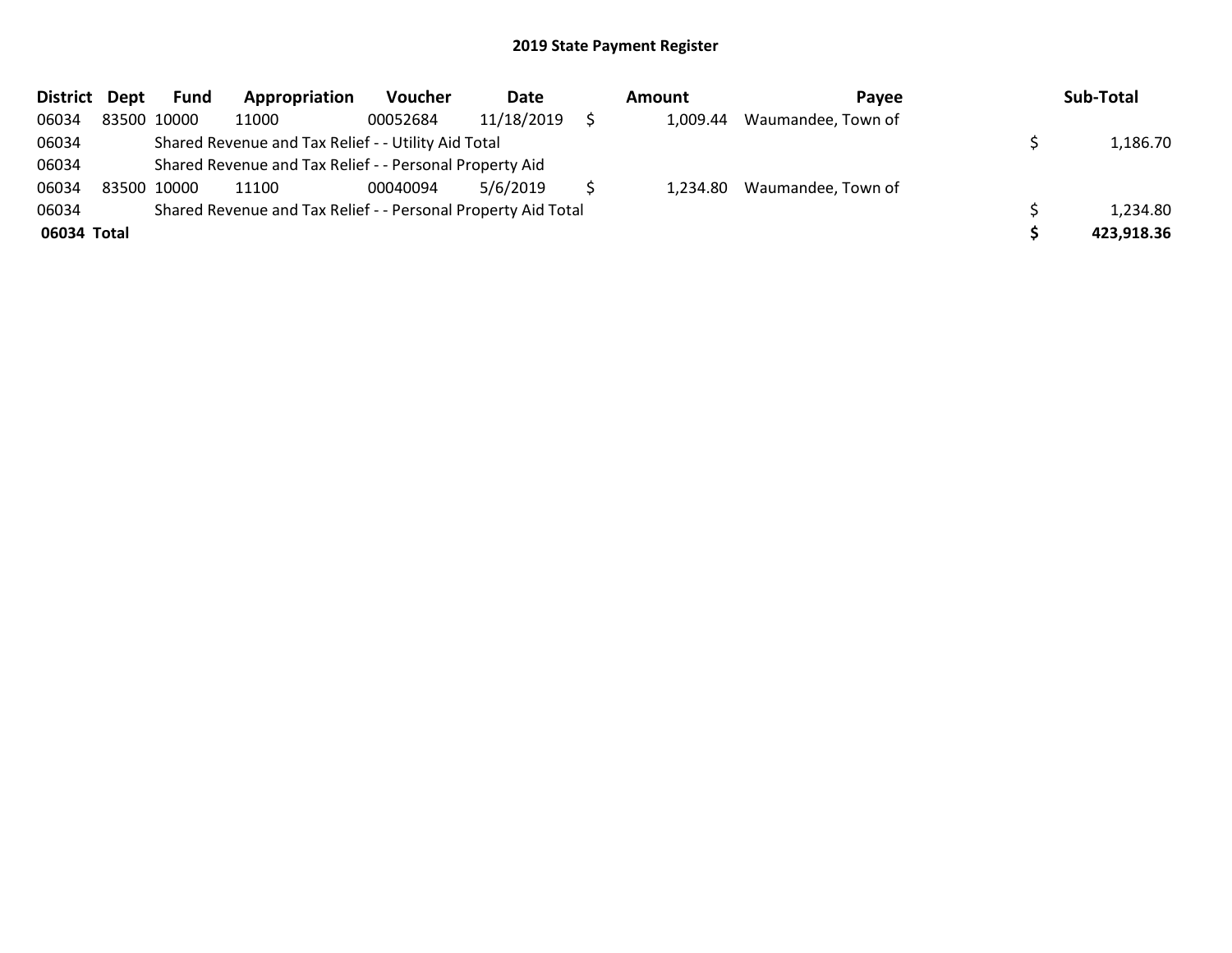# 2019 State Payment Register

| District | Dept | Fund | Appropriation | Voucher | Date | Amount | Payee | Sub-Total |
|---|---|---|---|---|---|---|---|---|
| 06034 | 83500 | 10000 | 11000 | 00052684 | 11/18/2019 | $ 1,009.44 | Waumandee, Town of | |
| 06034 | | Shared Revenue and Tax Relief - - Utility Aid Total | | | | | | $ 1,186.70 |
| 06034 | | Shared Revenue and Tax Relief - - Personal Property Aid | | | | | | |
| 06034 | 83500 | 10000 | 11100 | 00040094 | 5/6/2019 | $ 1,234.80 | Waumandee, Town of | |
| 06034 | | Shared Revenue and Tax Relief - - Personal Property Aid Total | | | | | | $ 1,234.80 |
| **06034 Total** | | | | | | | | **$ 423,918.36** |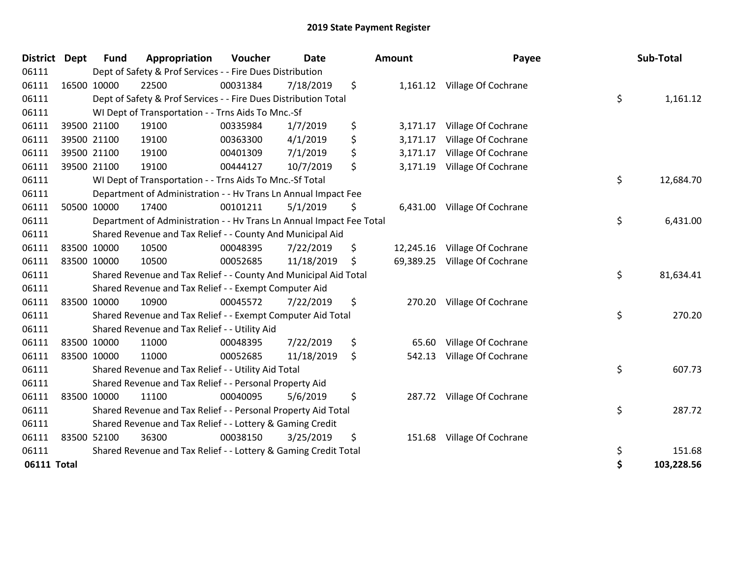# 2019 State Payment Register

| District | Dept | Fund | Appropriation | Voucher | Date | Amount | Payee | Sub-Total |
|---|---|---|---|---|---|---|---|---|
| 06111 | | Dept of Safety & Prof Services - - Fire Dues Distribution | | | | | | |
| 06111 | 16500 | 10000 | 22500 | 00031384 | 7/18/2019 | $ 1,161.12 | Village Of Cochrane | |
| 06111 | | Dept of Safety & Prof Services - - Fire Dues Distribution Total | | | | | | $ 1,161.12 |
| 06111 | | WI Dept of Transportation - - Trns Aids To Mnc.-Sf | | | | | | |
| 06111 | 39500 | 21100 | 19100 | 00335984 | 1/7/2019 | $ 3,171.17 | Village Of Cochrane | |
| 06111 | 39500 | 21100 | 19100 | 00363300 | 4/1/2019 | $ 3,171.17 | Village Of Cochrane | |
| 06111 | 39500 | 21100 | 19100 | 00401309 | 7/1/2019 | $ 3,171.17 | Village Of Cochrane | |
| 06111 | 39500 | 21100 | 19100 | 00444127 | 10/7/2019 | $ 3,171.19 | Village Of Cochrane | |
| 06111 | | WI Dept of Transportation - - Trns Aids To Mnc.-Sf Total | | | | | | $ 12,684.70 |
| 06111 | | Department of Administration - - Hv Trans Ln Annual Impact Fee | | | | | | |
| 06111 | 50500 | 10000 | 17400 | 00101211 | 5/1/2019 | $ 6,431.00 | Village Of Cochrane | |
| 06111 | | Department of Administration - - Hv Trans Ln Annual Impact Fee Total | | | | | | $ 6,431.00 |
| 06111 | | Shared Revenue and Tax Relief - - County And Municipal Aid | | | | | | |
| 06111 | 83500 | 10000 | 10500 | 00048395 | 7/22/2019 | $ 12,245.16 | Village Of Cochrane | |
| 06111 | 83500 | 10000 | 10500 | 00052685 | 11/18/2019 | $ 69,389.25 | Village Of Cochrane | |
| 06111 | | Shared Revenue and Tax Relief - - County And Municipal Aid Total | | | | | | $ 81,634.41 |
| 06111 | | Shared Revenue and Tax Relief - - Exempt Computer Aid | | | | | | |
| 06111 | 83500 | 10000 | 10900 | 00045572 | 7/22/2019 | $ 270.20 | Village Of Cochrane | |
| 06111 | | Shared Revenue and Tax Relief - - Exempt Computer Aid Total | | | | | | $ 270.20 |
| 06111 | | Shared Revenue and Tax Relief - - Utility Aid | | | | | | |
| 06111 | 83500 | 10000 | 11000 | 00048395 | 7/22/2019 | $ 65.60 | Village Of Cochrane | |
| 06111 | 83500 | 10000 | 11000 | 00052685 | 11/18/2019 | $ 542.13 | Village Of Cochrane | |
| 06111 | | Shared Revenue and Tax Relief - - Utility Aid Total | | | | | | $ 607.73 |
| 06111 | | Shared Revenue and Tax Relief - - Personal Property Aid | | | | | | |
| 06111 | 83500 | 10000 | 11100 | 00040095 | 5/6/2019 | $ 287.72 | Village Of Cochrane | |
| 06111 | | Shared Revenue and Tax Relief - - Personal Property Aid Total | | | | | | $ 287.72 |
| 06111 | | Shared Revenue and Tax Relief - - Lottery & Gaming Credit | | | | | | |
| 06111 | 83500 | 52100 | 36300 | 00038150 | 3/25/2019 | $ 151.68 | Village Of Cochrane | |
| 06111 | | Shared Revenue and Tax Relief - - Lottery & Gaming Credit Total | | | | | | $ 151.68 |
| **06111 Total** | | | | | | | | **$ 103,228.56** |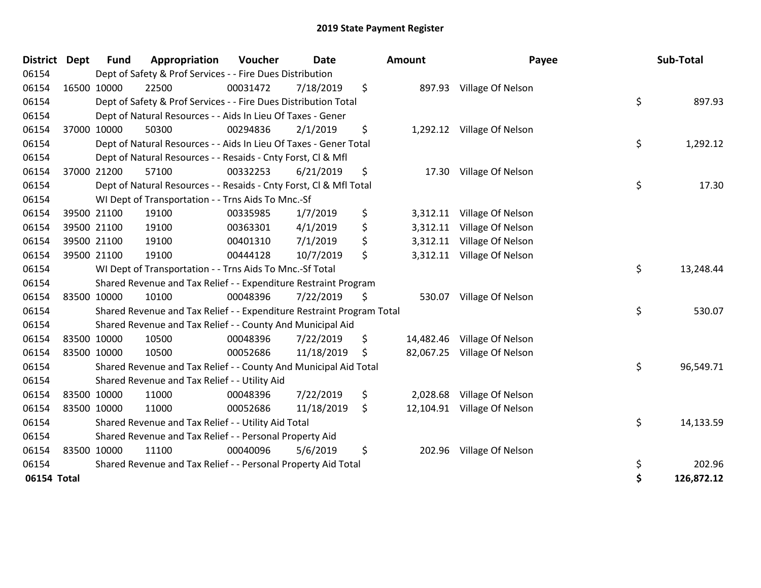# 2019 State Payment Register

| District | Dept | Fund | Appropriation | Voucher | Date | Amount | Payee | Sub-Total |
|---|---|---|---|---|---|---|---|---|
| 06154 | | Dept of Safety & Prof Services - - Fire Dues Distribution | | | | | | |
| 06154 | 16500 | 10000 | 22500 | 00031472 | 7/18/2019 | $ 897.93 | Village Of Nelson | |
| 06154 | | Dept of Safety & Prof Services - - Fire Dues Distribution Total | | | | | | $ 897.93 |
| 06154 | | Dept of Natural Resources - - Aids In Lieu Of Taxes - Gener | | | | | | |
| 06154 | 37000 | 10000 | 50300 | 00294836 | 2/1/2019 | $ 1,292.12 | Village Of Nelson | |
| 06154 | | Dept of Natural Resources - - Aids In Lieu Of Taxes - Gener Total | | | | | | $ 1,292.12 |
| 06154 | | Dept of Natural Resources - - Resaids - Cnty Forst, Cl & Mfl | | | | | | |
| 06154 | 37000 | 21200 | 57100 | 00332253 | 6/21/2019 | $ 17.30 | Village Of Nelson | |
| 06154 | | Dept of Natural Resources - - Resaids - Cnty Forst, Cl & Mfl Total | | | | | | $ 17.30 |
| 06154 | | WI Dept of Transportation - - Trns Aids To Mnc.-Sf | | | | | | |
| 06154 | 39500 | 21100 | 19100 | 00335985 | 1/7/2019 | $ 3,312.11 | Village Of Nelson | |
| 06154 | 39500 | 21100 | 19100 | 00363301 | 4/1/2019 | $ 3,312.11 | Village Of Nelson | |
| 06154 | 39500 | 21100 | 19100 | 00401310 | 7/1/2019 | $ 3,312.11 | Village Of Nelson | |
| 06154 | 39500 | 21100 | 19100 | 00444128 | 10/7/2019 | $ 3,312.11 | Village Of Nelson | |
| 06154 | | WI Dept of Transportation - - Trns Aids To Mnc.-Sf Total | | | | | | $ 13,248.44 |
| 06154 | | Shared Revenue and Tax Relief - - Expenditure Restraint Program | | | | | | |
| 06154 | 83500 | 10000 | 10100 | 00048396 | 7/22/2019 | $ 530.07 | Village Of Nelson | |
| 06154 | | Shared Revenue and Tax Relief - - Expenditure Restraint Program Total | | | | | | $ 530.07 |
| 06154 | | Shared Revenue and Tax Relief - - County And Municipal Aid | | | | | | |
| 06154 | 83500 | 10000 | 10500 | 00048396 | 7/22/2019 | $ 14,482.46 | Village Of Nelson | |
| 06154 | 83500 | 10000 | 10500 | 00052686 | 11/18/2019 | $ 82,067.25 | Village Of Nelson | |
| 06154 | | Shared Revenue and Tax Relief - - County And Municipal Aid Total | | | | | | $ 96,549.71 |
| 06154 | | Shared Revenue and Tax Relief - - Utility Aid | | | | | | |
| 06154 | 83500 | 10000 | 11000 | 00048396 | 7/22/2019 | $ 2,028.68 | Village Of Nelson | |
| 06154 | 83500 | 10000 | 11000 | 00052686 | 11/18/2019 | $ 12,104.91 | Village Of Nelson | |
| 06154 | | Shared Revenue and Tax Relief - - Utility Aid Total | | | | | | $ 14,133.59 |
| 06154 | | Shared Revenue and Tax Relief - - Personal Property Aid | | | | | | |
| 06154 | 83500 | 10000 | 11100 | 00040096 | 5/6/2019 | $ 202.96 | Village Of Nelson | |
| 06154 | | Shared Revenue and Tax Relief - - Personal Property Aid Total | | | | | | $ 202.96 |
| **06154 Total** | | | | | | | | **$ 126,872.12** |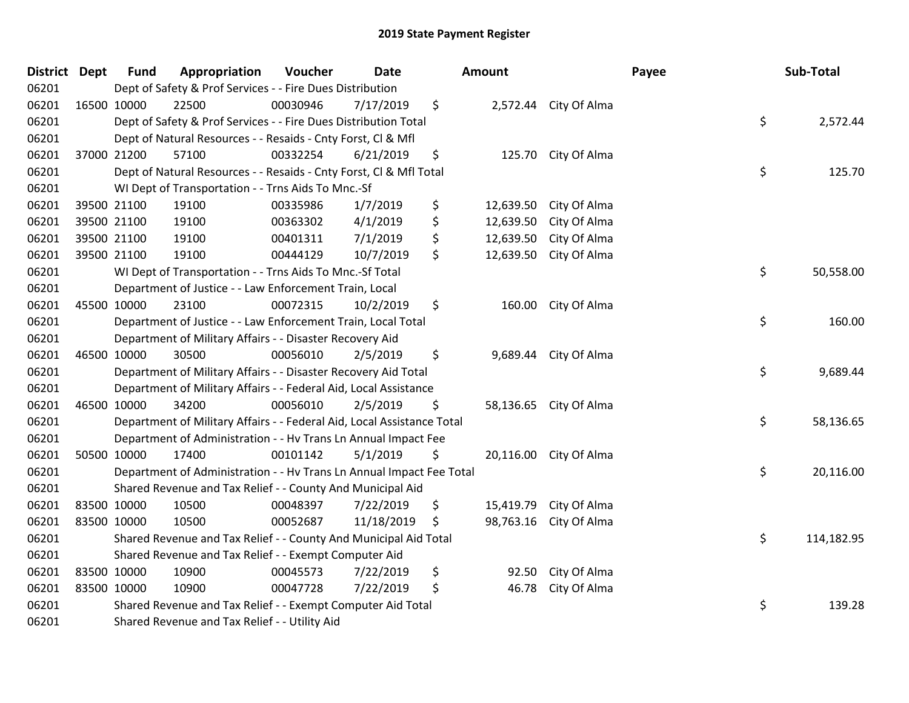## 2019 State Payment Register

| District | Dept | Fund | Appropriation | Voucher | Date | Amount | Payee | Sub-Total |
|---|---|---|---|---|---|---|---|---|
| 06201 | | Dept of Safety & Prof Services - - Fire Dues Distribution | | | | | | |
| 06201 | 16500 | 10000 | 22500 | 00030946 | 7/17/2019 | $ 2,572.44 | City Of Alma | |
| 06201 | | Dept of Safety & Prof Services - - Fire Dues Distribution Total | | | | | | $ 2,572.44 |
| 06201 | | Dept of Natural Resources - - Resaids - Cnty Forst, Cl & Mfl | | | | | | |
| 06201 | 37000 | 21200 | 57100 | 00332254 | 6/21/2019 | $ 125.70 | City Of Alma | |
| 06201 | | Dept of Natural Resources - - Resaids - Cnty Forst, Cl & Mfl Total | | | | | | $ 125.70 |
| 06201 | | WI Dept of Transportation - - Trns Aids To Mnc.-Sf | | | | | | |
| 06201 | 39500 | 21100 | 19100 | 00335986 | 1/7/2019 | $ 12,639.50 | City Of Alma | |
| 06201 | 39500 | 21100 | 19100 | 00363302 | 4/1/2019 | $ 12,639.50 | City Of Alma | |
| 06201 | 39500 | 21100 | 19100 | 00401311 | 7/1/2019 | $ 12,639.50 | City Of Alma | |
| 06201 | 39500 | 21100 | 19100 | 00444129 | 10/7/2019 | $ 12,639.50 | City Of Alma | |
| 06201 | | WI Dept of Transportation - - Trns Aids To Mnc.-Sf Total | | | | | | $ 50,558.00 |
| 06201 | | Department of Justice - - Law Enforcement Train, Local | | | | | | |
| 06201 | 45500 | 10000 | 23100 | 00072315 | 10/2/2019 | $ 160.00 | City Of Alma | |
| 06201 | | Department of Justice - - Law Enforcement Train, Local Total | | | | | | $ 160.00 |
| 06201 | | Department of Military Affairs - - Disaster Recovery Aid | | | | | | |
| 06201 | 46500 | 10000 | 30500 | 00056010 | 2/5/2019 | $ 9,689.44 | City Of Alma | |
| 06201 | | Department of Military Affairs - - Disaster Recovery Aid Total | | | | | | $ 9,689.44 |
| 06201 | | Department of Military Affairs - - Federal Aid, Local Assistance | | | | | | |
| 06201 | 46500 | 10000 | 34200 | 00056010 | 2/5/2019 | $ 58,136.65 | City Of Alma | |
| 06201 | | Department of Military Affairs - - Federal Aid, Local Assistance Total | | | | | | $ 58,136.65 |
| 06201 | | Department of Administration - - Hv Trans Ln Annual Impact Fee | | | | | | |
| 06201 | 50500 | 10000 | 17400 | 00101142 | 5/1/2019 | $ 20,116.00 | City Of Alma | |
| 06201 | | Department of Administration - - Hv Trans Ln Annual Impact Fee Total | | | | | | $ 20,116.00 |
| 06201 | | Shared Revenue and Tax Relief - - County And Municipal Aid | | | | | | |
| 06201 | 83500 | 10000 | 10500 | 00048397 | 7/22/2019 | $ 15,419.79 | City Of Alma | |
| 06201 | 83500 | 10000 | 10500 | 00052687 | 11/18/2019 | $ 98,763.16 | City Of Alma | |
| 06201 | | Shared Revenue and Tax Relief - - County And Municipal Aid Total | | | | | | $ 114,182.95 |
| 06201 | | Shared Revenue and Tax Relief - - Exempt Computer Aid | | | | | | |
| 06201 | 83500 | 10000 | 10900 | 00045573 | 7/22/2019 | $ 92.50 | City Of Alma | |
| 06201 | 83500 | 10000 | 10900 | 00047728 | 7/22/2019 | $ 46.78 | City Of Alma | |
| 06201 | | Shared Revenue and Tax Relief - - Exempt Computer Aid Total | | | | | | $ 139.28 |
| 06201 | | Shared Revenue and Tax Relief - - Utility Aid | | | | | | |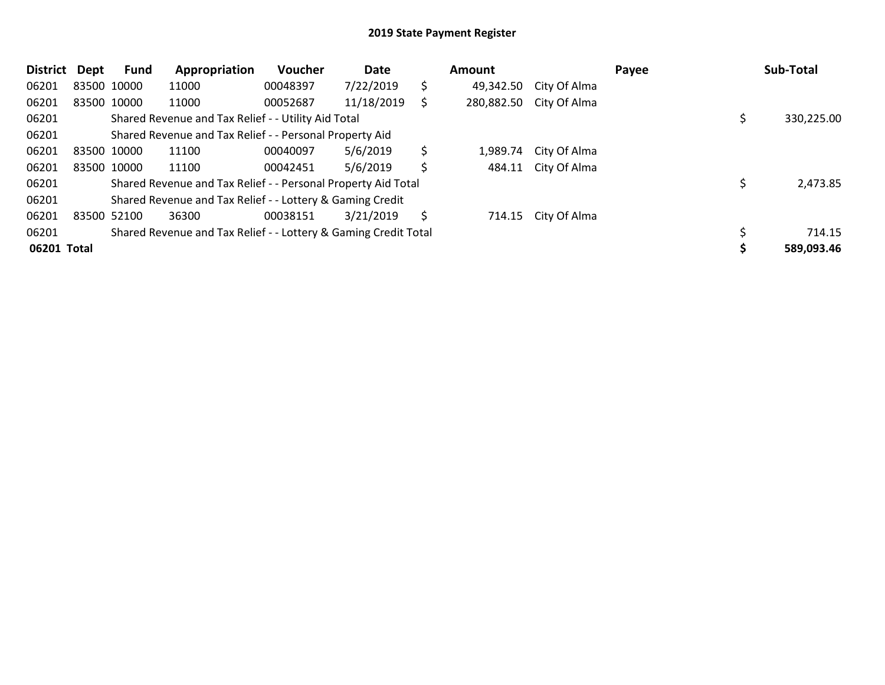# 2019 State Payment Register

| District | Dept | Fund | Appropriation | Voucher | Date | | Amount | Payee | | Sub-Total |
|---|---|---|---|---|---|---|---|---|---|---|
| 06201 | 83500 | 10000 | 11000 | 00048397 | 7/22/2019 | $ | 49,342.50 | City Of Alma | | |
| 06201 | 83500 | 10000 | 11000 | 00052687 | 11/18/2019 | $ | 280,882.50 | City Of Alma | | |
| 06201 | | Shared Revenue and Tax Relief - - Utility Aid Total | | | | | | | $ | 330,225.00 |
| 06201 | | Shared Revenue and Tax Relief - - Personal Property Aid | | | | | | | | |
| 06201 | 83500 | 10000 | 11100 | 00040097 | 5/6/2019 | $ | 1,989.74 | City Of Alma | | |
| 06201 | 83500 | 10000 | 11100 | 00042451 | 5/6/2019 | $ | 484.11 | City Of Alma | | |
| 06201 | | Shared Revenue and Tax Relief - - Personal Property Aid Total | | | | | | | $ | 2,473.85 |
| 06201 | | Shared Revenue and Tax Relief - - Lottery & Gaming Credit | | | | | | | | |
| 06201 | 83500 | 52100 | 36300 | 00038151 | 3/21/2019 | $ | 714.15 | City Of Alma | | |
| 06201 | | Shared Revenue and Tax Relief - - Lottery & Gaming Credit Total | | | | | | | $ | 714.15 |
| **06201** | **Total** | | | | | | | | **$** | **589,093.46** |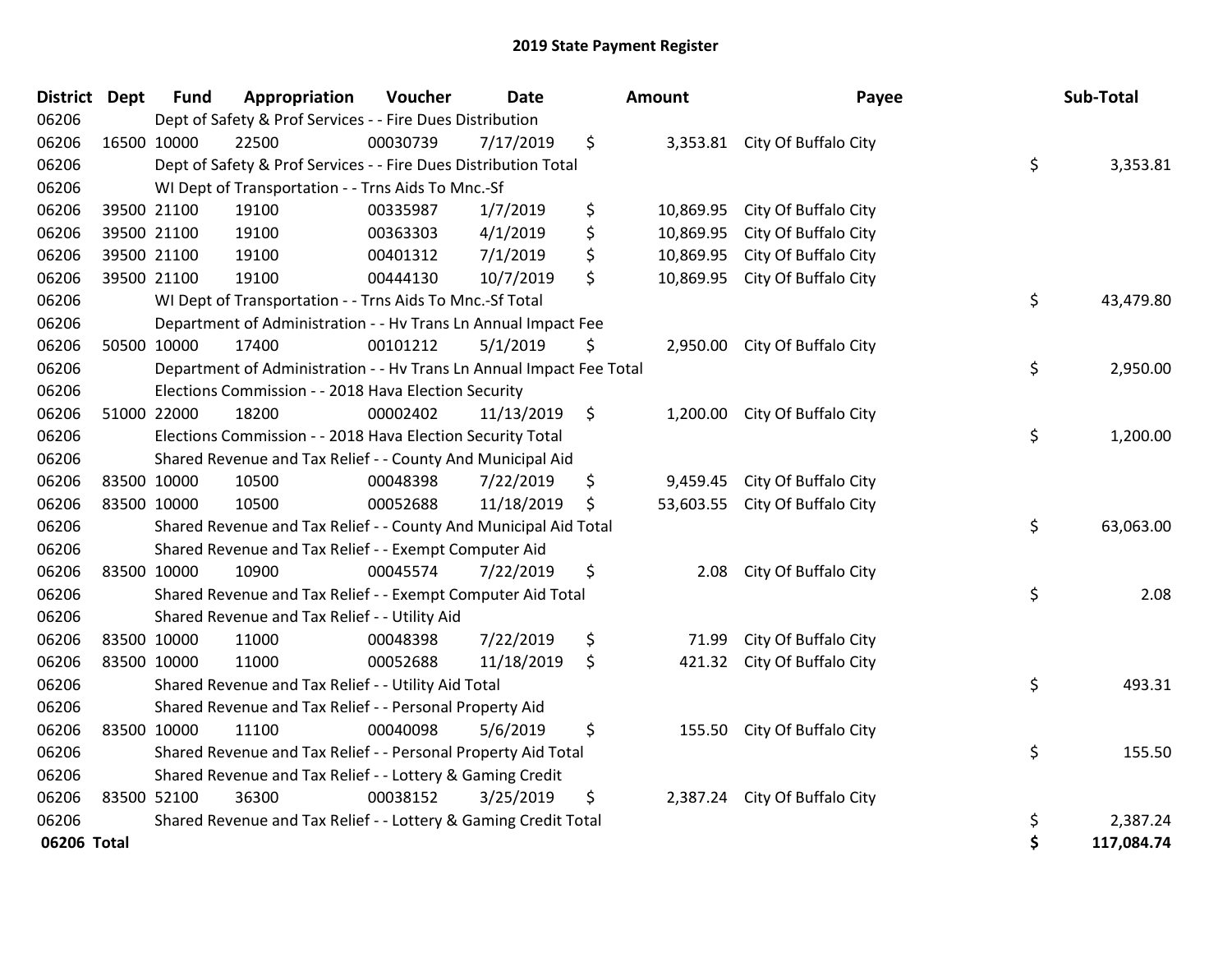# 2019 State Payment Register

| District | Dept | Fund | Appropriation | Voucher | Date | Amount | Payee | Sub-Total |
|---|---|---|---|---|---|---|---|---|
| 06206 | | Dept of Safety & Prof Services - - Fire Dues Distribution | | | | | | |
| 06206 | 16500 | 10000 | 22500 | 00030739 | 7/17/2019 | $ 3,353.81 | City Of Buffalo City | |
| 06206 | | Dept of Safety & Prof Services - - Fire Dues Distribution Total | | | | | | $ 3,353.81 |
| 06206 | | WI Dept of Transportation - - Trns Aids To Mnc.-Sf | | | | | | |
| 06206 | 39500 | 21100 | 19100 | 00335987 | 1/7/2019 | $ 10,869.95 | City Of Buffalo City | |
| 06206 | 39500 | 21100 | 19100 | 00363303 | 4/1/2019 | $ 10,869.95 | City Of Buffalo City | |
| 06206 | 39500 | 21100 | 19100 | 00401312 | 7/1/2019 | $ 10,869.95 | City Of Buffalo City | |
| 06206 | 39500 | 21100 | 19100 | 00444130 | 10/7/2019 | $ 10,869.95 | City Of Buffalo City | |
| 06206 | | WI Dept of Transportation - - Trns Aids To Mnc.-Sf Total | | | | | | $ 43,479.80 |
| 06206 | | Department of Administration - - Hv Trans Ln Annual Impact Fee | | | | | | |
| 06206 | 50500 | 10000 | 17400 | 00101212 | 5/1/2019 | $ 2,950.00 | City Of Buffalo City | |
| 06206 | | Department of Administration - - Hv Trans Ln Annual Impact Fee Total | | | | | | $ 2,950.00 |
| 06206 | | Elections Commission - - 2018 Hava Election Security | | | | | | |
| 06206 | 51000 | 22000 | 18200 | 00002402 | 11/13/2019 | $ 1,200.00 | City Of Buffalo City | |
| 06206 | | Elections Commission - - 2018 Hava Election Security Total | | | | | | $ 1,200.00 |
| 06206 | | Shared Revenue and Tax Relief - - County And Municipal Aid | | | | | | |
| 06206 | 83500 | 10000 | 10500 | 00048398 | 7/22/2019 | $ 9,459.45 | City Of Buffalo City | |
| 06206 | 83500 | 10000 | 10500 | 00052688 | 11/18/2019 | $ 53,603.55 | City Of Buffalo City | |
| 06206 | | Shared Revenue and Tax Relief - - County And Municipal Aid Total | | | | | | $ 63,063.00 |
| 06206 | | Shared Revenue and Tax Relief - - Exempt Computer Aid | | | | | | |
| 06206 | 83500 | 10000 | 10900 | 00045574 | 7/22/2019 | $ 2.08 | City Of Buffalo City | |
| 06206 | | Shared Revenue and Tax Relief - - Exempt Computer Aid Total | | | | | | $ 2.08 |
| 06206 | | Shared Revenue and Tax Relief - - Utility Aid | | | | | | |
| 06206 | 83500 | 10000 | 11000 | 00048398 | 7/22/2019 | $ 71.99 | City Of Buffalo City | |
| 06206 | 83500 | 10000 | 11000 | 00052688 | 11/18/2019 | $ 421.32 | City Of Buffalo City | |
| 06206 | | Shared Revenue and Tax Relief - - Utility Aid Total | | | | | | $ 493.31 |
| 06206 | | Shared Revenue and Tax Relief - - Personal Property Aid | | | | | | |
| 06206 | 83500 | 10000 | 11100 | 00040098 | 5/6/2019 | $ 155.50 | City Of Buffalo City | |
| 06206 | | Shared Revenue and Tax Relief - - Personal Property Aid Total | | | | | | $ 155.50 |
| 06206 | | Shared Revenue and Tax Relief - - Lottery & Gaming Credit | | | | | | |
| 06206 | 83500 | 52100 | 36300 | 00038152 | 3/25/2019 | $ 2,387.24 | City Of Buffalo City | |
| 06206 | | Shared Revenue and Tax Relief - - Lottery & Gaming Credit Total | | | | | | $ 2,387.24 |
| **06206 Total** | | | | | | | | **$ 117,084.74** |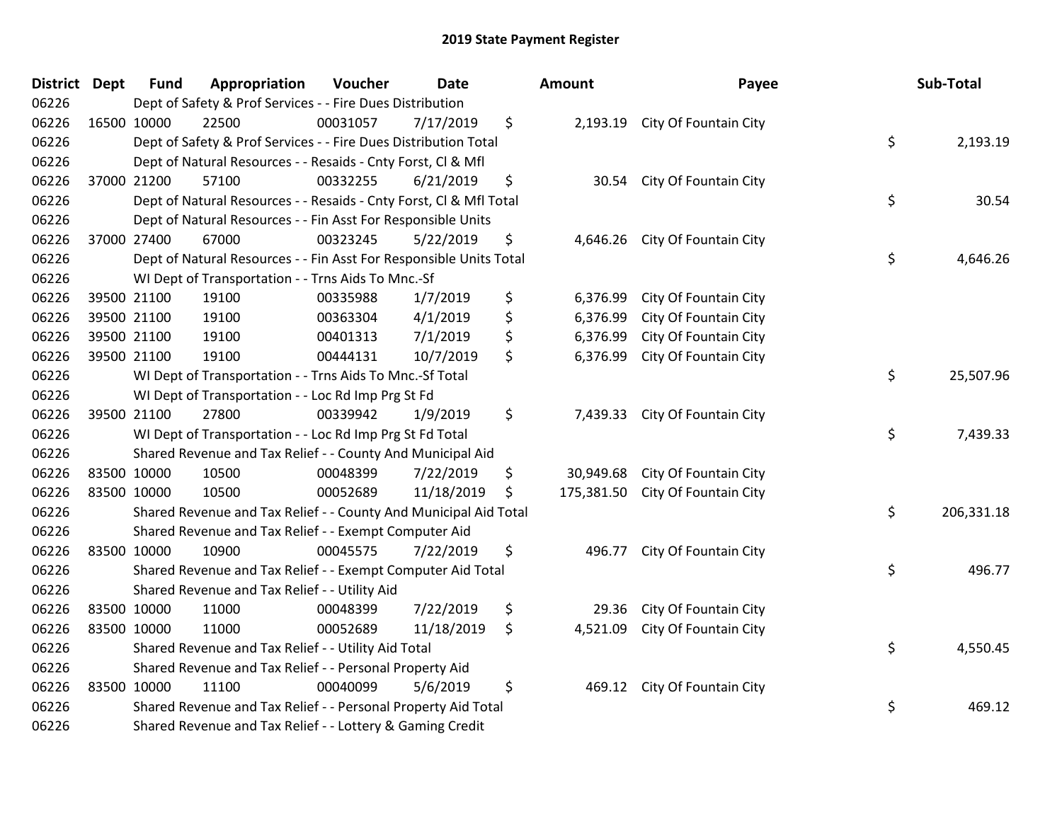## 2019 State Payment Register

| District | Dept | Fund | Appropriation | Voucher | Date | Amount | Payee | Sub-Total |
|---|---|---|---|---|---|---|---|---|
| 06226 | | Dept of Safety & Prof Services - - Fire Dues Distribution | | | | | | |
| 06226 | 16500 | 10000 | 22500 | 00031057 | 7/17/2019 | $ 2,193.19 | City Of Fountain City | |
| 06226 | | Dept of Safety & Prof Services - - Fire Dues Distribution Total | | | | | | $ 2,193.19 |
| 06226 | | Dept of Natural Resources - - Resaids - Cnty Forst, Cl & Mfl | | | | | | |
| 06226 | 37000 | 21200 | 57100 | 00332255 | 6/21/2019 | $ 30.54 | City Of Fountain City | |
| 06226 | | Dept of Natural Resources - - Resaids - Cnty Forst, Cl & Mfl Total | | | | | | $ 30.54 |
| 06226 | | Dept of Natural Resources - - Fin Asst For Responsible Units | | | | | | |
| 06226 | 37000 | 27400 | 67000 | 00323245 | 5/22/2019 | $ 4,646.26 | City Of Fountain City | |
| 06226 | | Dept of Natural Resources - - Fin Asst For Responsible Units Total | | | | | | $ 4,646.26 |
| 06226 | | WI Dept of Transportation - - Trns Aids To Mnc.-Sf | | | | | | |
| 06226 | 39500 | 21100 | 19100 | 00335988 | 1/7/2019 | $ 6,376.99 | City Of Fountain City | |
| 06226 | 39500 | 21100 | 19100 | 00363304 | 4/1/2019 | $ 6,376.99 | City Of Fountain City | |
| 06226 | 39500 | 21100 | 19100 | 00401313 | 7/1/2019 | $ 6,376.99 | City Of Fountain City | |
| 06226 | 39500 | 21100 | 19100 | 00444131 | 10/7/2019 | $ 6,376.99 | City Of Fountain City | |
| 06226 | | WI Dept of Transportation - - Trns Aids To Mnc.-Sf Total | | | | | | $ 25,507.96 |
| 06226 | | WI Dept of Transportation - - Loc Rd Imp Prg St Fd | | | | | | |
| 06226 | 39500 | 21100 | 27800 | 00339942 | 1/9/2019 | $ 7,439.33 | City Of Fountain City | |
| 06226 | | WI Dept of Transportation - - Loc Rd Imp Prg St Fd Total | | | | | | $ 7,439.33 |
| 06226 | | Shared Revenue and Tax Relief - - County And Municipal Aid | | | | | | |
| 06226 | 83500 | 10000 | 10500 | 00048399 | 7/22/2019 | $ 30,949.68 | City Of Fountain City | |
| 06226 | 83500 | 10000 | 10500 | 00052689 | 11/18/2019 | $ 175,381.50 | City Of Fountain City | |
| 06226 | | Shared Revenue and Tax Relief - - County And Municipal Aid Total | | | | | | $ 206,331.18 |
| 06226 | | Shared Revenue and Tax Relief - - Exempt Computer Aid | | | | | | |
| 06226 | 83500 | 10000 | 10900 | 00045575 | 7/22/2019 | $ 496.77 | City Of Fountain City | |
| 06226 | | Shared Revenue and Tax Relief - - Exempt Computer Aid Total | | | | | | $ 496.77 |
| 06226 | | Shared Revenue and Tax Relief - - Utility Aid | | | | | | |
| 06226 | 83500 | 10000 | 11000 | 00048399 | 7/22/2019 | $ 29.36 | City Of Fountain City | |
| 06226 | 83500 | 10000 | 11000 | 00052689 | 11/18/2019 | $ 4,521.09 | City Of Fountain City | |
| 06226 | | Shared Revenue and Tax Relief - - Utility Aid Total | | | | | | $ 4,550.45 |
| 06226 | | Shared Revenue and Tax Relief - - Personal Property Aid | | | | | | |
| 06226 | 83500 | 10000 | 11100 | 00040099 | 5/6/2019 | $ 469.12 | City Of Fountain City | |
| 06226 | | Shared Revenue and Tax Relief - - Personal Property Aid Total | | | | | | $ 469.12 |
| 06226 | | Shared Revenue and Tax Relief - - Lottery & Gaming Credit | | | | | | |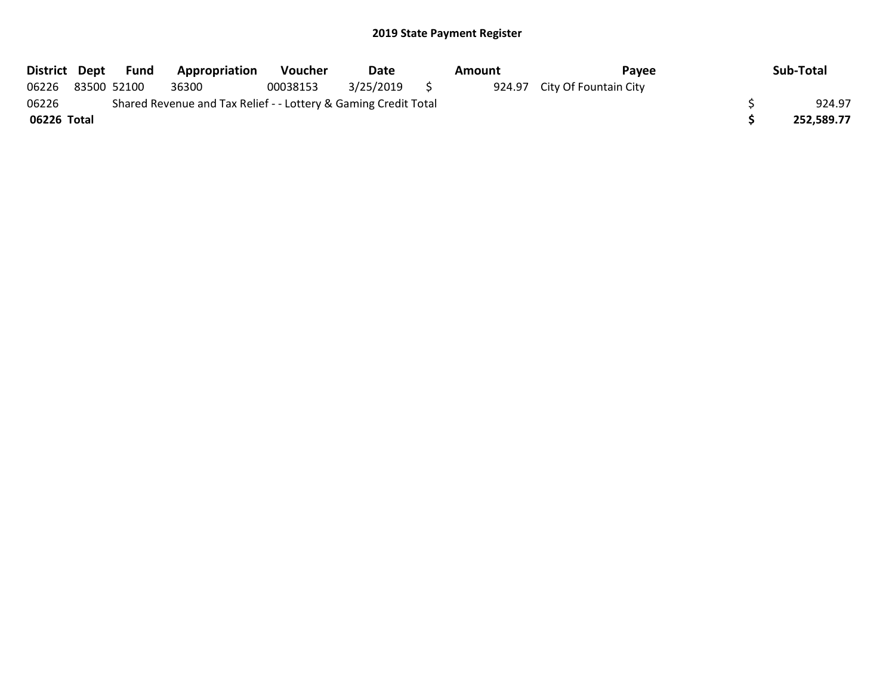## 2019 State Payment Register

| District | Dept | Fund | Appropriation | Voucher | Date | Amount | Payee | Sub-Total |
| --- | --- | --- | --- | --- | --- | --- | --- | --- |
| 06226 | 83500 | 52100 | 36300 | 00038153 | 3/25/2019 | $ 924.97 | City Of Fountain City | |
| 06226 | Shared Revenue and Tax Relief - - Lottery & Gaming Credit Total | | | | | | | $ 924.97 |
| **06226 Total** | | | | | | | | **$ 252,589.77** |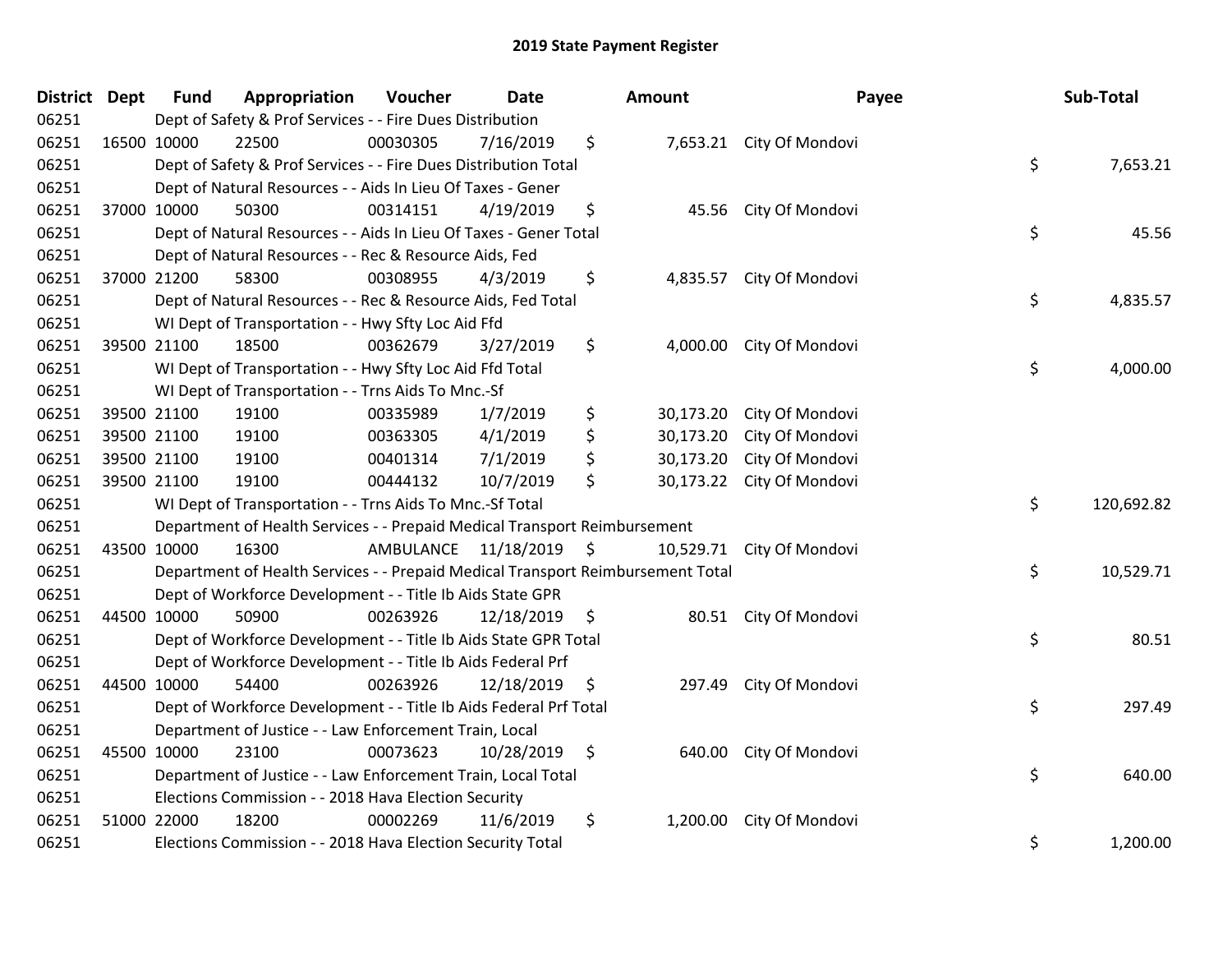## 2019 State Payment Register

| District | Dept | Fund | Appropriation | Voucher | Date | Amount | Payee | Sub-Total |
|---|---|---|---|---|---|---|---|---|
| 06251 | | Dept of Safety & Prof Services - - Fire Dues Distribution | | | | | | |
| 06251 | 16500 | 10000 | 22500 | 00030305 | 7/16/2019 | $ 7,653.21 | City Of Mondovi | |
| 06251 | | Dept of Safety & Prof Services - - Fire Dues Distribution Total | | | | | | $ 7,653.21 |
| 06251 | | Dept of Natural Resources - - Aids In Lieu Of Taxes - Gener | | | | | | |
| 06251 | 37000 | 10000 | 50300 | 00314151 | 4/19/2019 | $ 45.56 | City Of Mondovi | |
| 06251 | | Dept of Natural Resources - - Aids In Lieu Of Taxes - Gener Total | | | | | | $ 45.56 |
| 06251 | | Dept of Natural Resources - - Rec & Resource Aids, Fed | | | | | | |
| 06251 | 37000 | 21200 | 58300 | 00308955 | 4/3/2019 | $ 4,835.57 | City Of Mondovi | |
| 06251 | | Dept of Natural Resources - - Rec & Resource Aids, Fed Total | | | | | | $ 4,835.57 |
| 06251 | | WI Dept of Transportation - - Hwy Sfty Loc Aid Ffd | | | | | | |
| 06251 | 39500 | 21100 | 18500 | 00362679 | 3/27/2019 | $ 4,000.00 | City Of Mondovi | |
| 06251 | | WI Dept of Transportation - - Hwy Sfty Loc Aid Ffd Total | | | | | | $ 4,000.00 |
| 06251 | | WI Dept of Transportation - - Trns Aids To Mnc.-Sf | | | | | | |
| 06251 | 39500 | 21100 | 19100 | 00335989 | 1/7/2019 | $ 30,173.20 | City Of Mondovi | |
| 06251 | 39500 | 21100 | 19100 | 00363305 | 4/1/2019 | $ 30,173.20 | City Of Mondovi | |
| 06251 | 39500 | 21100 | 19100 | 00401314 | 7/1/2019 | $ 30,173.20 | City Of Mondovi | |
| 06251 | 39500 | 21100 | 19100 | 00444132 | 10/7/2019 | $ 30,173.22 | City Of Mondovi | |
| 06251 | | WI Dept of Transportation - - Trns Aids To Mnc.-Sf Total | | | | | | $ 120,692.82 |
| 06251 | | Department of Health Services - - Prepaid Medical Transport Reimbursement | | | | | | |
| 06251 | 43500 | 10000 | 16300 | AMBULANCE | 11/18/2019 | $ 10,529.71 | City Of Mondovi | |
| 06251 | | Department of Health Services - - Prepaid Medical Transport Reimbursement Total | | | | | | $ 10,529.71 |
| 06251 | | Dept of Workforce Development - - Title Ib Aids State GPR | | | | | | |
| 06251 | 44500 | 10000 | 50900 | 00263926 | 12/18/2019 | $ 80.51 | City Of Mondovi | |
| 06251 | | Dept of Workforce Development - - Title Ib Aids State GPR Total | | | | | | $ 80.51 |
| 06251 | | Dept of Workforce Development - - Title Ib Aids Federal Prf | | | | | | |
| 06251 | 44500 | 10000 | 54400 | 00263926 | 12/18/2019 | $ 297.49 | City Of Mondovi | |
| 06251 | | Dept of Workforce Development - - Title Ib Aids Federal Prf Total | | | | | | $ 297.49 |
| 06251 | | Department of Justice - - Law Enforcement Train, Local | | | | | | |
| 06251 | 45500 | 10000 | 23100 | 00073623 | 10/28/2019 | $ 640.00 | City Of Mondovi | |
| 06251 | | Department of Justice - - Law Enforcement Train, Local Total | | | | | | $ 640.00 |
| 06251 | | Elections Commission - - 2018 Hava Election Security | | | | | | |
| 06251 | 51000 | 22000 | 18200 | 00002269 | 11/6/2019 | $ 1,200.00 | City Of Mondovi | |
| 06251 | | Elections Commission - - 2018 Hava Election Security Total | | | | | | $ 1,200.00 |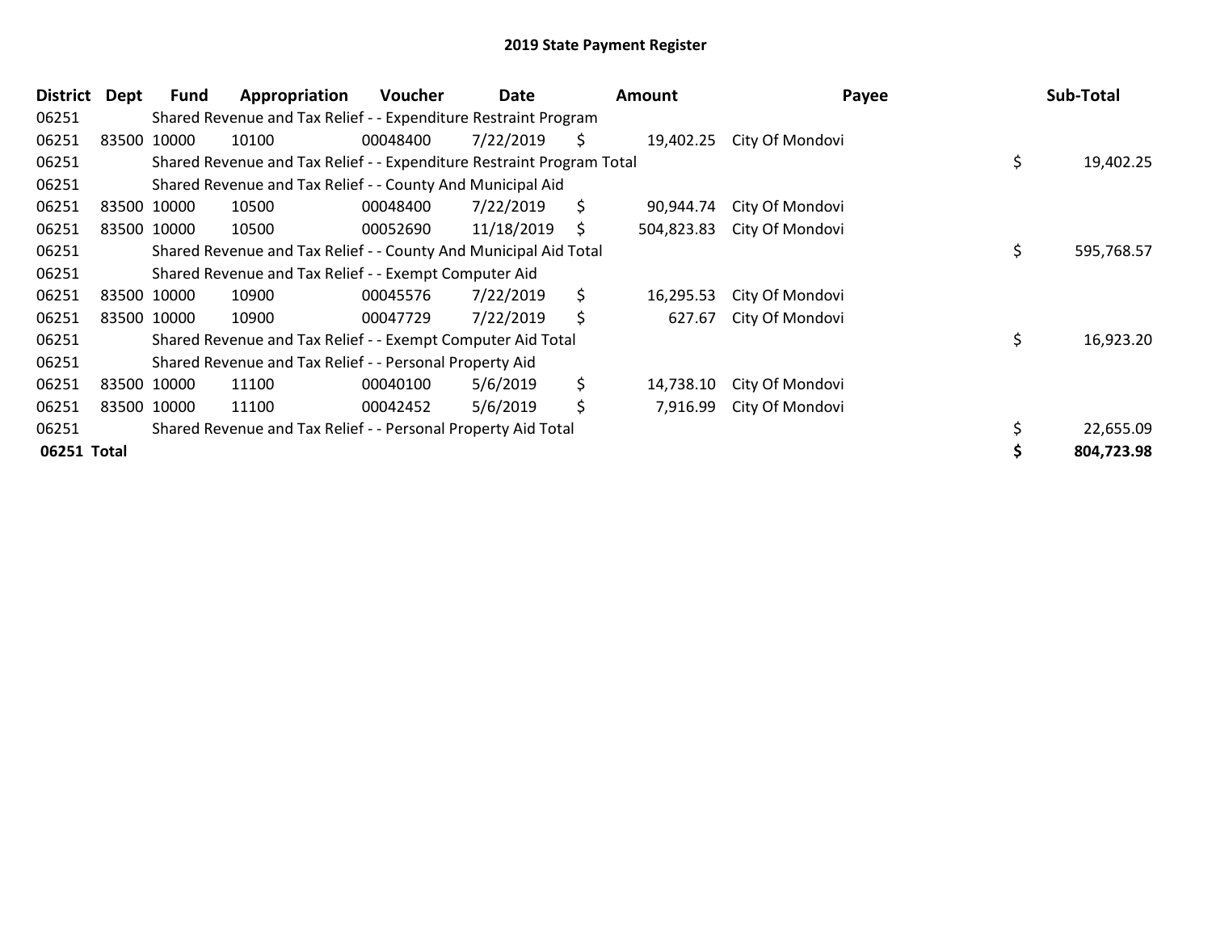# 2019 State Payment Register

| District | Dept | Fund | Appropriation | Voucher | Date | Amount | Payee | Sub-Total |
|---|---|---|---|---|---|---|---|---|
| 06251 | | Shared Revenue and Tax Relief - - Expenditure Restraint Program | | | | | | |
| 06251 | 83500 | 10000 | 10100 | 00048400 | 7/22/2019 | $ 19,402.25 | City Of Mondovi | |
| 06251 | | Shared Revenue and Tax Relief - - Expenditure Restraint Program Total | | | | | | $ 19,402.25 |
| 06251 | | Shared Revenue and Tax Relief - - County And Municipal Aid | | | | | | |
| 06251 | 83500 | 10000 | 10500 | 00048400 | 7/22/2019 | $ 90,944.74 | City Of Mondovi | |
| 06251 | 83500 | 10000 | 10500 | 00052690 | 11/18/2019 | $ 504,823.83 | City Of Mondovi | |
| 06251 | | Shared Revenue and Tax Relief - - County And Municipal Aid Total | | | | | | $ 595,768.57 |
| 06251 | | Shared Revenue and Tax Relief - - Exempt Computer Aid | | | | | | |
| 06251 | 83500 | 10000 | 10900 | 00045576 | 7/22/2019 | $ 16,295.53 | City Of Mondovi | |
| 06251 | 83500 | 10000 | 10900 | 00047729 | 7/22/2019 | $ 627.67 | City Of Mondovi | |
| 06251 | | Shared Revenue and Tax Relief - - Exempt Computer Aid Total | | | | | | $ 16,923.20 |
| 06251 | | Shared Revenue and Tax Relief - - Personal Property Aid | | | | | | |
| 06251 | 83500 | 10000 | 11100 | 00040100 | 5/6/2019 | $ 14,738.10 | City Of Mondovi | |
| 06251 | 83500 | 10000 | 11100 | 00042452 | 5/6/2019 | $ 7,916.99 | City Of Mondovi | |
| 06251 | | Shared Revenue and Tax Relief - - Personal Property Aid Total | | | | | | $ 22,655.09 |
| **06251 Total** | | | | | | | | **$ 804,723.98** |